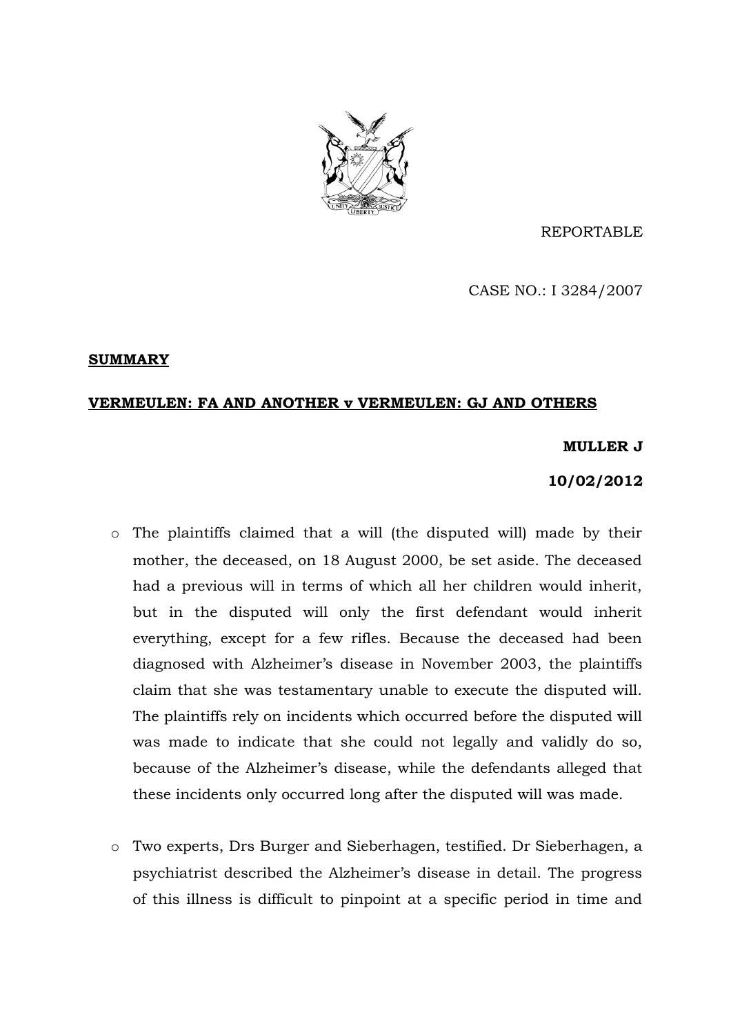REPORTABLE

CASE NO.: I 3284/2007

**SUMMARY**

**VERMEULEN: FA AND ANOTHER v VERMEULEN: GJ AND OTHERS**

**MULLER J**

**10/02/2012**

- The plaintiffs claimed that a will (the disputed will) made by their mother, the deceased, on 18 August 2000, be set aside. The deceased had a previous will in terms of which all her children would inherit, but in the disputed will only the first defendant would inherit everything, except for a few rifles. Because the deceased had been diagnosed with Alzheimer's disease in November 2003, the plaintiffs claim that she was testamentary unable to execute the disputed will. The plaintiffs rely on incidents which occurred before the disputed will was made to indicate that she could not legally and validly do so, because of the Alzheimer's disease, while the defendants alleged that these incidents only occurred long after the disputed will was made.

- Two experts, Drs Burger and Sieberhagen, testified. Dr Sieberhagen, a psychiatrist described the Alzheimer's disease in detail. The progress of this illness is difficult to pinpoint at a specific period in time and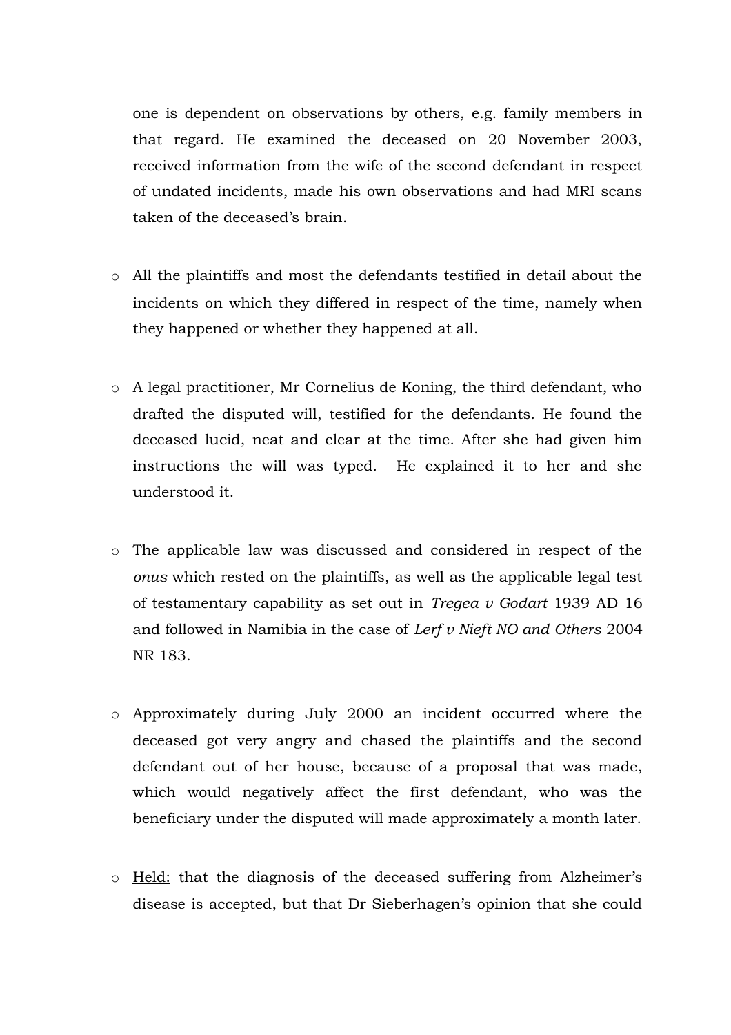one is dependent on observations by others, e.g. family members in that regard. He examined the deceased on 20 November 2003, received information from the wife of the second defendant in respect of undated incidents, made his own observations and had MRI scans taken of the deceased's brain.

- All the plaintiffs and most the defendants testified in detail about the incidents on which they differed in respect of the time, namely when they happened or whether they happened at all.

- A legal practitioner, Mr Cornelius de Koning, the third defendant, who drafted the disputed will, testified for the defendants. He found the deceased lucid, neat and clear at the time. After she had given him instructions the will was typed. He explained it to her and she understood it.

- The applicable law was discussed and considered in respect of the *onus* which rested on the plaintiffs, as well as the applicable legal test of testamentary capability as set out in *Tregea v Godart* 1939 AD 16 and followed in Namibia in the case of *Lerf v Nieft NO and Others* 2004 NR 183.

- Approximately during July 2000 an incident occurred where the deceased got very angry and chased the plaintiffs and the second defendant out of her house, because of a proposal that was made, which would negatively affect the first defendant, who was the beneficiary under the disputed will made approximately a month later.

- Held: that the diagnosis of the deceased suffering from Alzheimer's disease is accepted, but that Dr Sieberhagen's opinion that she could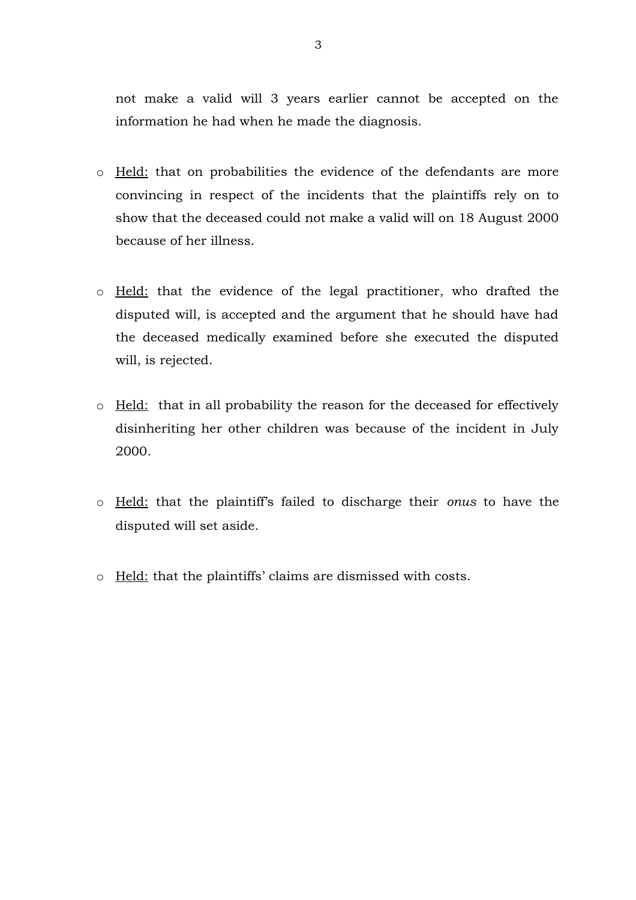not make a valid will 3 years earlier cannot be accepted on the information he had when he made the diagnosis.

- Held: that on probabilities the evidence of the defendants are more convincing in respect of the incidents that the plaintiffs rely on to show that the deceased could not make a valid will on 18 August 2000 because of her illness.

- Held: that the evidence of the legal practitioner, who drafted the disputed will, is accepted and the argument that he should have had the deceased medically examined before she executed the disputed will, is rejected.

- Held: that in all probability the reason for the deceased for effectively disinheriting her other children was because of the incident in July 2000.

- Held: that the plaintiff's failed to discharge their *onus* to have the disputed will set aside.

- Held: that the plaintiffs' claims are dismissed with costs.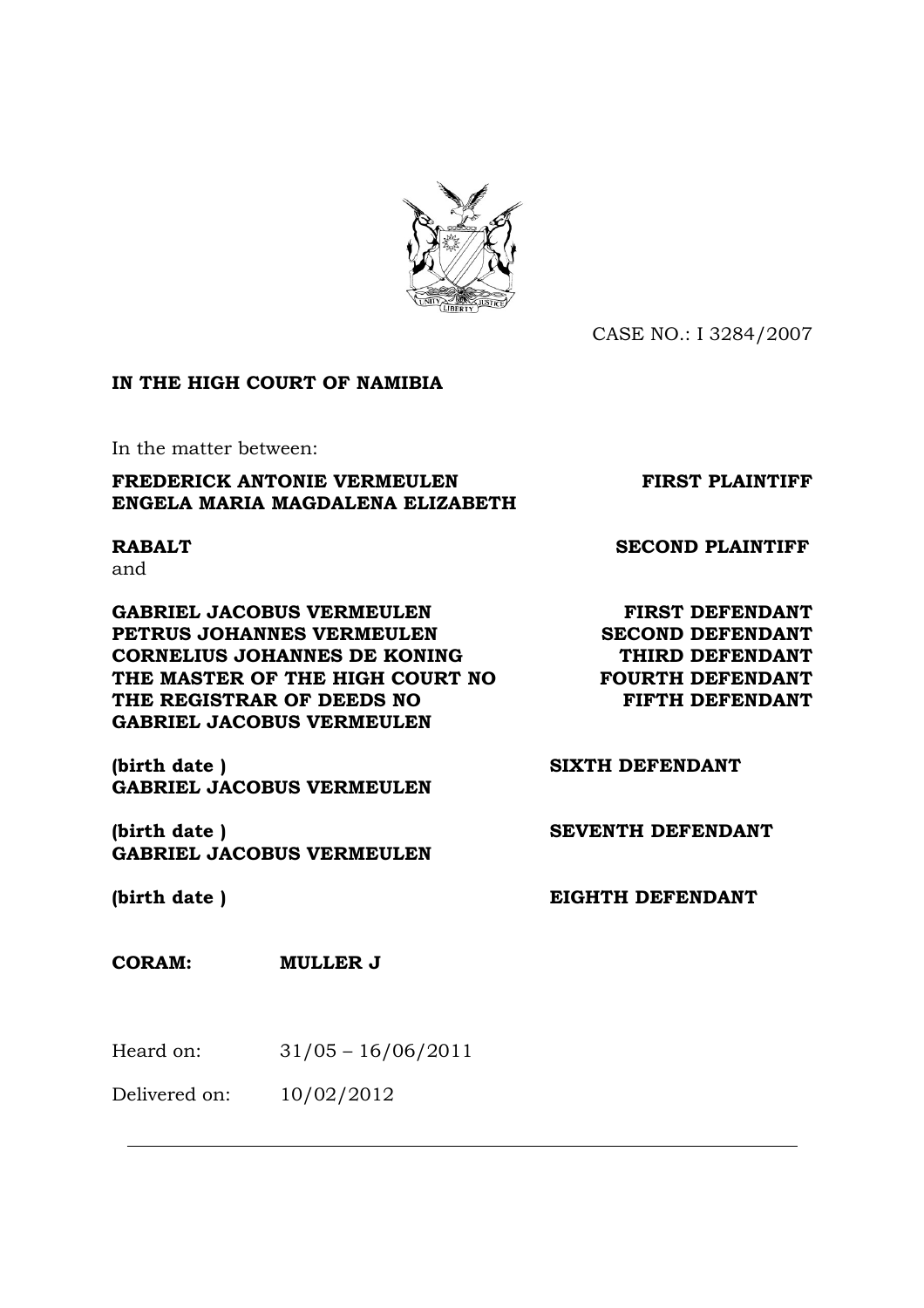CASE NO.: I 3284/2007

**IN THE HIGH COURT OF NAMIBIA**

In the matter between:

| | |
|---|---|
| **FREDERICK ANTONIE VERMEULEN** | **FIRST PLAINTIFF** |
| **ENGELA MARIA MAGDALENA ELIZABETH RABALT** | **SECOND PLAINTIFF** |

and

| | |
|---|---|
| **GABRIEL JACOBUS VERMEULEN** | **FIRST DEFENDANT** |
| **PETRUS JOHANNES VERMEULEN** | **SECOND DEFENDANT** |
| **CORNELIUS JOHANNES DE KONING** | **THIRD DEFENDANT** |
| **THE MASTER OF THE HIGH COURT NO** | **FOURTH DEFENDANT** |
| **THE REGISTRAR OF DEEDS NO** | **FIFTH DEFENDANT** |
| **GABRIEL JACOBUS VERMEULEN (birth date )** | **SIXTH DEFENDANT** |
| **GABRIEL JACOBUS VERMEULEN (birth date )** | **SEVENTH DEFENDANT** |
| **GABRIEL JACOBUS VERMEULEN (birth date )** | **EIGHTH DEFENDANT** |

**CORAM:** **MULLER J**

Heard on: 31/05 – 16/06/2011

Delivered on: 10/02/2012

---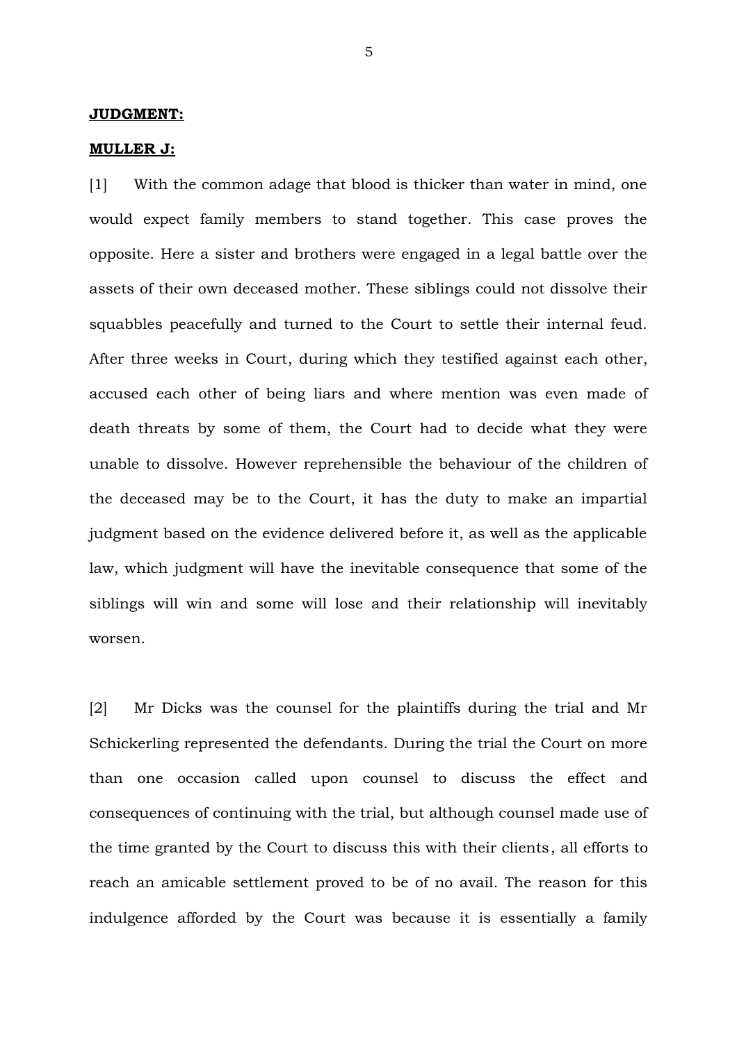**JUDGMENT:**

**MULLER J:**

[1] With the common adage that blood is thicker than water in mind, one would expect family members to stand together. This case proves the opposite. Here a sister and brothers were engaged in a legal battle over the assets of their own deceased mother. These siblings could not dissolve their squabbles peacefully and turned to the Court to settle their internal feud. After three weeks in Court, during which they testified against each other, accused each other of being liars and where mention was even made of death threats by some of them, the Court had to decide what they were unable to dissolve. However reprehensible the behaviour of the children of the deceased may be to the Court, it has the duty to make an impartial judgment based on the evidence delivered before it, as well as the applicable law, which judgment will have the inevitable consequence that some of the siblings will win and some will lose and their relationship will inevitably worsen.

[2] Mr Dicks was the counsel for the plaintiffs during the trial and Mr Schickerling represented the defendants. During the trial the Court on more than one occasion called upon counsel to discuss the effect and consequences of continuing with the trial, but although counsel made use of the time granted by the Court to discuss this with their clients, all efforts to reach an amicable settlement proved to be of no avail. The reason for this indulgence afforded by the Court was because it is essentially a family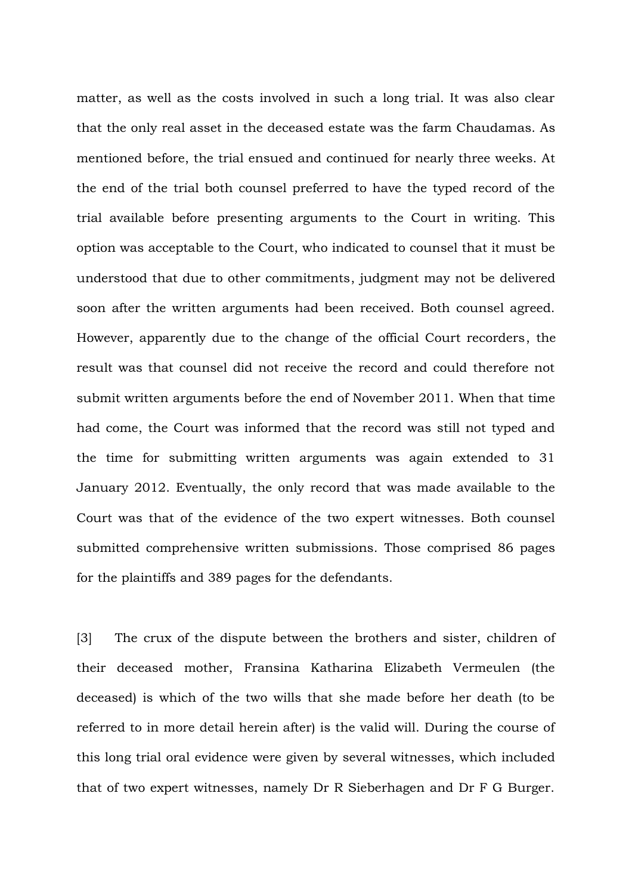matter, as well as the costs involved in such a long trial. It was also clear that the only real asset in the deceased estate was the farm Chaudamas. As mentioned before, the trial ensued and continued for nearly three weeks. At the end of the trial both counsel preferred to have the typed record of the trial available before presenting arguments to the Court in writing. This option was acceptable to the Court, who indicated to counsel that it must be understood that due to other commitments, judgment may not be delivered soon after the written arguments had been received. Both counsel agreed. However, apparently due to the change of the official Court recorders, the result was that counsel did not receive the record and could therefore not submit written arguments before the end of November 2011. When that time had come, the Court was informed that the record was still not typed and the time for submitting written arguments was again extended to 31 January 2012. Eventually, the only record that was made available to the Court was that of the evidence of the two expert witnesses. Both counsel submitted comprehensive written submissions. Those comprised 86 pages for the plaintiffs and 389 pages for the defendants.

[3] The crux of the dispute between the brothers and sister, children of their deceased mother, Fransina Katharina Elizabeth Vermeulen (the deceased) is which of the two wills that she made before her death (to be referred to in more detail herein after) is the valid will. During the course of this long trial oral evidence were given by several witnesses, which included that of two expert witnesses, namely Dr R Sieberhagen and Dr F G Burger.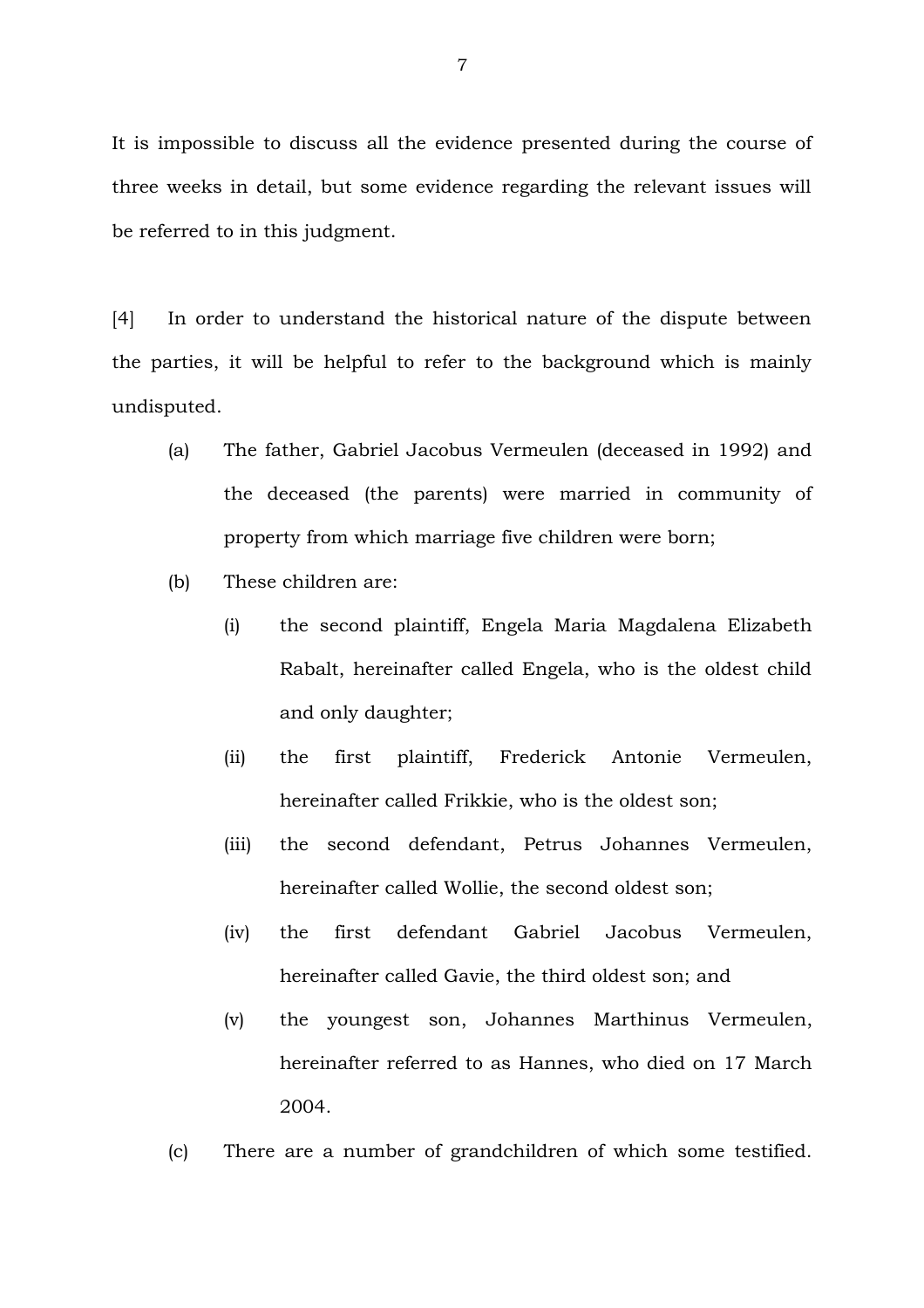It is impossible to discuss all the evidence presented during the course of three weeks in detail, but some evidence regarding the relevant issues will be referred to in this judgment.

[4] In order to understand the historical nature of the dispute between the parties, it will be helpful to refer to the background which is mainly undisputed.

(a) The father, Gabriel Jacobus Vermeulen (deceased in 1992) and the deceased (the parents) were married in community of property from which marriage five children were born;

(b) These children are:

(i) the second plaintiff, Engela Maria Magdalena Elizabeth Rabalt, hereinafter called Engela, who is the oldest child and only daughter;

(ii) the first plaintiff, Frederick Antonie Vermeulen, hereinafter called Frikkie, who is the oldest son;

(iii) the second defendant, Petrus Johannes Vermeulen, hereinafter called Wollie, the second oldest son;

(iv) the first defendant Gabriel Jacobus Vermeulen, hereinafter called Gavie, the third oldest son; and

(v) the youngest son, Johannes Marthinus Vermeulen, hereinafter referred to as Hannes, who died on 17 March 2004.

(c) There are a number of grandchildren of which some testified.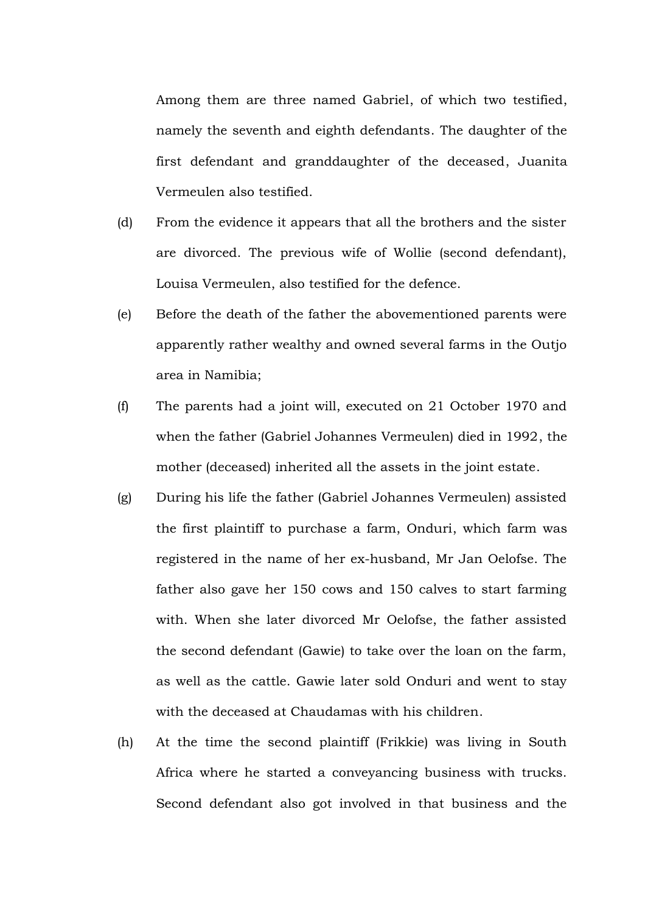Among them are three named Gabriel, of which two testified, namely the seventh and eighth defendants. The daughter of the first defendant and granddaughter of the deceased, Juanita Vermeulen also testified.

(d) From the evidence it appears that all the brothers and the sister are divorced. The previous wife of Wollie (second defendant), Louisa Vermeulen, also testified for the defence.

(e) Before the death of the father the abovementioned parents were apparently rather wealthy and owned several farms in the Outjo area in Namibia;

(f) The parents had a joint will, executed on 21 October 1970 and when the father (Gabriel Johannes Vermeulen) died in 1992, the mother (deceased) inherited all the assets in the joint estate.

(g) During his life the father (Gabriel Johannes Vermeulen) assisted the first plaintiff to purchase a farm, Onduri, which farm was registered in the name of her ex-husband, Mr Jan Oelofse. The father also gave her 150 cows and 150 calves to start farming with. When she later divorced Mr Oelofse, the father assisted the second defendant (Gawie) to take over the loan on the farm, as well as the cattle. Gawie later sold Onduri and went to stay with the deceased at Chaudamas with his children.

(h) At the time the second plaintiff (Frikkie) was living in South Africa where he started a conveyancing business with trucks. Second defendant also got involved in that business and the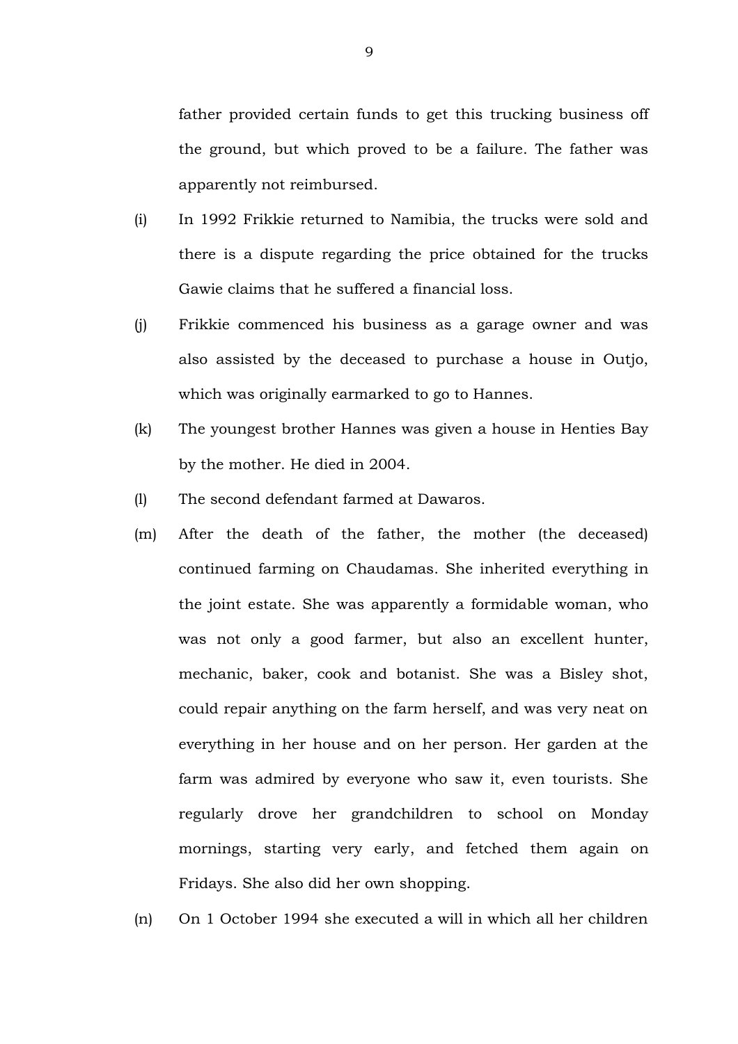father provided certain funds to get this trucking business off the ground, but which proved to be a failure. The father was apparently not reimbursed.

(i) In 1992 Frikkie returned to Namibia, the trucks were sold and there is a dispute regarding the price obtained for the trucks Gawie claims that he suffered a financial loss.

(j) Frikkie commenced his business as a garage owner and was also assisted by the deceased to purchase a house in Outjo, which was originally earmarked to go to Hannes.

(k) The youngest brother Hannes was given a house in Henties Bay by the mother. He died in 2004.

(l) The second defendant farmed at Dawaros.

(m) After the death of the father, the mother (the deceased) continued farming on Chaudamas. She inherited everything in the joint estate. She was apparently a formidable woman, who was not only a good farmer, but also an excellent hunter, mechanic, baker, cook and botanist. She was a Bisley shot, could repair anything on the farm herself, and was very neat on everything in her house and on her person. Her garden at the farm was admired by everyone who saw it, even tourists. She regularly drove her grandchildren to school on Monday mornings, starting very early, and fetched them again on Fridays. She also did her own shopping.

(n) On 1 October 1994 she executed a will in which all her children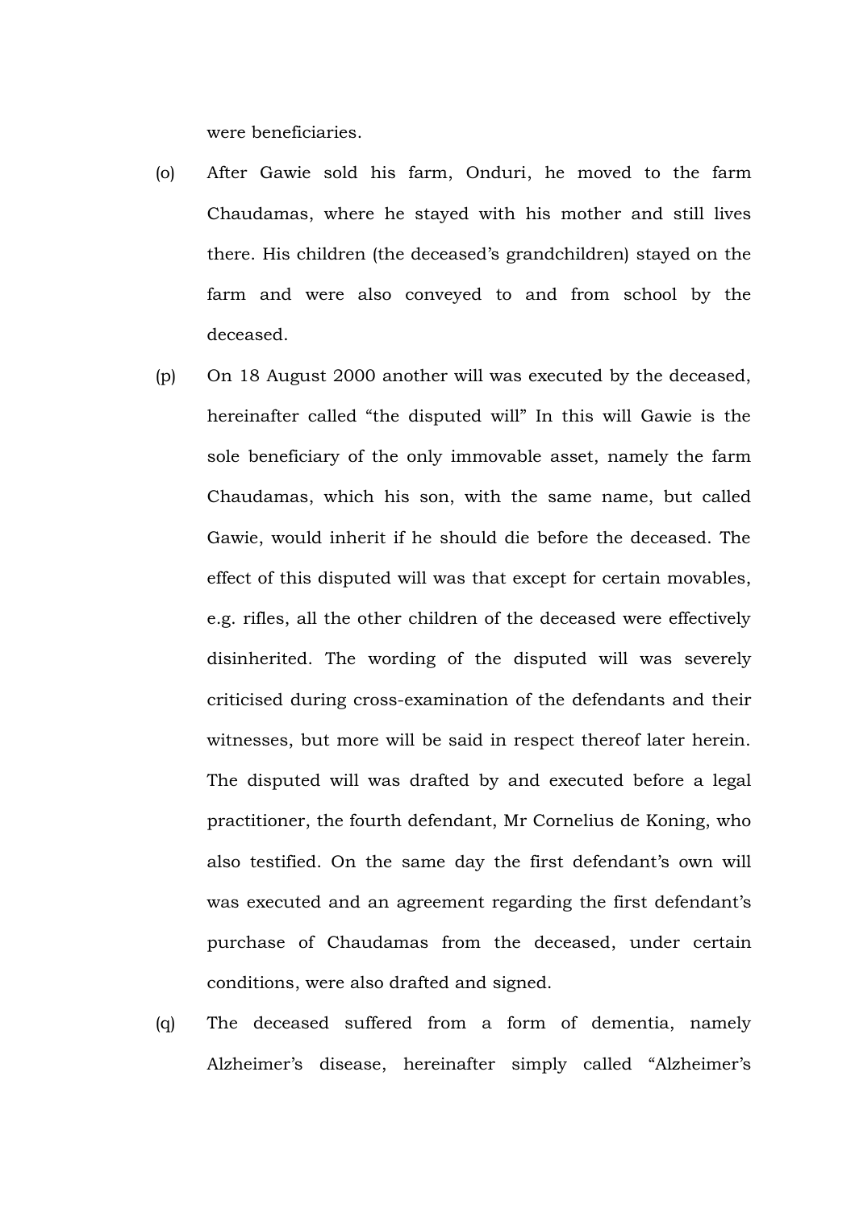were beneficiaries.

(o) After Gawie sold his farm, Onduri, he moved to the farm Chaudamas, where he stayed with his mother and still lives there. His children (the deceased's grandchildren) stayed on the farm and were also conveyed to and from school by the deceased.

(p) On 18 August 2000 another will was executed by the deceased, hereinafter called "the disputed will" In this will Gawie is the sole beneficiary of the only immovable asset, namely the farm Chaudamas, which his son, with the same name, but called Gawie, would inherit if he should die before the deceased. The effect of this disputed will was that except for certain movables, e.g. rifles, all the other children of the deceased were effectively disinherited. The wording of the disputed will was severely criticised during cross-examination of the defendants and their witnesses, but more will be said in respect thereof later herein. The disputed will was drafted by and executed before a legal practitioner, the fourth defendant, Mr Cornelius de Koning, who also testified. On the same day the first defendant's own will was executed and an agreement regarding the first defendant's purchase of Chaudamas from the deceased, under certain conditions, were also drafted and signed.

(q) The deceased suffered from a form of dementia, namely Alzheimer's disease, hereinafter simply called "Alzheimer's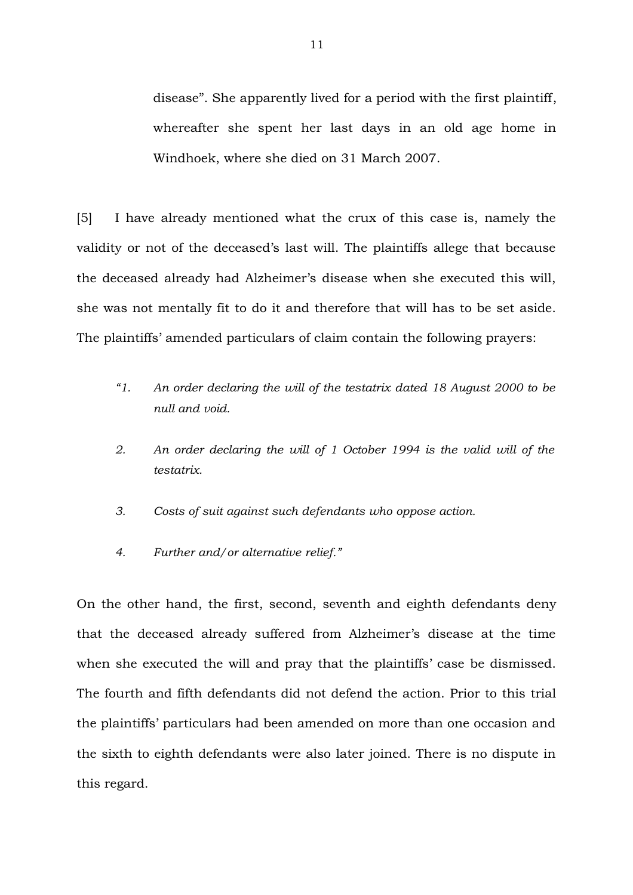disease". She apparently lived for a period with the first plaintiff, whereafter she spent her last days in an old age home in Windhoek, where she died on 31 March 2007.

[5] I have already mentioned what the crux of this case is, namely the validity or not of the deceased's last will. The plaintiffs allege that because the deceased already had Alzheimer's disease when she executed this will, she was not mentally fit to do it and therefore that will has to be set aside. The plaintiffs' amended particulars of claim contain the following prayers:

> *"1. An order declaring the will of the testatrix dated 18 August 2000 to be null and void.*
>
> *2. An order declaring the will of 1 October 1994 is the valid will of the testatrix.*
>
> *3. Costs of suit against such defendants who oppose action.*
>
> *4. Further and/or alternative relief."*

On the other hand, the first, second, seventh and eighth defendants deny that the deceased already suffered from Alzheimer's disease at the time when she executed the will and pray that the plaintiffs' case be dismissed. The fourth and fifth defendants did not defend the action. Prior to this trial the plaintiffs' particulars had been amended on more than one occasion and the sixth to eighth defendants were also later joined. There is no dispute in this regard.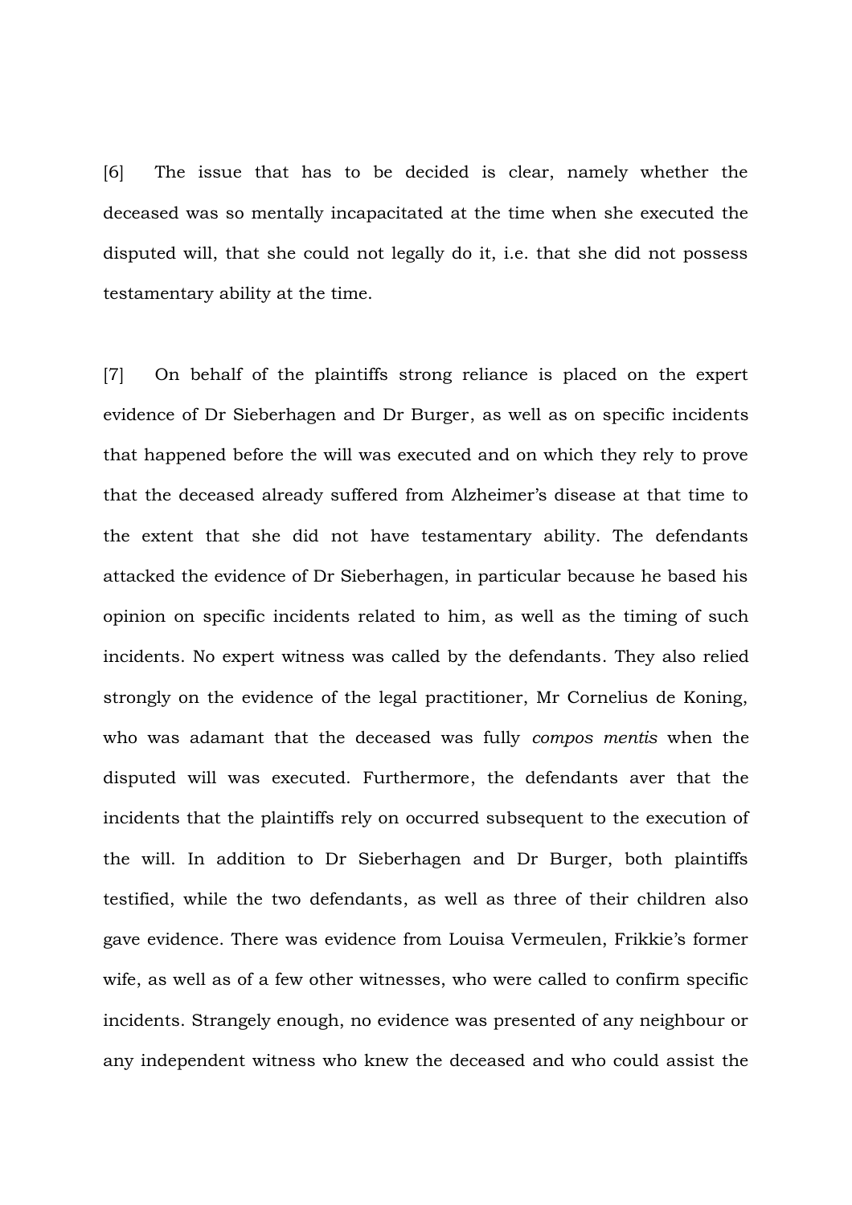[6] The issue that has to be decided is clear, namely whether the deceased was so mentally incapacitated at the time when she executed the disputed will, that she could not legally do it, i.e. that she did not possess testamentary ability at the time.

[7] On behalf of the plaintiffs strong reliance is placed on the expert evidence of Dr Sieberhagen and Dr Burger, as well as on specific incidents that happened before the will was executed and on which they rely to prove that the deceased already suffered from Alzheimer's disease at that time to the extent that she did not have testamentary ability. The defendants attacked the evidence of Dr Sieberhagen, in particular because he based his opinion on specific incidents related to him, as well as the timing of such incidents. No expert witness was called by the defendants. They also relied strongly on the evidence of the legal practitioner, Mr Cornelius de Koning, who was adamant that the deceased was fully *compos mentis* when the disputed will was executed. Furthermore, the defendants aver that the incidents that the plaintiffs rely on occurred subsequent to the execution of the will. In addition to Dr Sieberhagen and Dr Burger, both plaintiffs testified, while the two defendants, as well as three of their children also gave evidence. There was evidence from Louisa Vermeulen, Frikkie's former wife, as well as of a few other witnesses, who were called to confirm specific incidents. Strangely enough, no evidence was presented of any neighbour or any independent witness who knew the deceased and who could assist the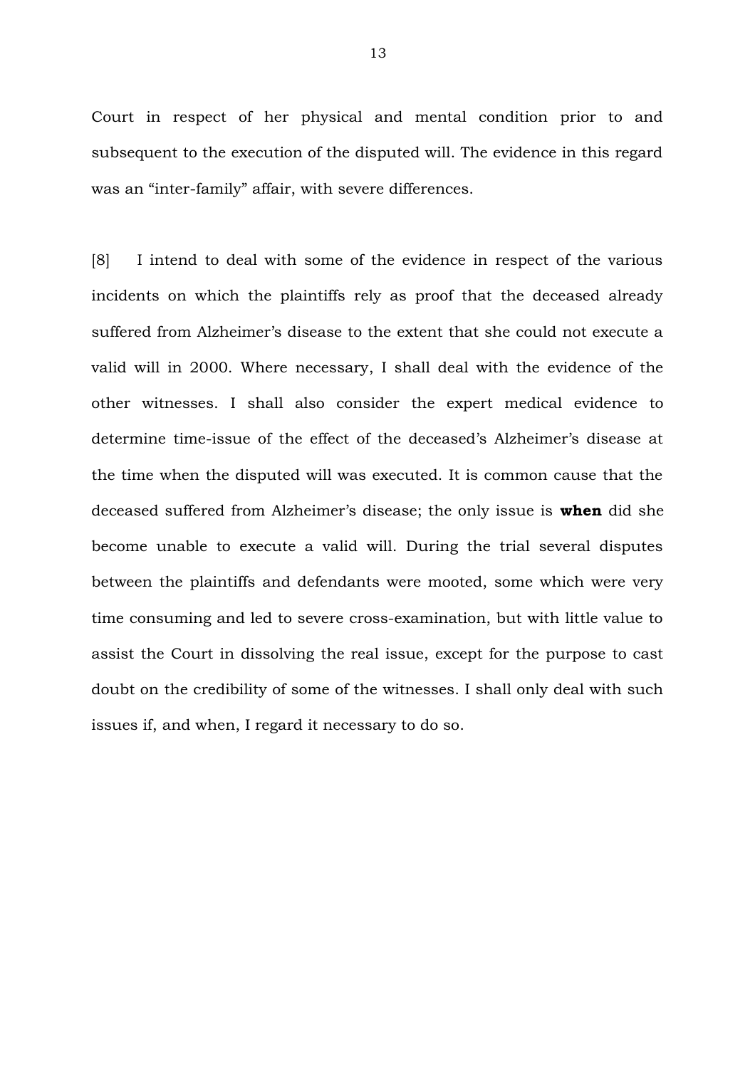Court in respect of her physical and mental condition prior to and subsequent to the execution of the disputed will. The evidence in this regard was an "inter-family" affair, with severe differences.

[8] I intend to deal with some of the evidence in respect of the various incidents on which the plaintiffs rely as proof that the deceased already suffered from Alzheimer's disease to the extent that she could not execute a valid will in 2000. Where necessary, I shall deal with the evidence of the other witnesses. I shall also consider the expert medical evidence to determine time-issue of the effect of the deceased's Alzheimer's disease at the time when the disputed will was executed. It is common cause that the deceased suffered from Alzheimer's disease; the only issue is **when** did she become unable to execute a valid will. During the trial several disputes between the plaintiffs and defendants were mooted, some which were very time consuming and led to severe cross-examination, but with little value to assist the Court in dissolving the real issue, except for the purpose to cast doubt on the credibility of some of the witnesses. I shall only deal with such issues if, and when, I regard it necessary to do so.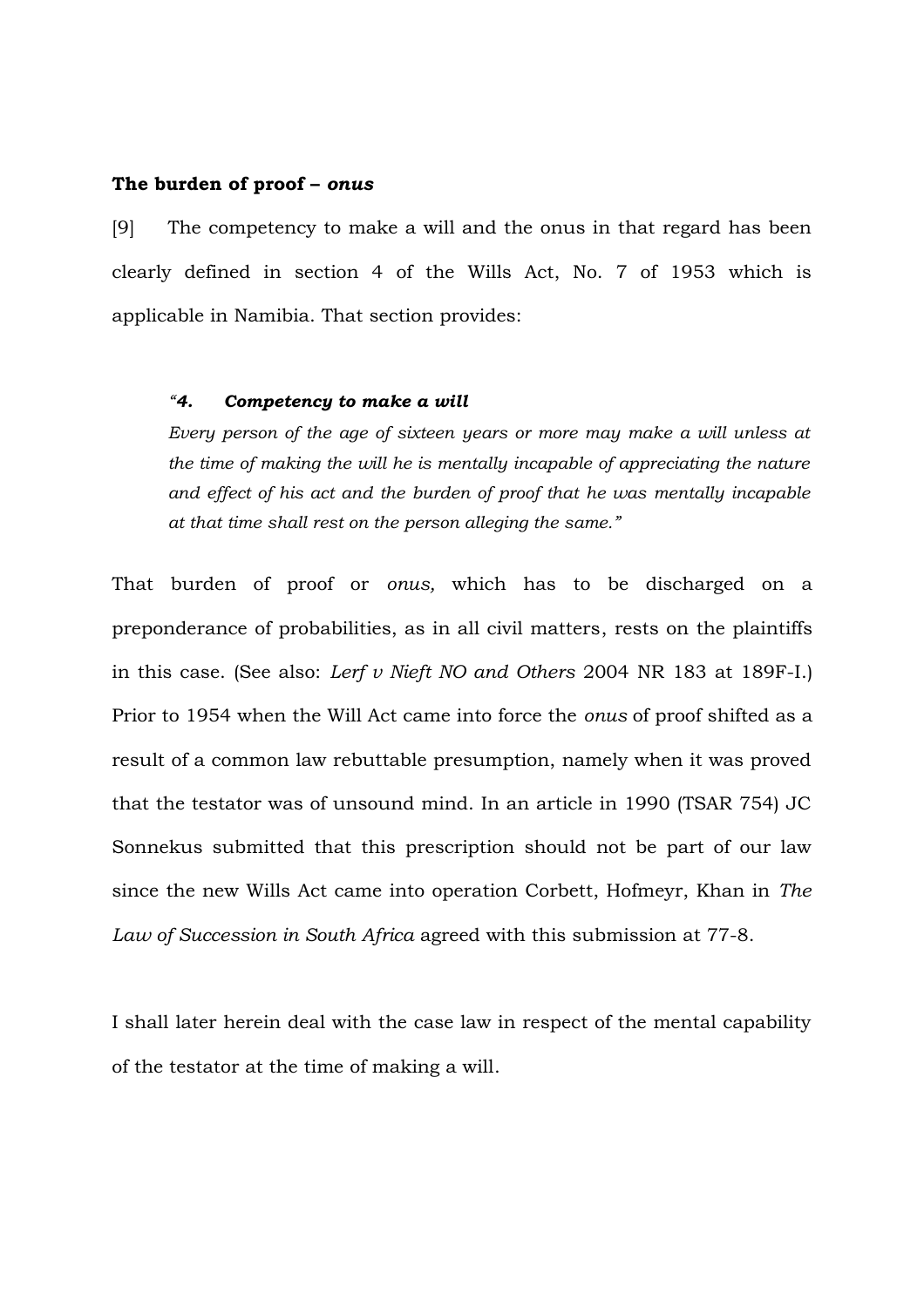**The burden of proof –** ***onus***

[9] The competency to make a will and the onus in that regard has been clearly defined in section 4 of the Wills Act, No. 7 of 1953 which is applicable in Namibia. That section provides:

> *"**4. Competency to make a will***
> *Every person of the age of sixteen years or more may make a will unless at the time of making the will he is mentally incapable of appreciating the nature and effect of his act and the burden of proof that he was mentally incapable at that time shall rest on the person alleging the same."*

That burden of proof or *onus,* which has to be discharged on a preponderance of probabilities, as in all civil matters, rests on the plaintiffs in this case. (See also: *Lerf v Nieft NO and Others* 2004 NR 183 at 189F-I.) Prior to 1954 when the Will Act came into force the *onus* of proof shifted as a result of a common law rebuttable presumption, namely when it was proved that the testator was of unsound mind. In an article in 1990 (TSAR 754) JC Sonnekus submitted that this prescription should not be part of our law since the new Wills Act came into operation Corbett, Hofmeyr, Khan in *The Law of Succession in South Africa* agreed with this submission at 77-8.

I shall later herein deal with the case law in respect of the mental capability of the testator at the time of making a will.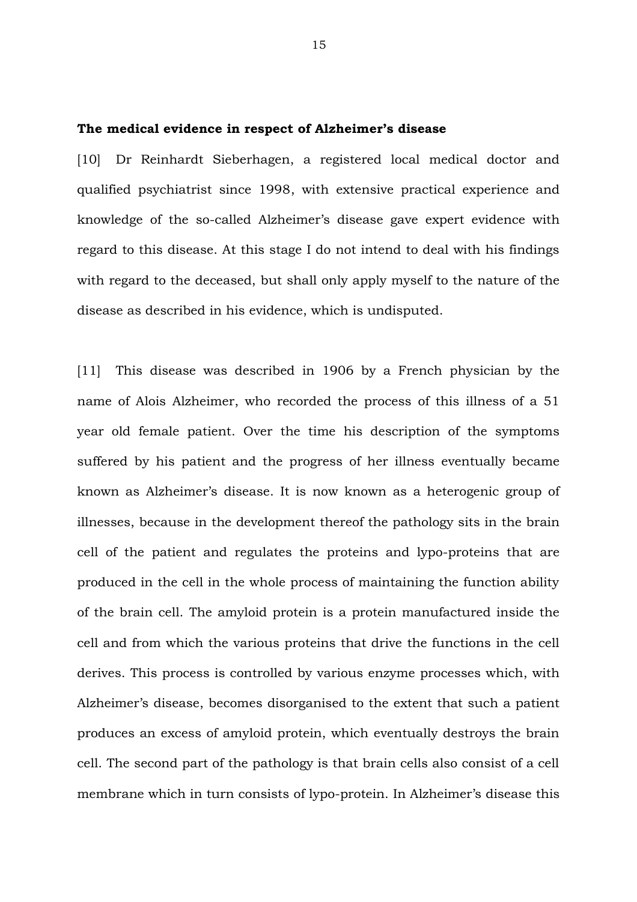**The medical evidence in respect of Alzheimer's disease**

[10] Dr Reinhardt Sieberhagen, a registered local medical doctor and qualified psychiatrist since 1998, with extensive practical experience and knowledge of the so-called Alzheimer's disease gave expert evidence with regard to this disease. At this stage I do not intend to deal with his findings with regard to the deceased, but shall only apply myself to the nature of the disease as described in his evidence, which is undisputed.

[11] This disease was described in 1906 by a French physician by the name of Alois Alzheimer, who recorded the process of this illness of a 51 year old female patient. Over the time his description of the symptoms suffered by his patient and the progress of her illness eventually became known as Alzheimer's disease. It is now known as a heterogenic group of illnesses, because in the development thereof the pathology sits in the brain cell of the patient and regulates the proteins and lypo-proteins that are produced in the cell in the whole process of maintaining the function ability of the brain cell. The amyloid protein is a protein manufactured inside the cell and from which the various proteins that drive the functions in the cell derives. This process is controlled by various enzyme processes which, with Alzheimer's disease, becomes disorganised to the extent that such a patient produces an excess of amyloid protein, which eventually destroys the brain cell. The second part of the pathology is that brain cells also consist of a cell membrane which in turn consists of lypo-protein. In Alzheimer's disease this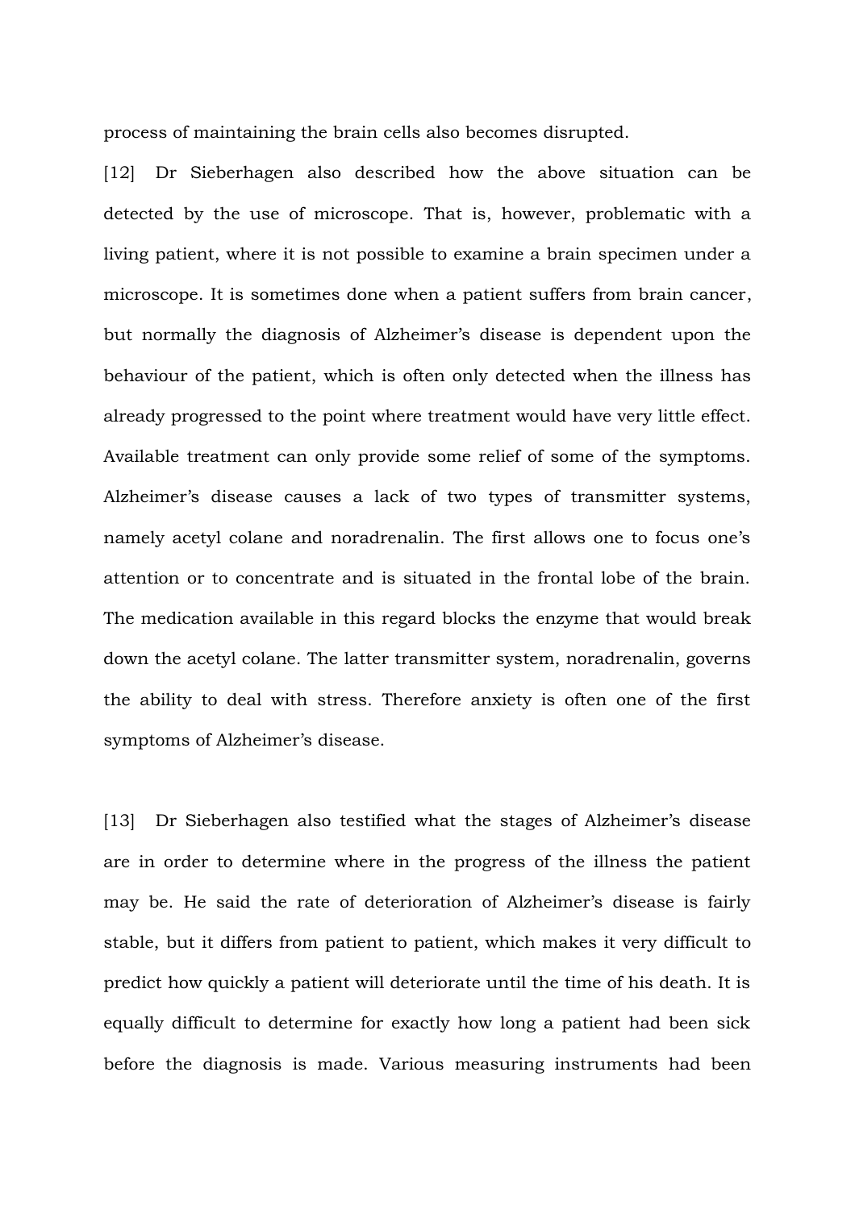process of maintaining the brain cells also becomes disrupted.

[12] Dr Sieberhagen also described how the above situation can be detected by the use of microscope. That is, however, problematic with a living patient, where it is not possible to examine a brain specimen under a microscope. It is sometimes done when a patient suffers from brain cancer, but normally the diagnosis of Alzheimer's disease is dependent upon the behaviour of the patient, which is often only detected when the illness has already progressed to the point where treatment would have very little effect. Available treatment can only provide some relief of some of the symptoms. Alzheimer's disease causes a lack of two types of transmitter systems, namely acetyl colane and noradrenalin. The first allows one to focus one's attention or to concentrate and is situated in the frontal lobe of the brain. The medication available in this regard blocks the enzyme that would break down the acetyl colane. The latter transmitter system, noradrenalin, governs the ability to deal with stress. Therefore anxiety is often one of the first symptoms of Alzheimer's disease.

[13] Dr Sieberhagen also testified what the stages of Alzheimer's disease are in order to determine where in the progress of the illness the patient may be. He said the rate of deterioration of Alzheimer's disease is fairly stable, but it differs from patient to patient, which makes it very difficult to predict how quickly a patient will deteriorate until the time of his death. It is equally difficult to determine for exactly how long a patient had been sick before the diagnosis is made. Various measuring instruments had been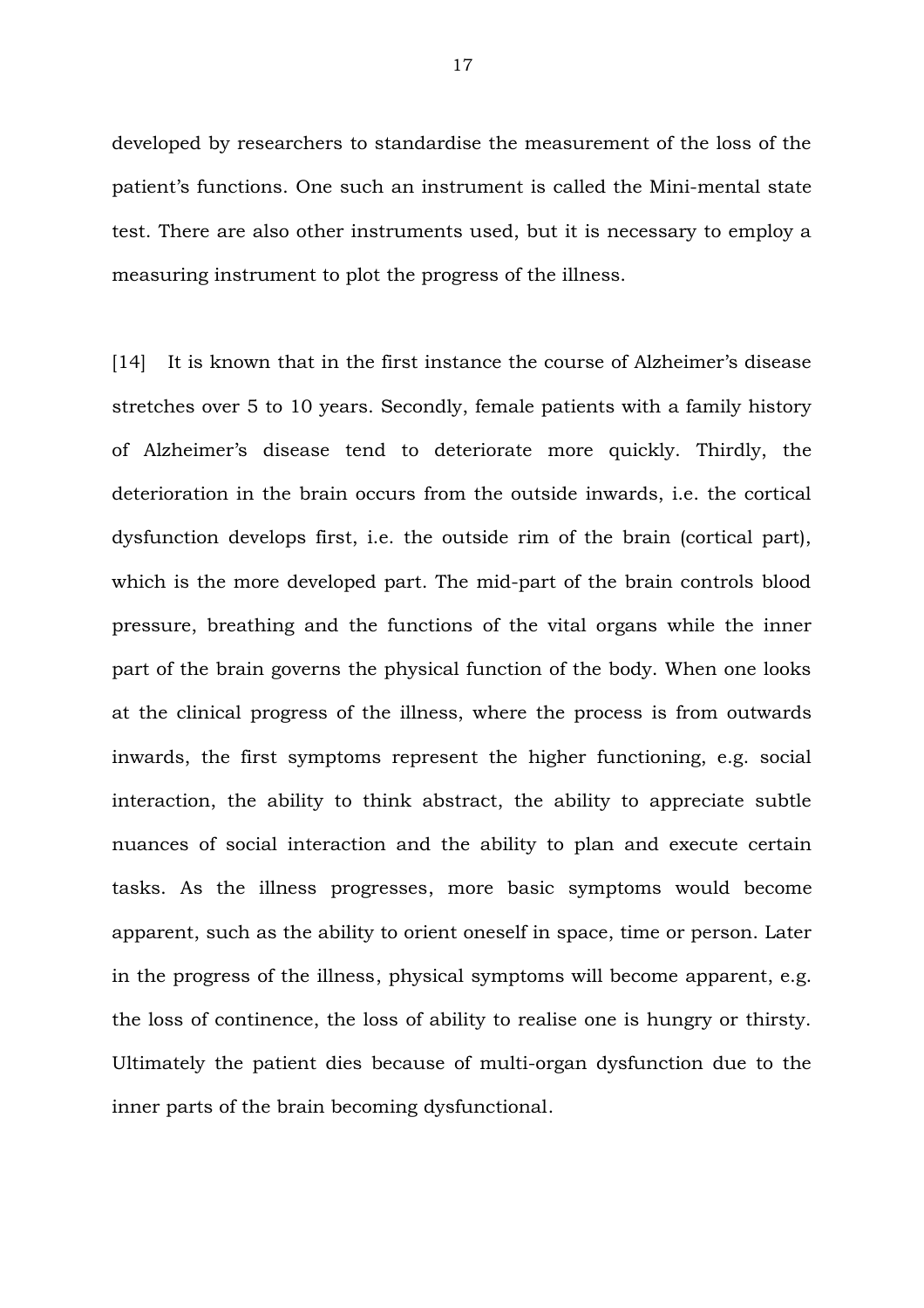developed by researchers to standardise the measurement of the loss of the patient's functions. One such an instrument is called the Mini-mental state test. There are also other instruments used, but it is necessary to employ a measuring instrument to plot the progress of the illness.

[14] It is known that in the first instance the course of Alzheimer's disease stretches over 5 to 10 years. Secondly, female patients with a family history of Alzheimer's disease tend to deteriorate more quickly. Thirdly, the deterioration in the brain occurs from the outside inwards, i.e. the cortical dysfunction develops first, i.e. the outside rim of the brain (cortical part), which is the more developed part. The mid-part of the brain controls blood pressure, breathing and the functions of the vital organs while the inner part of the brain governs the physical function of the body. When one looks at the clinical progress of the illness, where the process is from outwards inwards, the first symptoms represent the higher functioning, e.g. social interaction, the ability to think abstract, the ability to appreciate subtle nuances of social interaction and the ability to plan and execute certain tasks. As the illness progresses, more basic symptoms would become apparent, such as the ability to orient oneself in space, time or person. Later in the progress of the illness, physical symptoms will become apparent, e.g. the loss of continence, the loss of ability to realise one is hungry or thirsty. Ultimately the patient dies because of multi-organ dysfunction due to the inner parts of the brain becoming dysfunctional.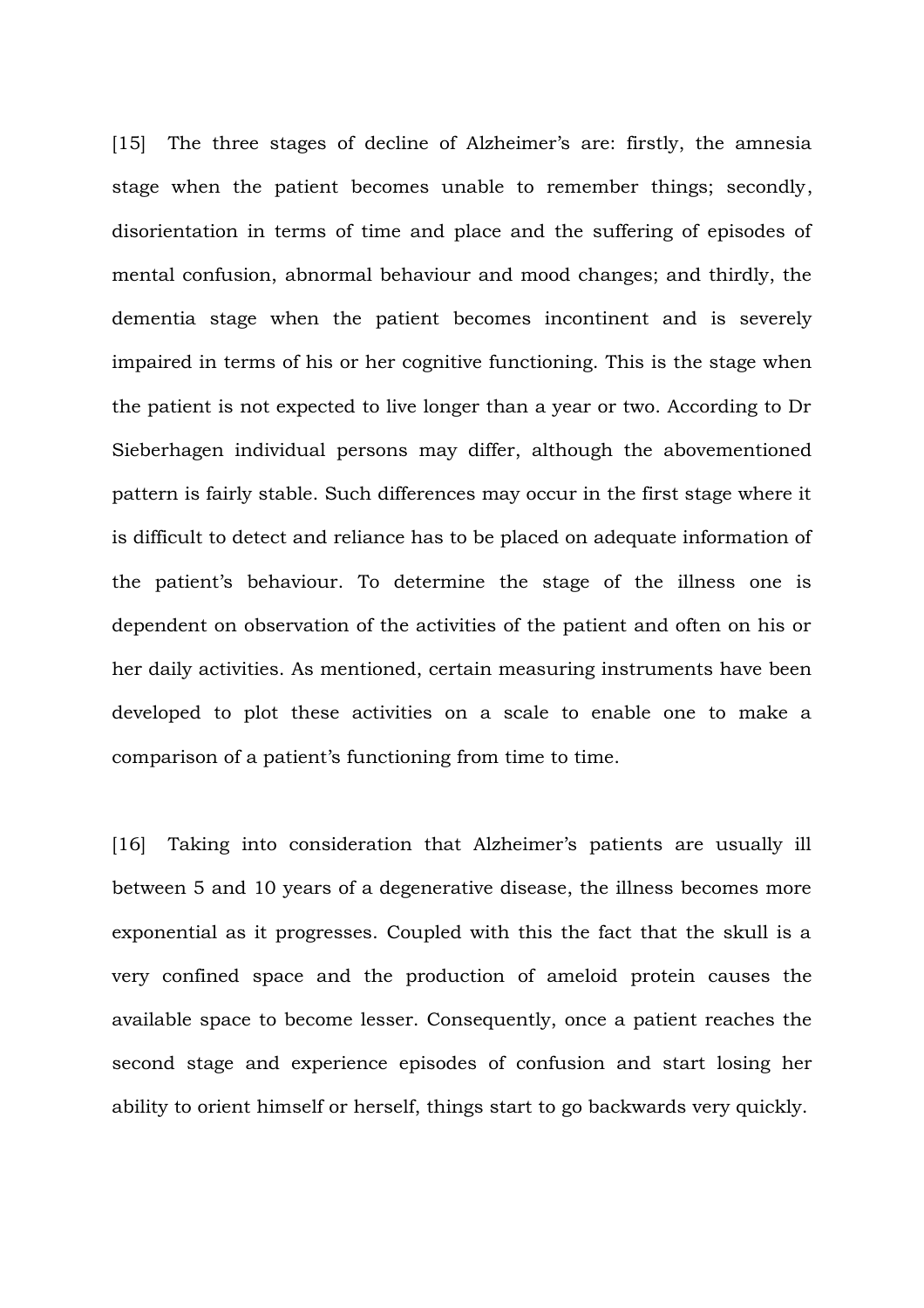[15] The three stages of decline of Alzheimer's are: firstly, the amnesia stage when the patient becomes unable to remember things; secondly, disorientation in terms of time and place and the suffering of episodes of mental confusion, abnormal behaviour and mood changes; and thirdly, the dementia stage when the patient becomes incontinent and is severely impaired in terms of his or her cognitive functioning. This is the stage when the patient is not expected to live longer than a year or two. According to Dr Sieberhagen individual persons may differ, although the abovementioned pattern is fairly stable. Such differences may occur in the first stage where it is difficult to detect and reliance has to be placed on adequate information of the patient's behaviour. To determine the stage of the illness one is dependent on observation of the activities of the patient and often on his or her daily activities. As mentioned, certain measuring instruments have been developed to plot these activities on a scale to enable one to make a comparison of a patient's functioning from time to time.

[16] Taking into consideration that Alzheimer's patients are usually ill between 5 and 10 years of a degenerative disease, the illness becomes more exponential as it progresses. Coupled with this the fact that the skull is a very confined space and the production of ameloid protein causes the available space to become lesser. Consequently, once a patient reaches the second stage and experience episodes of confusion and start losing her ability to orient himself or herself, things start to go backwards very quickly.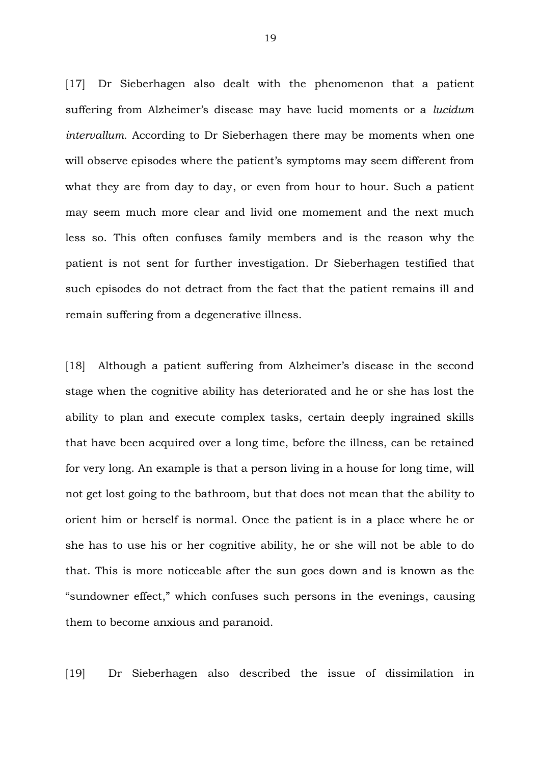[17] Dr Sieberhagen also dealt with the phenomenon that a patient suffering from Alzheimer's disease may have lucid moments or a *lucidum intervallum.* According to Dr Sieberhagen there may be moments when one will observe episodes where the patient's symptoms may seem different from what they are from day to day, or even from hour to hour. Such a patient may seem much more clear and livid one momement and the next much less so. This often confuses family members and is the reason why the patient is not sent for further investigation. Dr Sieberhagen testified that such episodes do not detract from the fact that the patient remains ill and remain suffering from a degenerative illness.

[18] Although a patient suffering from Alzheimer's disease in the second stage when the cognitive ability has deteriorated and he or she has lost the ability to plan and execute complex tasks, certain deeply ingrained skills that have been acquired over a long time, before the illness, can be retained for very long. An example is that a person living in a house for long time, will not get lost going to the bathroom, but that does not mean that the ability to orient him or herself is normal. Once the patient is in a place where he or she has to use his or her cognitive ability, he or she will not be able to do that. This is more noticeable after the sun goes down and is known as the "sundowner effect," which confuses such persons in the evenings, causing them to become anxious and paranoid.

[19] Dr Sieberhagen also described the issue of dissimilation in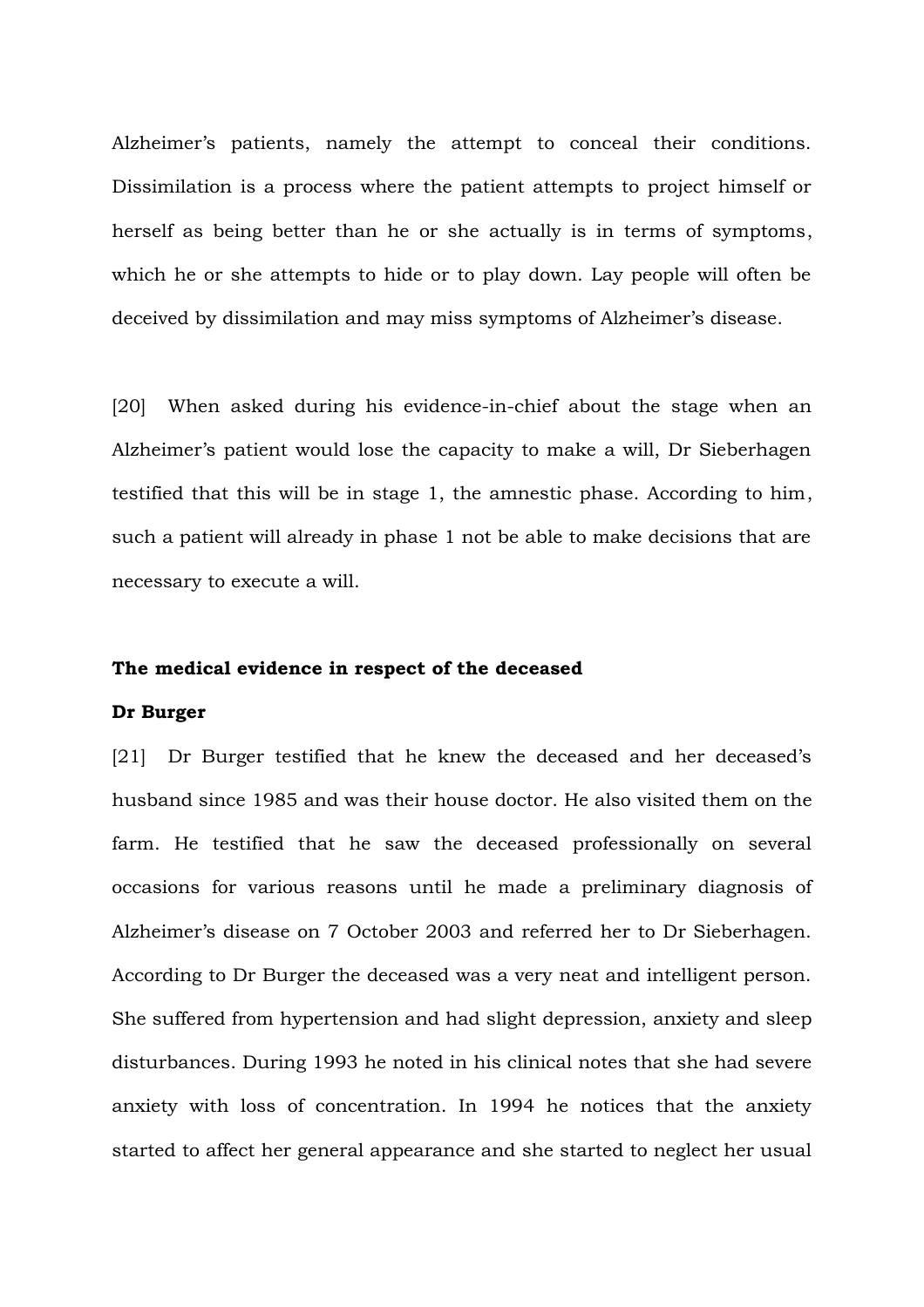Alzheimer's patients, namely the attempt to conceal their conditions. Dissimilation is a process where the patient attempts to project himself or herself as being better than he or she actually is in terms of symptoms, which he or she attempts to hide or to play down. Lay people will often be deceived by dissimilation and may miss symptoms of Alzheimer's disease.

[20] When asked during his evidence-in-chief about the stage when an Alzheimer's patient would lose the capacity to make a will, Dr Sieberhagen testified that this will be in stage 1, the amnestic phase. According to him, such a patient will already in phase 1 not be able to make decisions that are necessary to execute a will.

**The medical evidence in respect of the deceased**

**Dr Burger**

[21] Dr Burger testified that he knew the deceased and her deceased's husband since 1985 and was their house doctor. He also visited them on the farm. He testified that he saw the deceased professionally on several occasions for various reasons until he made a preliminary diagnosis of Alzheimer's disease on 7 October 2003 and referred her to Dr Sieberhagen. According to Dr Burger the deceased was a very neat and intelligent person. She suffered from hypertension and had slight depression, anxiety and sleep disturbances. During 1993 he noted in his clinical notes that she had severe anxiety with loss of concentration. In 1994 he notices that the anxiety started to affect her general appearance and she started to neglect her usual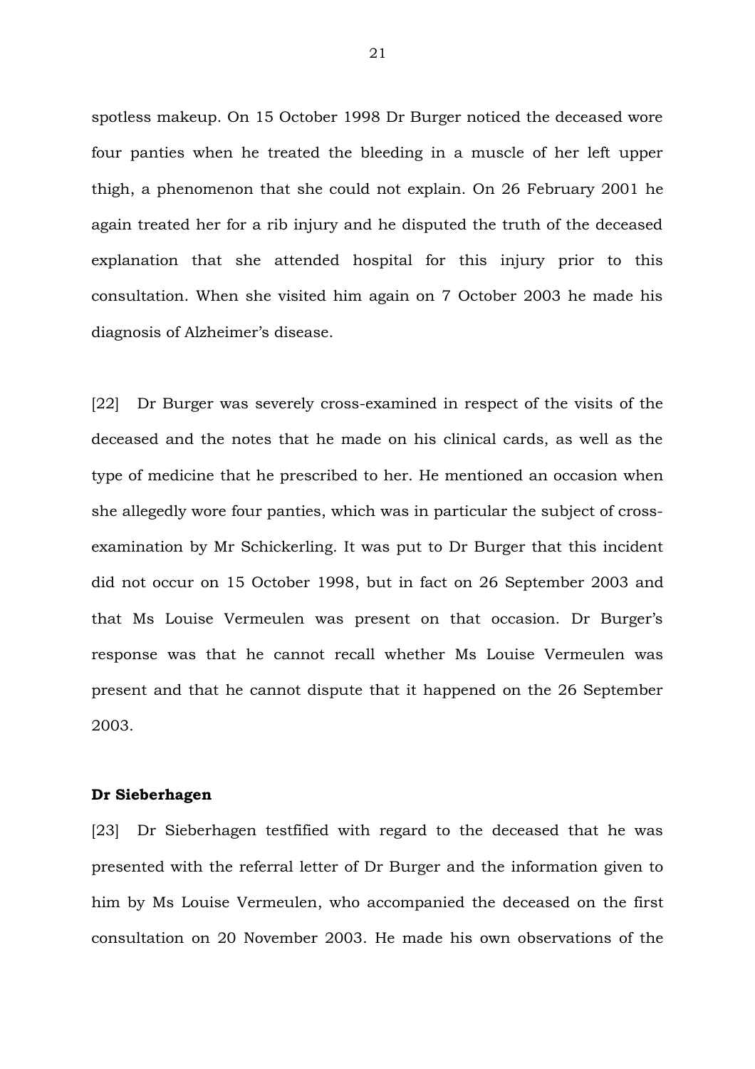spotless makeup. On 15 October 1998 Dr Burger noticed the deceased wore four panties when he treated the bleeding in a muscle of her left upper thigh, a phenomenon that she could not explain. On 26 February 2001 he again treated her for a rib injury and he disputed the truth of the deceased explanation that she attended hospital for this injury prior to this consultation. When she visited him again on 7 October 2003 he made his diagnosis of Alzheimer's disease.

[22] Dr Burger was severely cross-examined in respect of the visits of the deceased and the notes that he made on his clinical cards, as well as the type of medicine that he prescribed to her. He mentioned an occasion when she allegedly wore four panties, which was in particular the subject of cross-examination by Mr Schickerling. It was put to Dr Burger that this incident did not occur on 15 October 1998, but in fact on 26 September 2003 and that Ms Louise Vermeulen was present on that occasion. Dr Burger's response was that he cannot recall whether Ms Louise Vermeulen was present and that he cannot dispute that it happened on the 26 September 2003.

**Dr Sieberhagen**

[23] Dr Sieberhagen testfified with regard to the deceased that he was presented with the referral letter of Dr Burger and the information given to him by Ms Louise Vermeulen, who accompanied the deceased on the first consultation on 20 November 2003. He made his own observations of the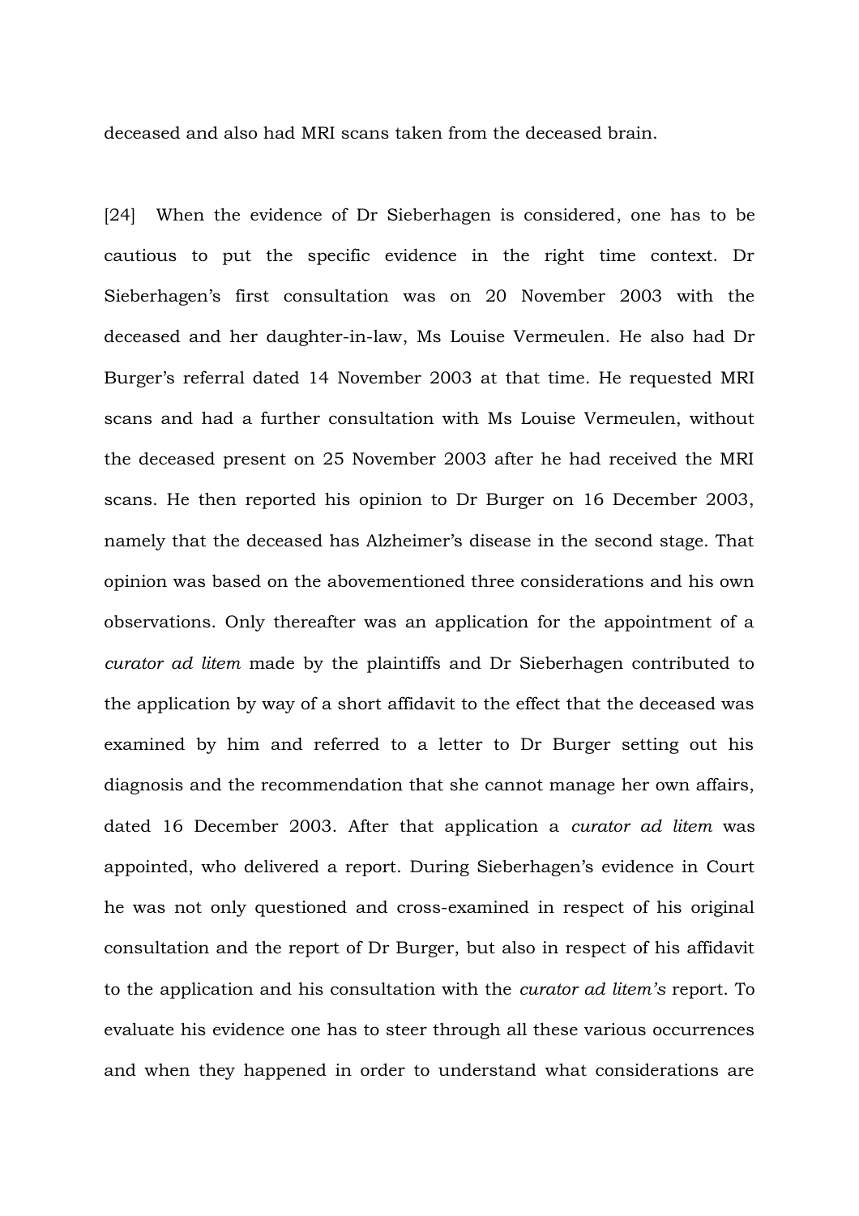deceased and also had MRI scans taken from the deceased brain.

[24] When the evidence of Dr Sieberhagen is considered, one has to be cautious to put the specific evidence in the right time context. Dr Sieberhagen's first consultation was on 20 November 2003 with the deceased and her daughter-in-law, Ms Louise Vermeulen. He also had Dr Burger's referral dated 14 November 2003 at that time. He requested MRI scans and had a further consultation with Ms Louise Vermeulen, without the deceased present on 25 November 2003 after he had received the MRI scans. He then reported his opinion to Dr Burger on 16 December 2003, namely that the deceased has Alzheimer's disease in the second stage. That opinion was based on the abovementioned three considerations and his own observations. Only thereafter was an application for the appointment of a *curator ad litem* made by the plaintiffs and Dr Sieberhagen contributed to the application by way of a short affidavit to the effect that the deceased was examined by him and referred to a letter to Dr Burger setting out his diagnosis and the recommendation that she cannot manage her own affairs, dated 16 December 2003. After that application a *curator ad litem* was appointed, who delivered a report. During Sieberhagen's evidence in Court he was not only questioned and cross-examined in respect of his original consultation and the report of Dr Burger, but also in respect of his affidavit to the application and his consultation with the *curator ad litem's* report. To evaluate his evidence one has to steer through all these various occurrences and when they happened in order to understand what considerations are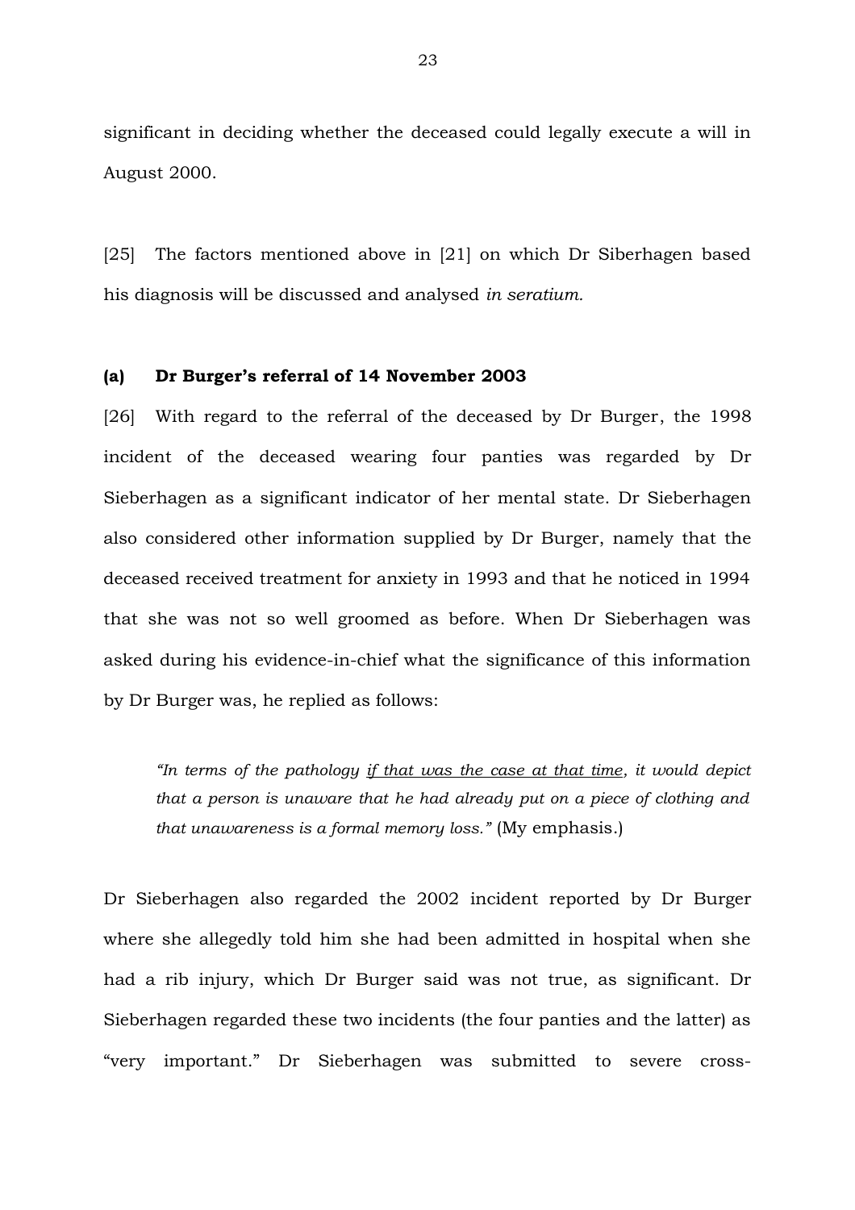significant in deciding whether the deceased could legally execute a will in August 2000.

[25] The factors mentioned above in [21] on which Dr Siberhagen based his diagnosis will be discussed and analysed *in seratium.*

### (a) Dr Burger's referral of 14 November 2003

[26] With regard to the referral of the deceased by Dr Burger, the 1998 incident of the deceased wearing four panties was regarded by Dr Sieberhagen as a significant indicator of her mental state. Dr Sieberhagen also considered other information supplied by Dr Burger, namely that the deceased received treatment for anxiety in 1993 and that he noticed in 1994 that she was not so well groomed as before. When Dr Sieberhagen was asked during his evidence-in-chief what the significance of this information by Dr Burger was, he replied as follows:

> *"In terms of the pathology <u>if that was the case at that time</u>, it would depict that a person is unaware that he had already put on a piece of clothing and that unawareness is a formal memory loss."* (My emphasis.)

Dr Sieberhagen also regarded the 2002 incident reported by Dr Burger where she allegedly told him she had been admitted in hospital when she had a rib injury, which Dr Burger said was not true, as significant. Dr Sieberhagen regarded these two incidents (the four panties and the latter) as "very important." Dr Sieberhagen was submitted to severe cross-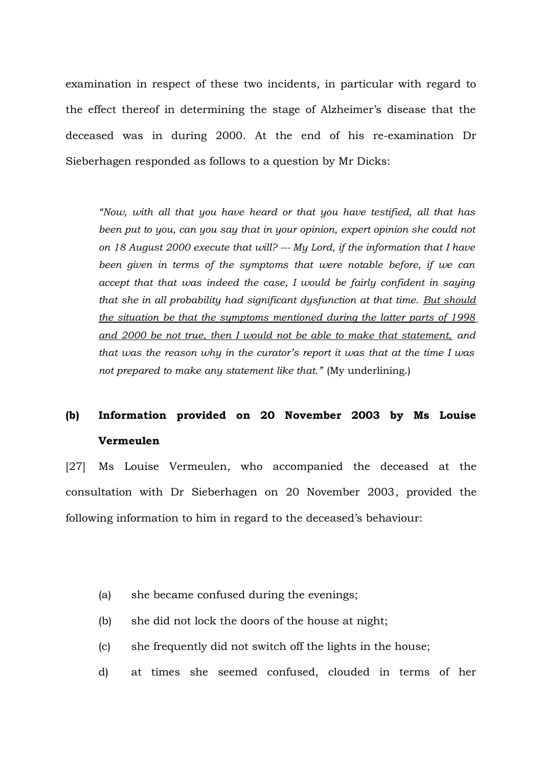examination in respect of these two incidents, in particular with regard to the effect thereof in determining the stage of Alzheimer's disease that the deceased was in during 2000. At the end of his re-examination Dr Sieberhagen responded as follows to a question by Mr Dicks:

> *"Now, with all that you have heard or that you have testified, all that has been put to you, can you say that in your opinion, expert opinion she could not on 18 August 2000 execute that will? --- My Lord, if the information that I have been given in terms of the symptoms that were notable before, if we can accept that that was indeed the case, I would be fairly confident in saying that she in all probability had significant dysfunction at that time. <u>But should the situation be that the symptoms mentioned during the latter parts of 1998 and 2000 be not true, then I would not be able to make that statement,</u> and that was the reason why in the curator's report it was that at the time I was not prepared to make any statement like that."* (My underlining.)

### (b) Information provided on 20 November 2003 by Ms Louise Vermeulen

[27] Ms Louise Vermeulen, who accompanied the deceased at the consultation with Dr Sieberhagen on 20 November 2003, provided the following information to him in regard to the deceased's behaviour:

(a) she became confused during the evenings;

(b) she did not lock the doors of the house at night;

(c) she frequently did not switch off the lights in the house;

d) at times she seemed confused, clouded in terms of her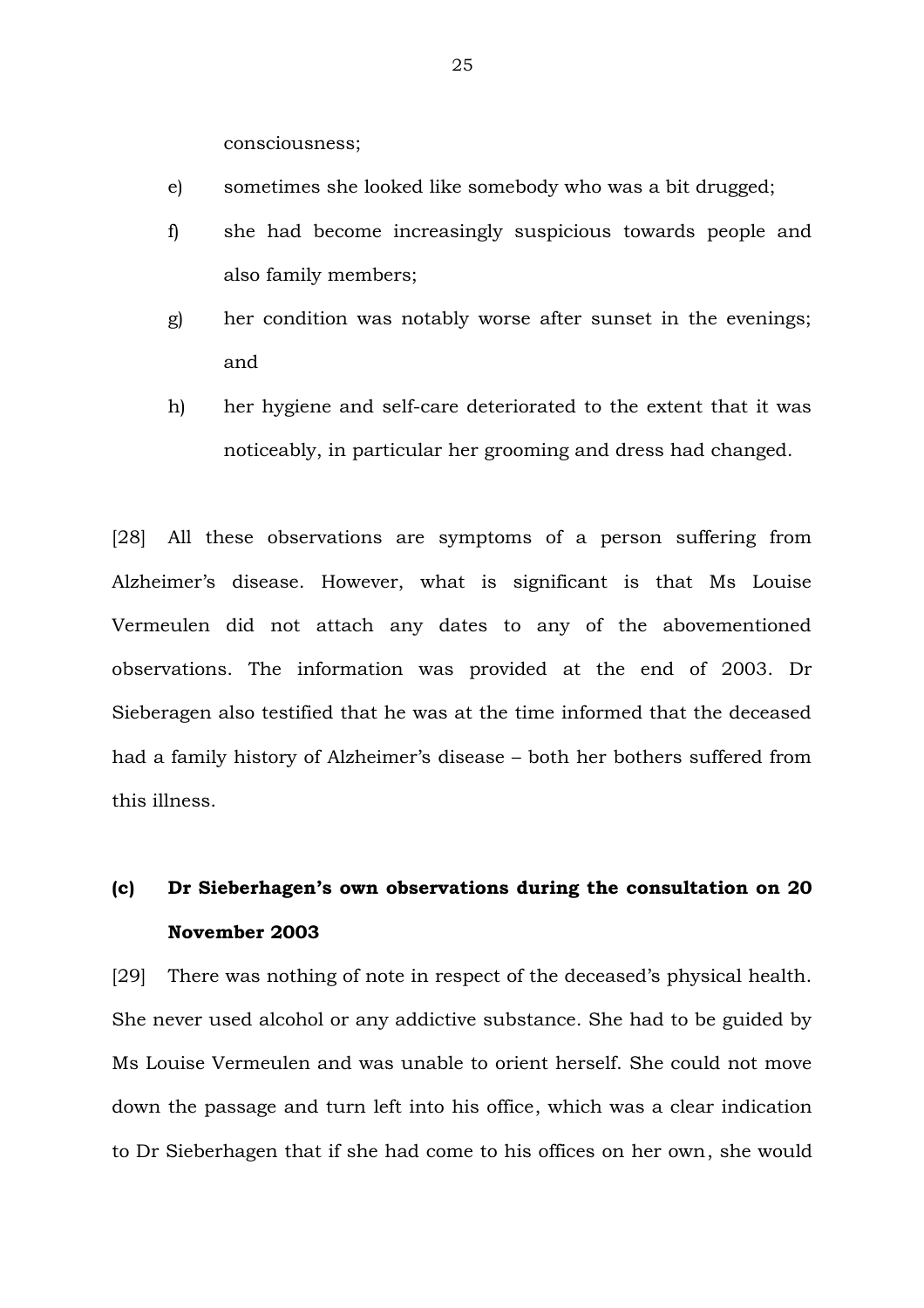consciousness;

e) sometimes she looked like somebody who was a bit drugged;

f) she had become increasingly suspicious towards people and also family members;

g) her condition was notably worse after sunset in the evenings; and

h) her hygiene and self-care deteriorated to the extent that it was noticeably, in particular her grooming and dress had changed.

[28] All these observations are symptoms of a person suffering from Alzheimer's disease. However, what is significant is that Ms Louise Vermeulen did not attach any dates to any of the abovementioned observations. The information was provided at the end of 2003. Dr Sieberagen also testified that he was at the time informed that the deceased had a family history of Alzheimer's disease – both her bothers suffered from this illness.

### (c) Dr Sieberhagen's own observations during the consultation on 20 November 2003

[29] There was nothing of note in respect of the deceased's physical health. She never used alcohol or any addictive substance. She had to be guided by Ms Louise Vermeulen and was unable to orient herself. She could not move down the passage and turn left into his office, which was a clear indication to Dr Sieberhagen that if she had come to his offices on her own, she would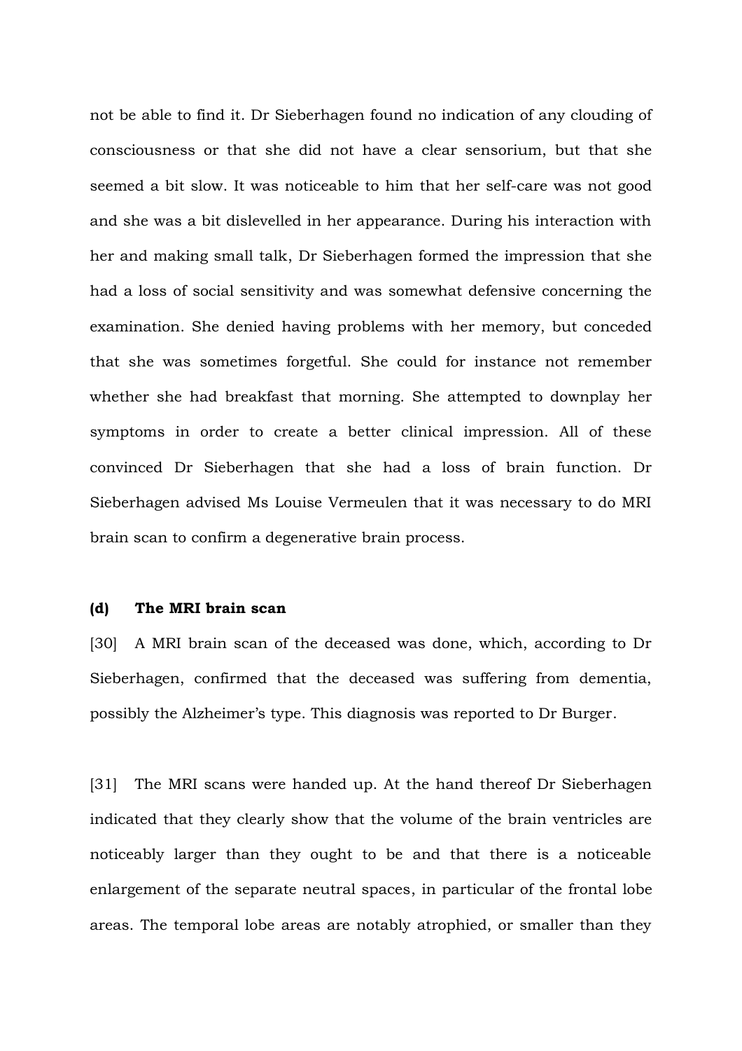not be able to find it. Dr Sieberhagen found no indication of any clouding of consciousness or that she did not have a clear sensorium, but that she seemed a bit slow. It was noticeable to him that her self-care was not good and she was a bit dislevelled in her appearance. During his interaction with her and making small talk, Dr Sieberhagen formed the impression that she had a loss of social sensitivity and was somewhat defensive concerning the examination. She denied having problems with her memory, but conceded that she was sometimes forgetful. She could for instance not remember whether she had breakfast that morning. She attempted to downplay her symptoms in order to create a better clinical impression. All of these convinced Dr Sieberhagen that she had a loss of brain function. Dr Sieberhagen advised Ms Louise Vermeulen that it was necessary to do MRI brain scan to confirm a degenerative brain process.

**(d) The MRI brain scan**

[30] A MRI brain scan of the deceased was done, which, according to Dr Sieberhagen, confirmed that the deceased was suffering from dementia, possibly the Alzheimer's type. This diagnosis was reported to Dr Burger.

[31] The MRI scans were handed up. At the hand thereof Dr Sieberhagen indicated that they clearly show that the volume of the brain ventricles are noticeably larger than they ought to be and that there is a noticeable enlargement of the separate neutral spaces, in particular of the frontal lobe areas. The temporal lobe areas are notably atrophied, or smaller than they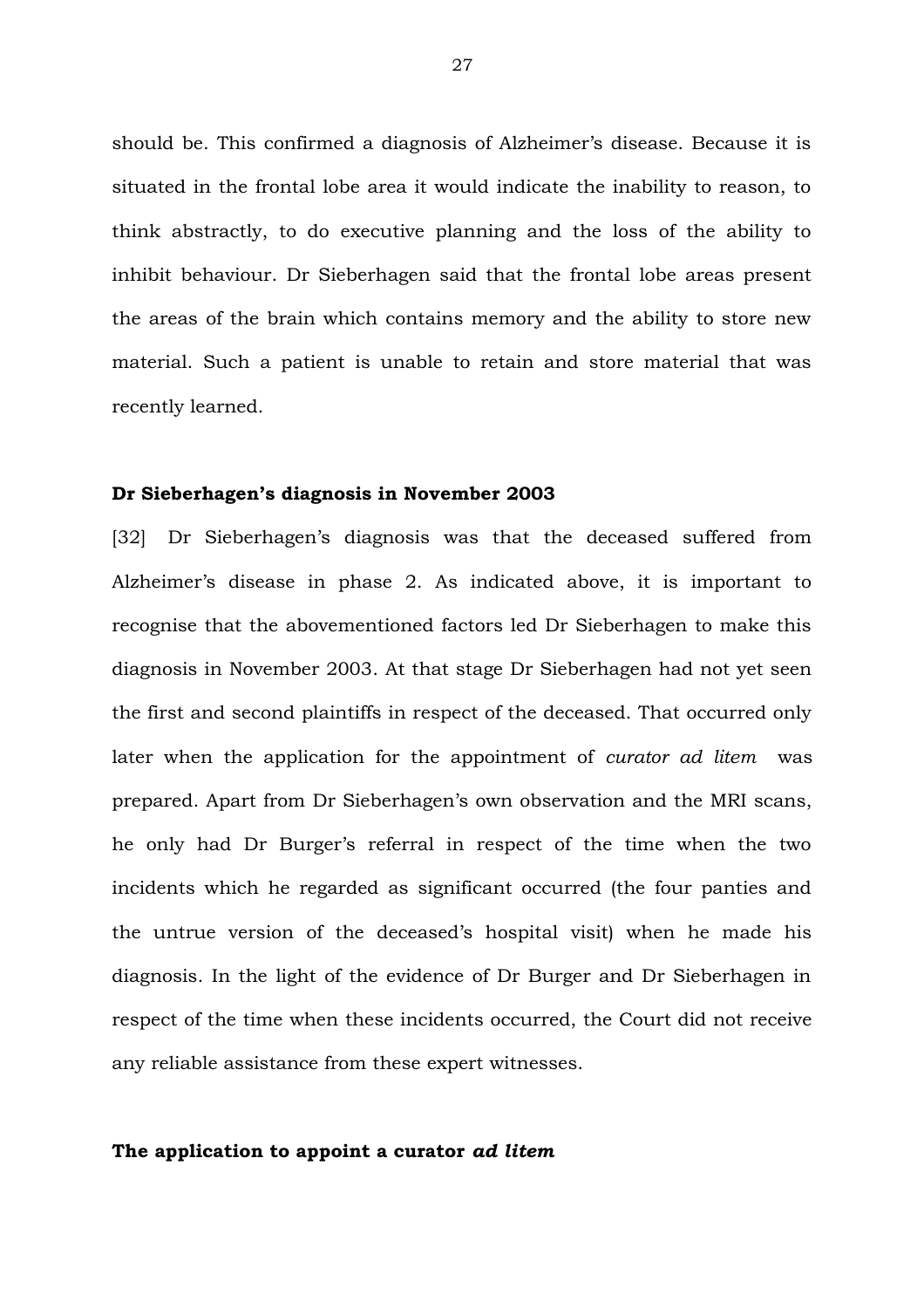should be. This confirmed a diagnosis of Alzheimer's disease. Because it is situated in the frontal lobe area it would indicate the inability to reason, to think abstractly, to do executive planning and the loss of the ability to inhibit behaviour. Dr Sieberhagen said that the frontal lobe areas present the areas of the brain which contains memory and the ability to store new material. Such a patient is unable to retain and store material that was recently learned.

**Dr Sieberhagen's diagnosis in November 2003**

[32] Dr Sieberhagen's diagnosis was that the deceased suffered from Alzheimer's disease in phase 2. As indicated above, it is important to recognise that the abovementioned factors led Dr Sieberhagen to make this diagnosis in November 2003. At that stage Dr Sieberhagen had not yet seen the first and second plaintiffs in respect of the deceased. That occurred only later when the application for the appointment of *curator ad litem* was prepared. Apart from Dr Sieberhagen's own observation and the MRI scans, he only had Dr Burger's referral in respect of the time when the two incidents which he regarded as significant occurred (the four panties and the untrue version of the deceased's hospital visit) when he made his diagnosis. In the light of the evidence of Dr Burger and Dr Sieberhagen in respect of the time when these incidents occurred, the Court did not receive any reliable assistance from these expert witnesses.

**The application to appoint a curator *ad litem***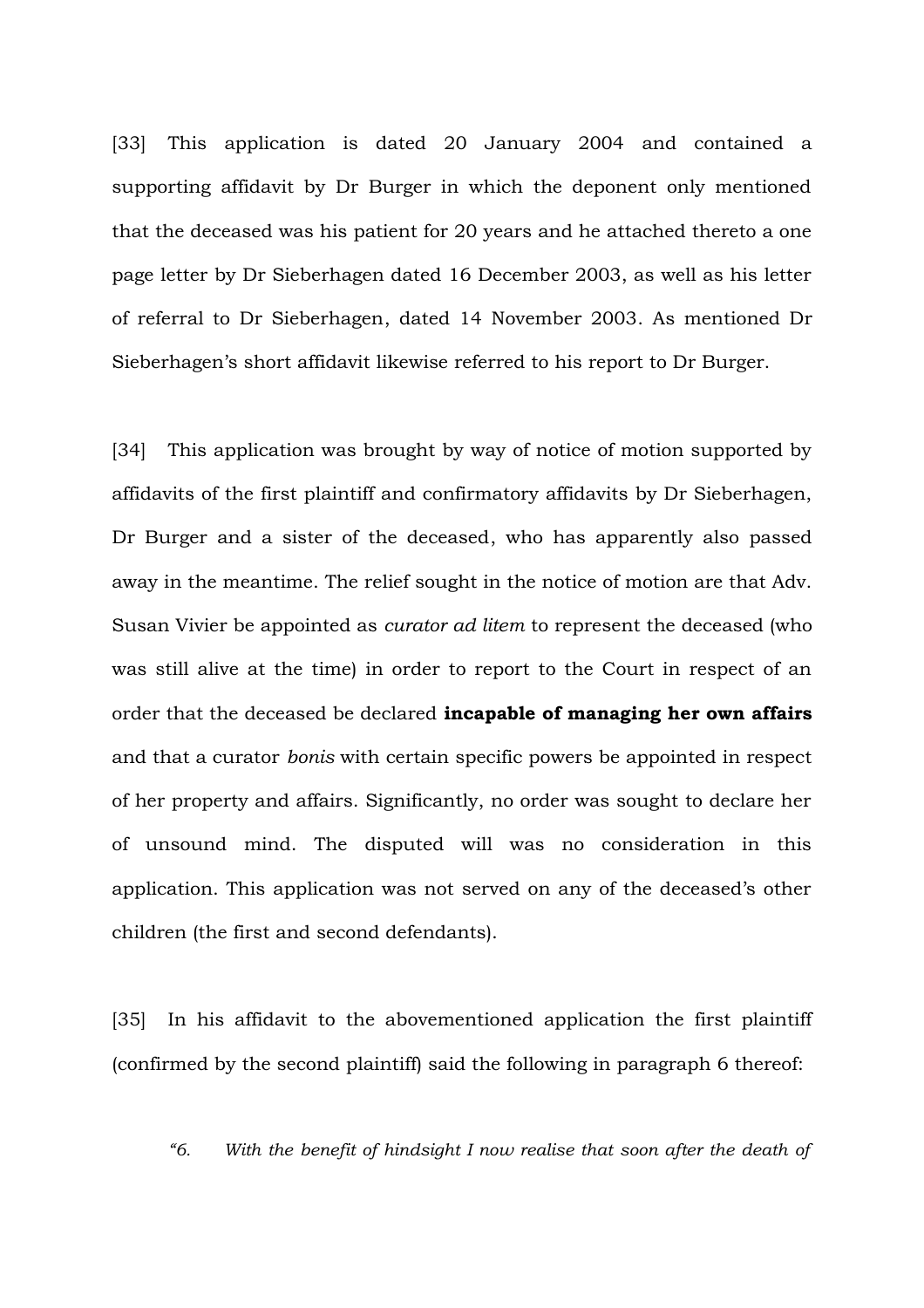[33] This application is dated 20 January 2004 and contained a supporting affidavit by Dr Burger in which the deponent only mentioned that the deceased was his patient for 20 years and he attached thereto a one page letter by Dr Sieberhagen dated 16 December 2003, as well as his letter of referral to Dr Sieberhagen, dated 14 November 2003. As mentioned Dr Sieberhagen's short affidavit likewise referred to his report to Dr Burger.

[34] This application was brought by way of notice of motion supported by affidavits of the first plaintiff and confirmatory affidavits by Dr Sieberhagen, Dr Burger and a sister of the deceased, who has apparently also passed away in the meantime. The relief sought in the notice of motion are that Adv. Susan Vivier be appointed as *curator ad litem* to represent the deceased (who was still alive at the time) in order to report to the Court in respect of an order that the deceased be declared **incapable of managing her own affairs** and that a curator *bonis* with certain specific powers be appointed in respect of her property and affairs. Significantly, no order was sought to declare her of unsound mind. The disputed will was no consideration in this application. This application was not served on any of the deceased's other children (the first and second defendants).

[35] In his affidavit to the abovementioned application the first plaintiff (confirmed by the second plaintiff) said the following in paragraph 6 thereof:

> *"6. With the benefit of hindsight I now realise that soon after the death of*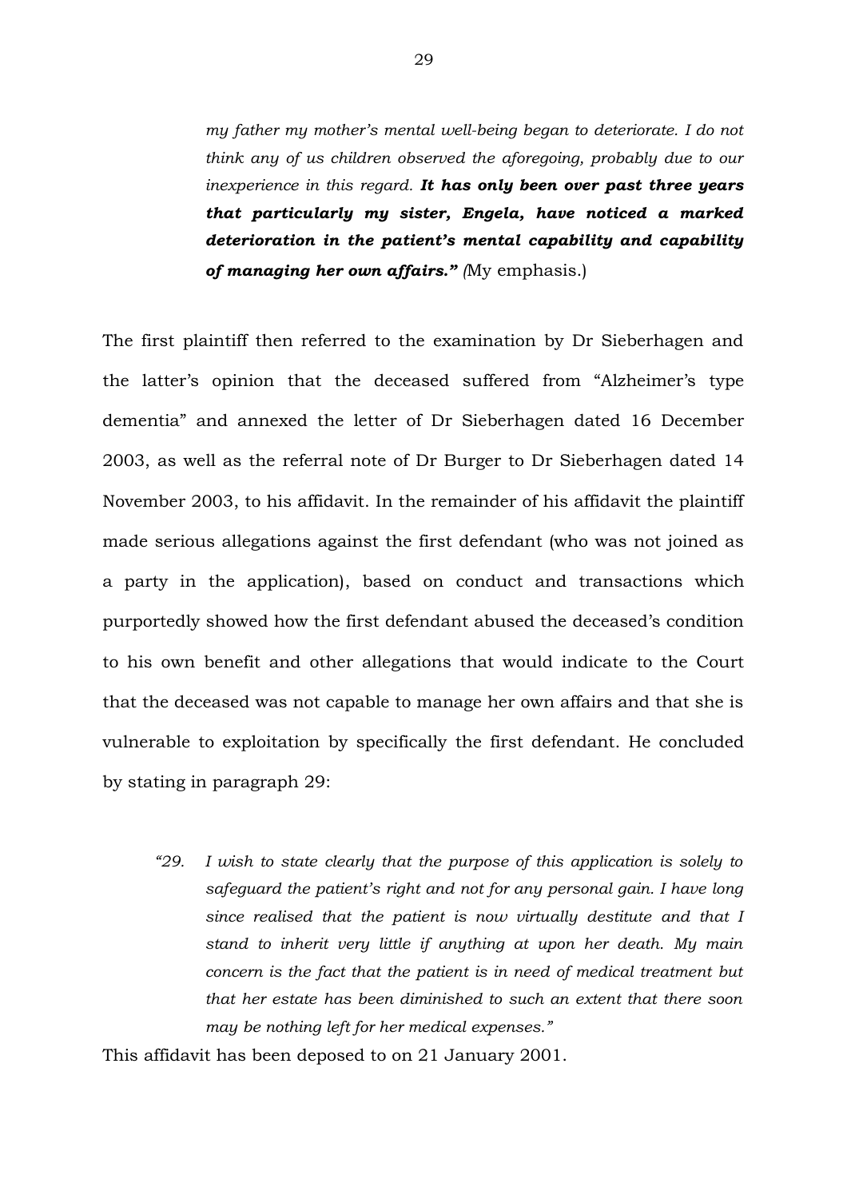> *my father my mother's mental well-being began to deteriorate. I do not think any of us children observed the aforegoing, probably due to our inexperience in this regard.* ***It has only been over past three years that particularly my sister, Engela, have noticed a marked deterioration in the patient's mental capability and capability of managing her own affairs."*** *(*My emphasis.)

The first plaintiff then referred to the examination by Dr Sieberhagen and the latter's opinion that the deceased suffered from "Alzheimer's type dementia" and annexed the letter of Dr Sieberhagen dated 16 December 2003, as well as the referral note of Dr Burger to Dr Sieberhagen dated 14 November 2003, to his affidavit. In the remainder of his affidavit the plaintiff made serious allegations against the first defendant (who was not joined as a party in the application), based on conduct and transactions which purportedly showed how the first defendant abused the deceased's condition to his own benefit and other allegations that would indicate to the Court that the deceased was not capable to manage her own affairs and that she is vulnerable to exploitation by specifically the first defendant. He concluded by stating in paragraph 29:

> *"29. I wish to state clearly that the purpose of this application is solely to safeguard the patient's right and not for any personal gain. I have long since realised that the patient is now virtually destitute and that I stand to inherit very little if anything at upon her death. My main concern is the fact that the patient is in need of medical treatment but that her estate has been diminished to such an extent that there soon may be nothing left for her medical expenses."*

This affidavit has been deposed to on 21 January 2001.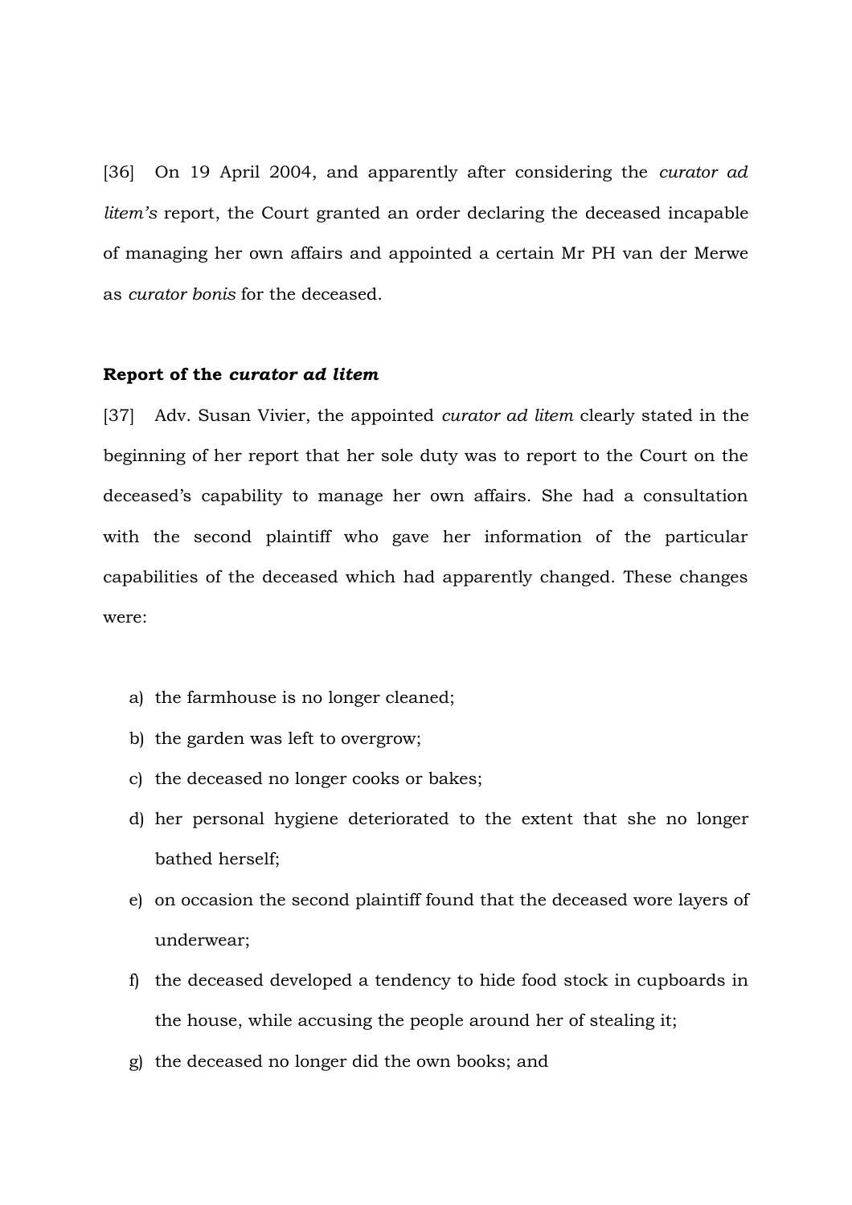[36] On 19 April 2004, and apparently after considering the *curator ad litem's* report, the Court granted an order declaring the deceased incapable of managing her own affairs and appointed a certain Mr PH van der Merwe as *curator bonis* for the deceased.

**Report of the *curator ad litem***

[37] Adv. Susan Vivier, the appointed *curator ad litem* clearly stated in the beginning of her report that her sole duty was to report to the Court on the deceased's capability to manage her own affairs. She had a consultation with the second plaintiff who gave her information of the particular capabilities of the deceased which had apparently changed. These changes were:

a) the farmhouse is no longer cleaned;
b) the garden was left to overgrow;
c) the deceased no longer cooks or bakes;
d) her personal hygiene deteriorated to the extent that she no longer bathed herself;
e) on occasion the second plaintiff found that the deceased wore layers of underwear;
f) the deceased developed a tendency to hide food stock in cupboards in the house, while accusing the people around her of stealing it;
g) the deceased no longer did the own books; and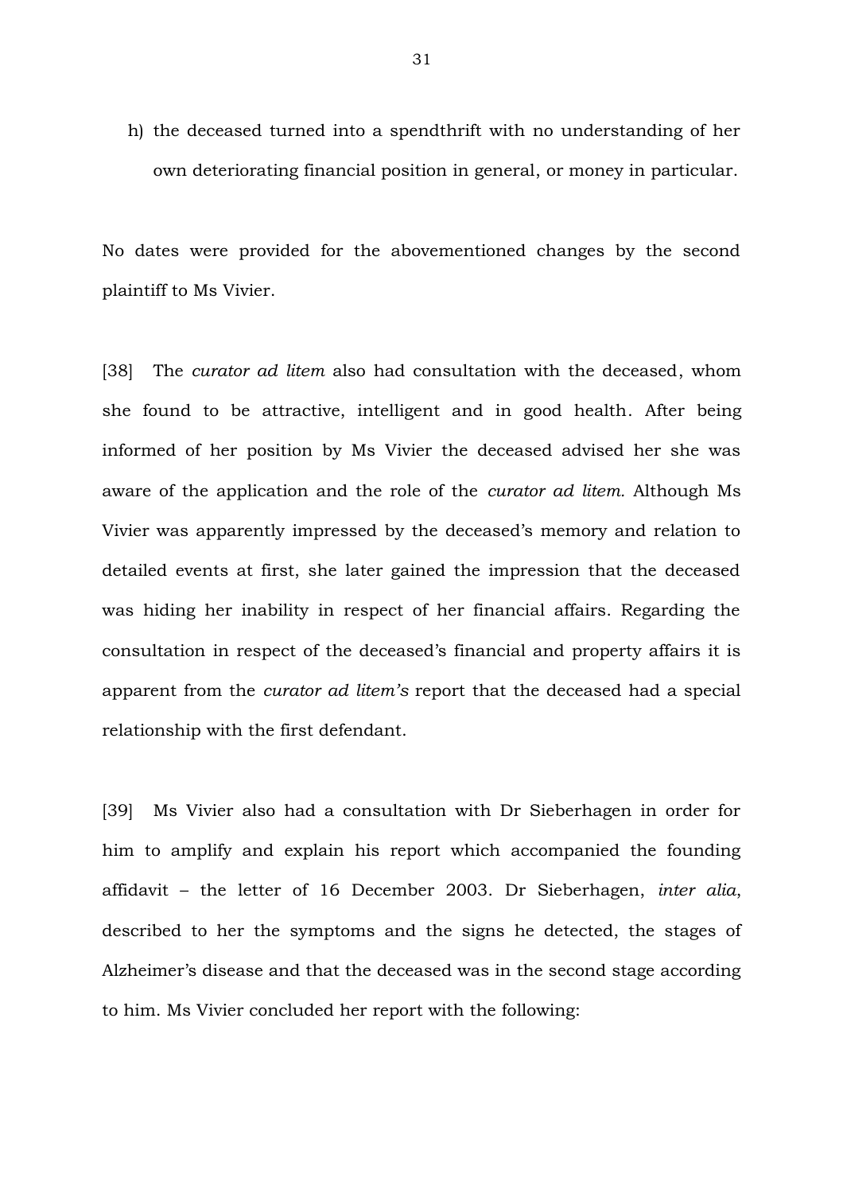h) the deceased turned into a spendthrift with no understanding of her own deteriorating financial position in general, or money in particular.

No dates were provided for the abovementioned changes by the second plaintiff to Ms Vivier.

[38] The *curator ad litem* also had consultation with the deceased, whom she found to be attractive, intelligent and in good health. After being informed of her position by Ms Vivier the deceased advised her she was aware of the application and the role of the *curator ad litem.* Although Ms Vivier was apparently impressed by the deceased's memory and relation to detailed events at first, she later gained the impression that the deceased was hiding her inability in respect of her financial affairs. Regarding the consultation in respect of the deceased's financial and property affairs it is apparent from the *curator ad litem's* report that the deceased had a special relationship with the first defendant.

[39] Ms Vivier also had a consultation with Dr Sieberhagen in order for him to amplify and explain his report which accompanied the founding affidavit – the letter of 16 December 2003. Dr Sieberhagen, *inter alia*, described to her the symptoms and the signs he detected, the stages of Alzheimer's disease and that the deceased was in the second stage according to him. Ms Vivier concluded her report with the following: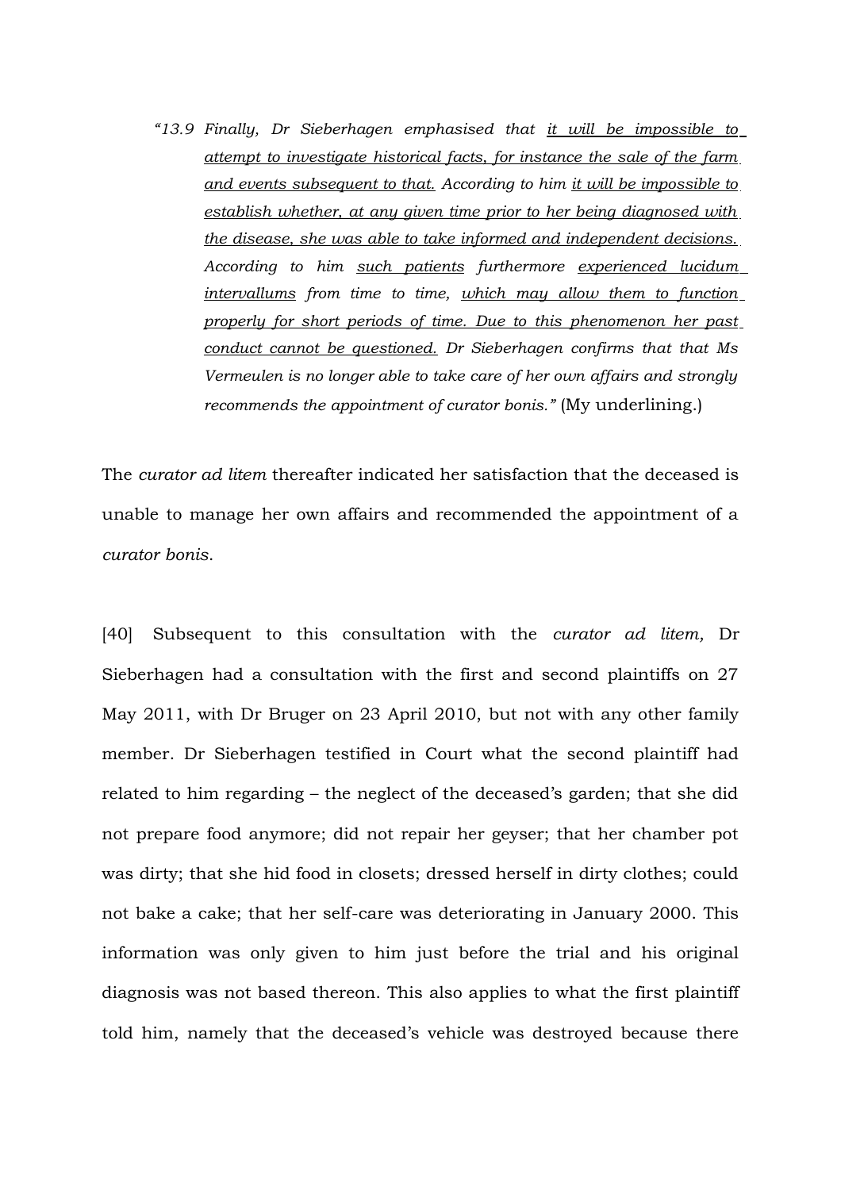> *"13.9 Finally, Dr Sieberhagen emphasised that <u>it will be impossible to attempt to investigate historical facts, for instance the sale of the farm and events subsequent to that.</u> According to him <u>it will be impossible to establish whether, at any given time prior to her being diagnosed with the disease, she was able to take informed and independent decisions.</u> According to him <u>such patients</u> furthermore <u>experienced lucidum intervallums</u> from time to time, <u>which may allow them to function properly for short periods of time. Due to this phenomenon her past conduct cannot be questioned.</u> Dr Sieberhagen confirms that that Ms Vermeulen is no longer able to take care of her own affairs and strongly recommends the appointment of curator bonis."* (My underlining.)

The *curator ad litem* thereafter indicated her satisfaction that the deceased is unable to manage her own affairs and recommended the appointment of a *curator bonis*.

[40] Subsequent to this consultation with the *curator ad litem,* Dr Sieberhagen had a consultation with the first and second plaintiffs on 27 May 2011, with Dr Bruger on 23 April 2010, but not with any other family member. Dr Sieberhagen testified in Court what the second plaintiff had related to him regarding – the neglect of the deceased's garden; that she did not prepare food anymore; did not repair her geyser; that her chamber pot was dirty; that she hid food in closets; dressed herself in dirty clothes; could not bake a cake; that her self-care was deteriorating in January 2000. This information was only given to him just before the trial and his original diagnosis was not based thereon. This also applies to what the first plaintiff told him, namely that the deceased's vehicle was destroyed because there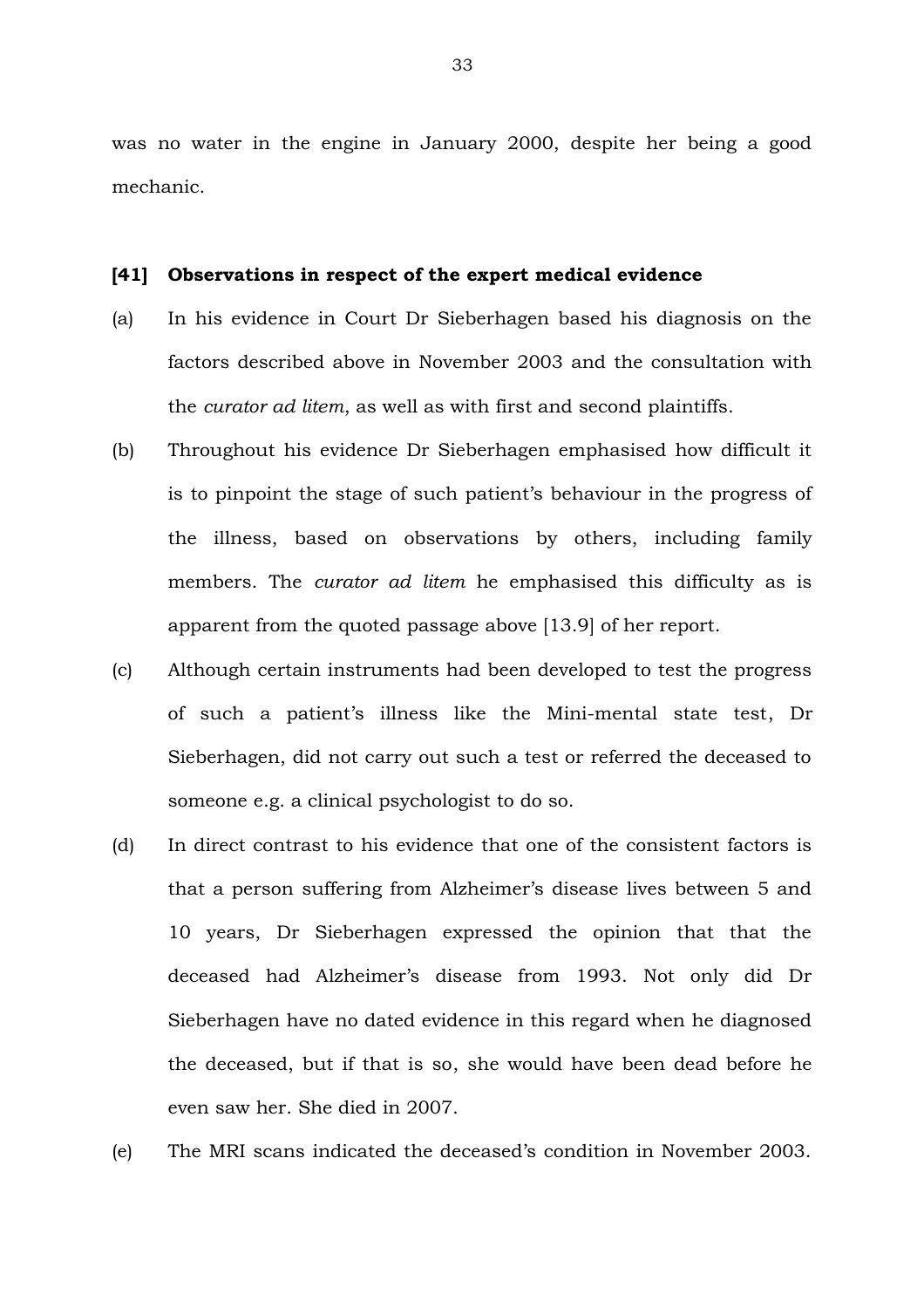was no water in the engine in January 2000, despite her being a good mechanic.

**[41] Observations in respect of the expert medical evidence**

(a) In his evidence in Court Dr Sieberhagen based his diagnosis on the factors described above in November 2003 and the consultation with the *curator ad litem*, as well as with first and second plaintiffs.

(b) Throughout his evidence Dr Sieberhagen emphasised how difficult it is to pinpoint the stage of such patient's behaviour in the progress of the illness, based on observations by others, including family members. The *curator ad litem* he emphasised this difficulty as is apparent from the quoted passage above [13.9] of her report.

(c) Although certain instruments had been developed to test the progress of such a patient's illness like the Mini-mental state test, Dr Sieberhagen, did not carry out such a test or referred the deceased to someone e.g. a clinical psychologist to do so.

(d) In direct contrast to his evidence that one of the consistent factors is that a person suffering from Alzheimer's disease lives between 5 and 10 years, Dr Sieberhagen expressed the opinion that that the deceased had Alzheimer's disease from 1993. Not only did Dr Sieberhagen have no dated evidence in this regard when he diagnosed the deceased, but if that is so, she would have been dead before he even saw her. She died in 2007.

(e) The MRI scans indicated the deceased's condition in November 2003.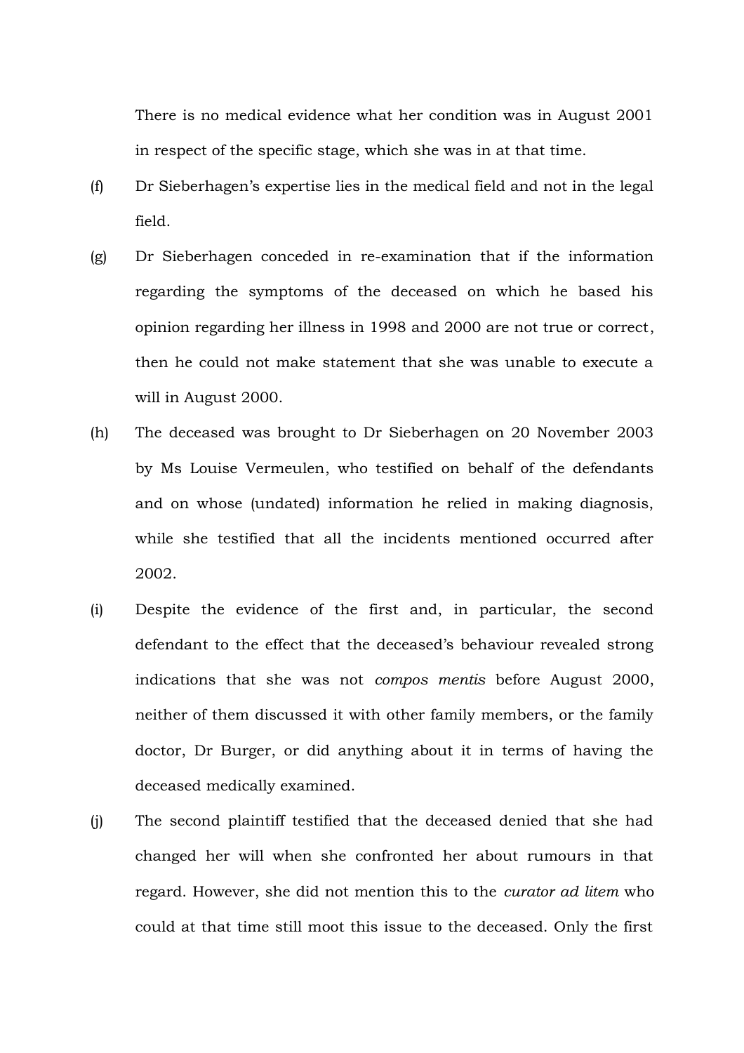There is no medical evidence what her condition was in August 2001 in respect of the specific stage, which she was in at that time.

(f) Dr Sieberhagen's expertise lies in the medical field and not in the legal field.

(g) Dr Sieberhagen conceded in re-examination that if the information regarding the symptoms of the deceased on which he based his opinion regarding her illness in 1998 and 2000 are not true or correct, then he could not make statement that she was unable to execute a will in August 2000.

(h) The deceased was brought to Dr Sieberhagen on 20 November 2003 by Ms Louise Vermeulen, who testified on behalf of the defendants and on whose (undated) information he relied in making diagnosis, while she testified that all the incidents mentioned occurred after 2002.

(i) Despite the evidence of the first and, in particular, the second defendant to the effect that the deceased's behaviour revealed strong indications that she was not *compos mentis* before August 2000, neither of them discussed it with other family members, or the family doctor, Dr Burger, or did anything about it in terms of having the deceased medically examined.

(j) The second plaintiff testified that the deceased denied that she had changed her will when she confronted her about rumours in that regard. However, she did not mention this to the *curator ad litem* who could at that time still moot this issue to the deceased. Only the first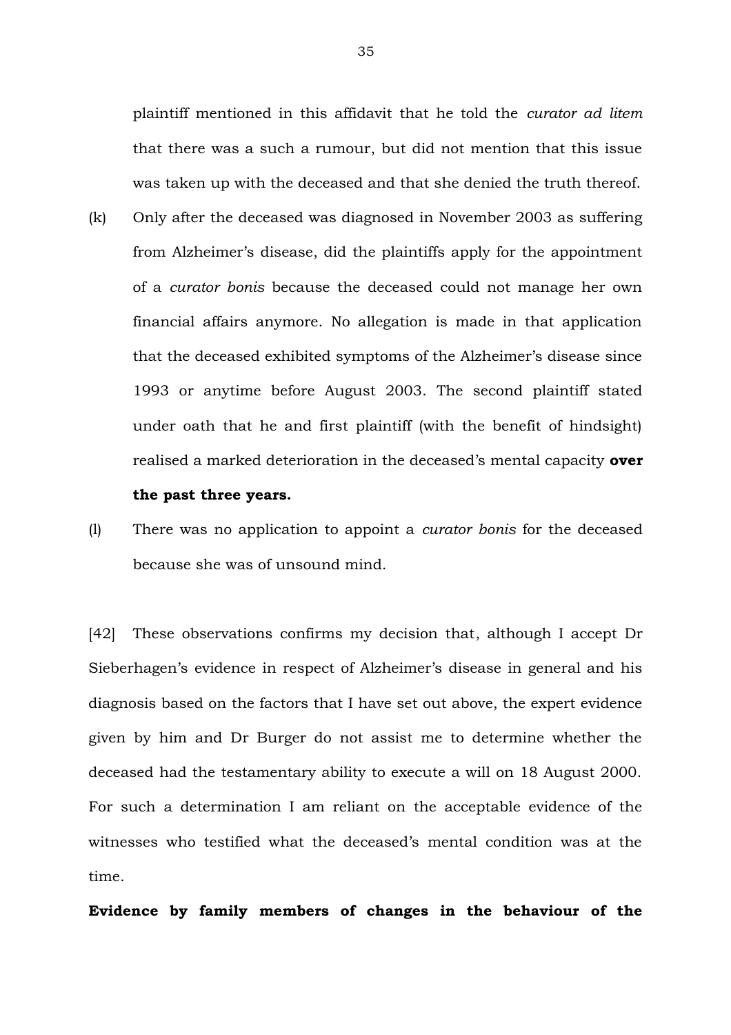plaintiff mentioned in this affidavit that he told the *curator ad litem* that there was a such a rumour, but did not mention that this issue was taken up with the deceased and that she denied the truth thereof.

(k) Only after the deceased was diagnosed in November 2003 as suffering from Alzheimer's disease, did the plaintiffs apply for the appointment of a *curator bonis* because the deceased could not manage her own financial affairs anymore. No allegation is made in that application that the deceased exhibited symptoms of the Alzheimer's disease since 1993 or anytime before August 2003. The second plaintiff stated under oath that he and first plaintiff (with the benefit of hindsight) realised a marked deterioration in the deceased's mental capacity **over the past three years.**

(l) There was no application to appoint a *curator bonis* for the deceased because she was of unsound mind.

[42] These observations confirms my decision that, although I accept Dr Sieberhagen's evidence in respect of Alzheimer's disease in general and his diagnosis based on the factors that I have set out above, the expert evidence given by him and Dr Burger do not assist me to determine whether the deceased had the testamentary ability to execute a will on 18 August 2000. For such a determination I am reliant on the acceptable evidence of the witnesses who testified what the deceased's mental condition was at the time.

**Evidence by family members of changes in the behaviour of the**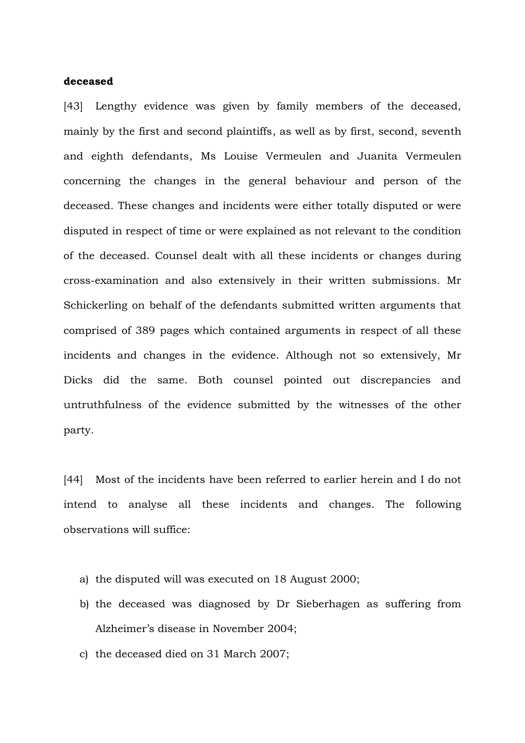**deceased**

[43] Lengthy evidence was given by family members of the deceased, mainly by the first and second plaintiffs, as well as by first, second, seventh and eighth defendants, Ms Louise Vermeulen and Juanita Vermeulen concerning the changes in the general behaviour and person of the deceased. These changes and incidents were either totally disputed or were disputed in respect of time or were explained as not relevant to the condition of the deceased. Counsel dealt with all these incidents or changes during cross-examination and also extensively in their written submissions. Mr Schickerling on behalf of the defendants submitted written arguments that comprised of 389 pages which contained arguments in respect of all these incidents and changes in the evidence. Although not so extensively, Mr Dicks did the same. Both counsel pointed out discrepancies and untruthfulness of the evidence submitted by the witnesses of the other party.

[44] Most of the incidents have been referred to earlier herein and I do not intend to analyse all these incidents and changes. The following observations will suffice:

a) the disputed will was executed on 18 August 2000;
b) the deceased was diagnosed by Dr Sieberhagen as suffering from Alzheimer's disease in November 2004;
c) the deceased died on 31 March 2007;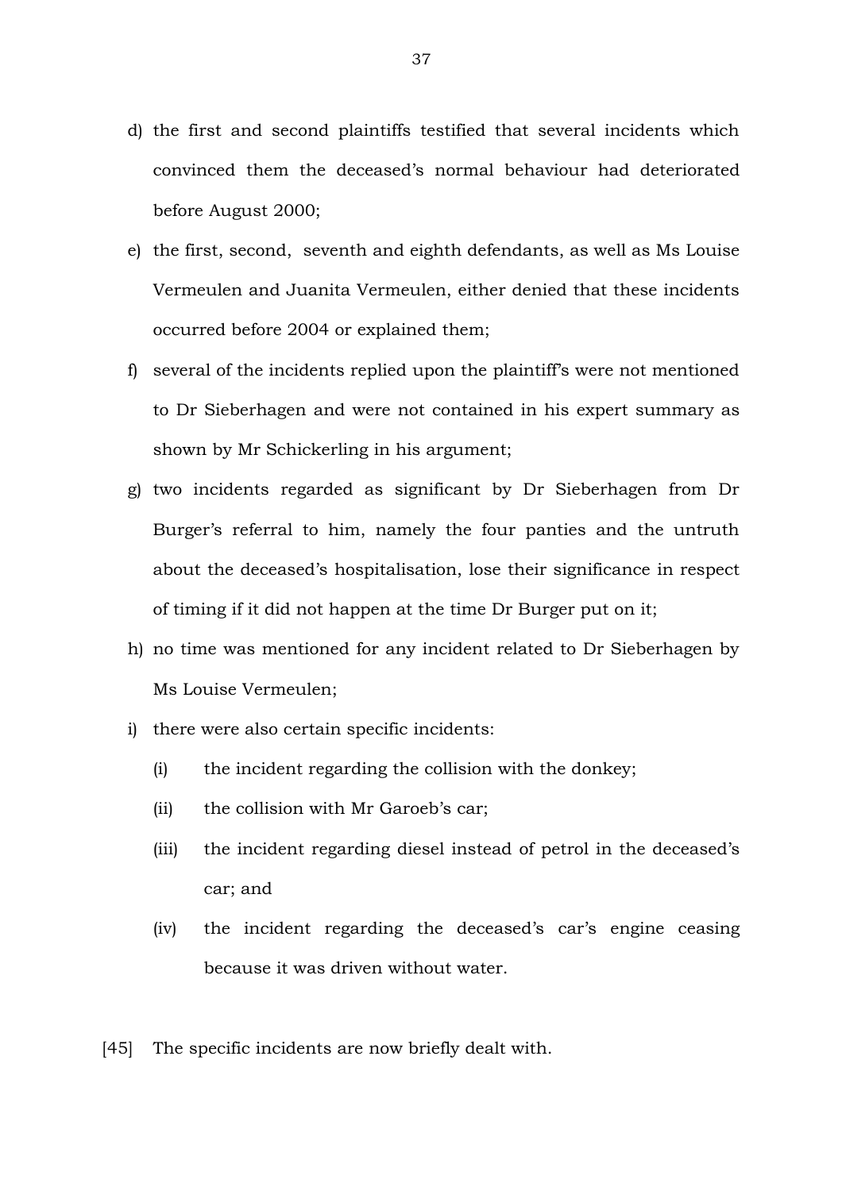d) the first and second plaintiffs testified that several incidents which convinced them the deceased's normal behaviour had deteriorated before August 2000;

e) the first, second, seventh and eighth defendants, as well as Ms Louise Vermeulen and Juanita Vermeulen, either denied that these incidents occurred before 2004 or explained them;

f) several of the incidents replied upon the plaintiff's were not mentioned to Dr Sieberhagen and were not contained in his expert summary as shown by Mr Schickerling in his argument;

g) two incidents regarded as significant by Dr Sieberhagen from Dr Burger's referral to him, namely the four panties and the untruth about the deceased's hospitalisation, lose their significance in respect of timing if it did not happen at the time Dr Burger put on it;

h) no time was mentioned for any incident related to Dr Sieberhagen by Ms Louise Vermeulen;

i) there were also certain specific incidents:

    (i) the incident regarding the collision with the donkey;

    (ii) the collision with Mr Garoeb's car;

    (iii) the incident regarding diesel instead of petrol in the deceased's car; and

    (iv) the incident regarding the deceased's car's engine ceasing because it was driven without water.

[45] The specific incidents are now briefly dealt with.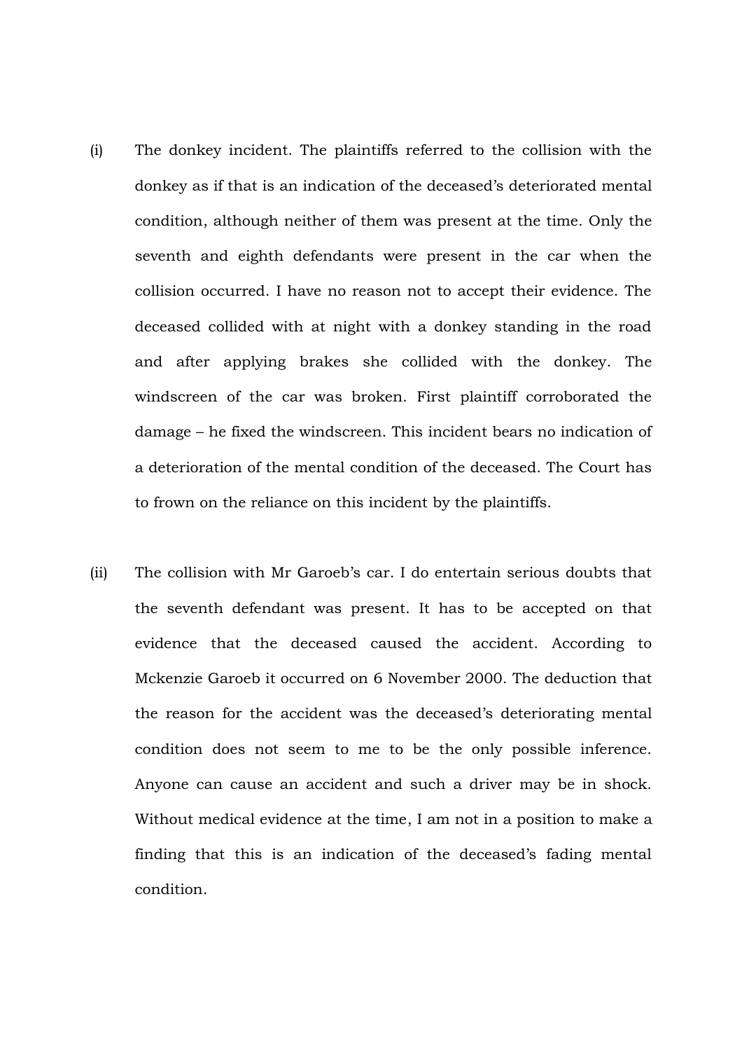(i) The donkey incident. The plaintiffs referred to the collision with the donkey as if that is an indication of the deceased's deteriorated mental condition, although neither of them was present at the time. Only the seventh and eighth defendants were present in the car when the collision occurred. I have no reason not to accept their evidence. The deceased collided with at night with a donkey standing in the road and after applying brakes she collided with the donkey. The windscreen of the car was broken. First plaintiff corroborated the damage – he fixed the windscreen. This incident bears no indication of a deterioration of the mental condition of the deceased. The Court has to frown on the reliance on this incident by the plaintiffs.

(ii) The collision with Mr Garoeb's car. I do entertain serious doubts that the seventh defendant was present. It has to be accepted on that evidence that the deceased caused the accident. According to Mckenzie Garoeb it occurred on 6 November 2000. The deduction that the reason for the accident was the deceased's deteriorating mental condition does not seem to me to be the only possible inference. Anyone can cause an accident and such a driver may be in shock. Without medical evidence at the time, I am not in a position to make a finding that this is an indication of the deceased's fading mental condition.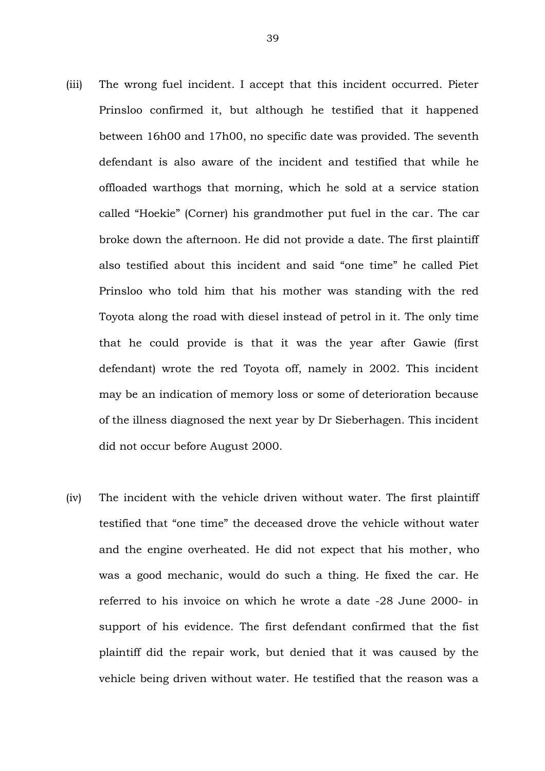(iii) The wrong fuel incident. I accept that this incident occurred. Pieter Prinsloo confirmed it, but although he testified that it happened between 16h00 and 17h00, no specific date was provided. The seventh defendant is also aware of the incident and testified that while he offloaded warthogs that morning, which he sold at a service station called "Hoekie" (Corner) his grandmother put fuel in the car. The car broke down the afternoon. He did not provide a date. The first plaintiff also testified about this incident and said "one time" he called Piet Prinsloo who told him that his mother was standing with the red Toyota along the road with diesel instead of petrol in it. The only time that he could provide is that it was the year after Gawie (first defendant) wrote the red Toyota off, namely in 2002. This incident may be an indication of memory loss or some of deterioration because of the illness diagnosed the next year by Dr Sieberhagen. This incident did not occur before August 2000.

(iv) The incident with the vehicle driven without water. The first plaintiff testified that "one time" the deceased drove the vehicle without water and the engine overheated. He did not expect that his mother, who was a good mechanic, would do such a thing. He fixed the car. He referred to his invoice on which he wrote a date -28 June 2000- in support of his evidence. The first defendant confirmed that the fist plaintiff did the repair work, but denied that it was caused by the vehicle being driven without water. He testified that the reason was a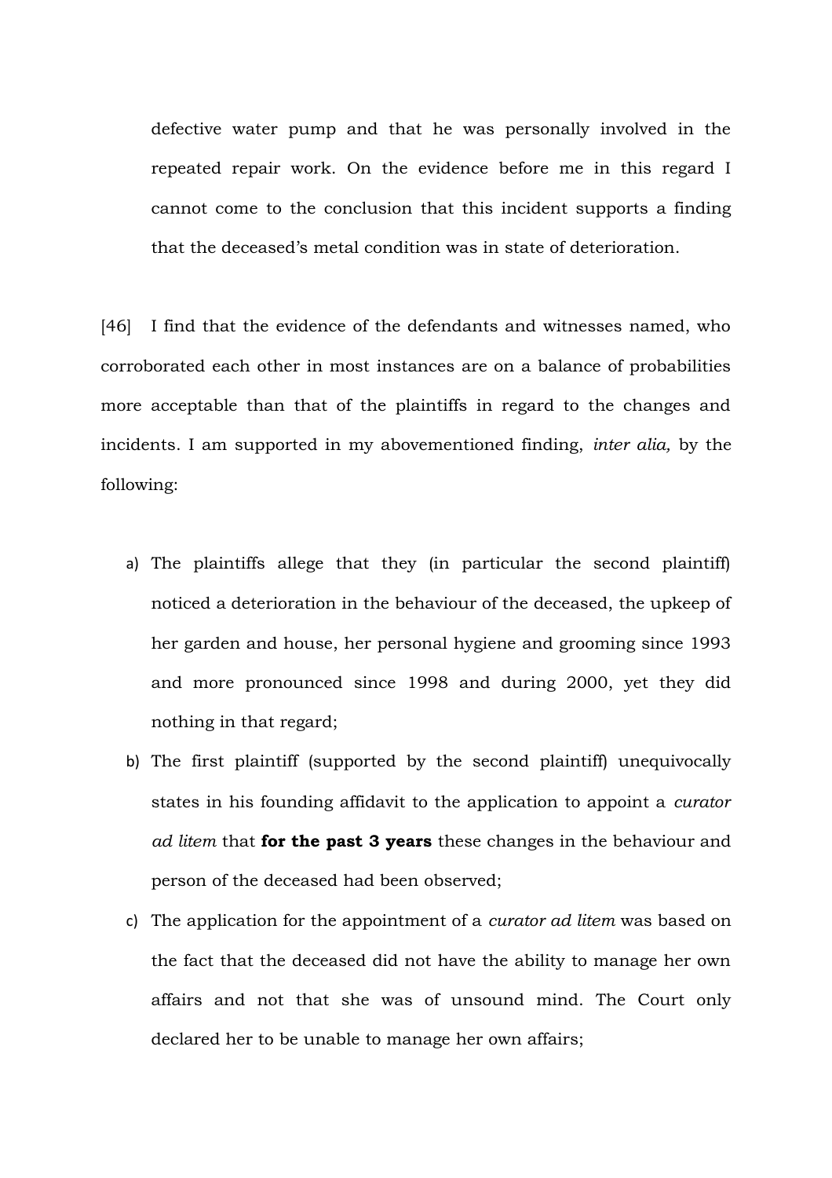defective water pump and that he was personally involved in the repeated repair work. On the evidence before me in this regard I cannot come to the conclusion that this incident supports a finding that the deceased's metal condition was in state of deterioration.

[46] I find that the evidence of the defendants and witnesses named, who corroborated each other in most instances are on a balance of probabilities more acceptable than that of the plaintiffs in regard to the changes and incidents. I am supported in my abovementioned finding, *inter alia,* by the following:

a) The plaintiffs allege that they (in particular the second plaintiff) noticed a deterioration in the behaviour of the deceased, the upkeep of her garden and house, her personal hygiene and grooming since 1993 and more pronounced since 1998 and during 2000, yet they did nothing in that regard;

b) The first plaintiff (supported by the second plaintiff) unequivocally states in his founding affidavit to the application to appoint a *curator ad litem* that **for the past 3 years** these changes in the behaviour and person of the deceased had been observed;

c) The application for the appointment of a *curator ad litem* was based on the fact that the deceased did not have the ability to manage her own affairs and not that she was of unsound mind. The Court only declared her to be unable to manage her own affairs;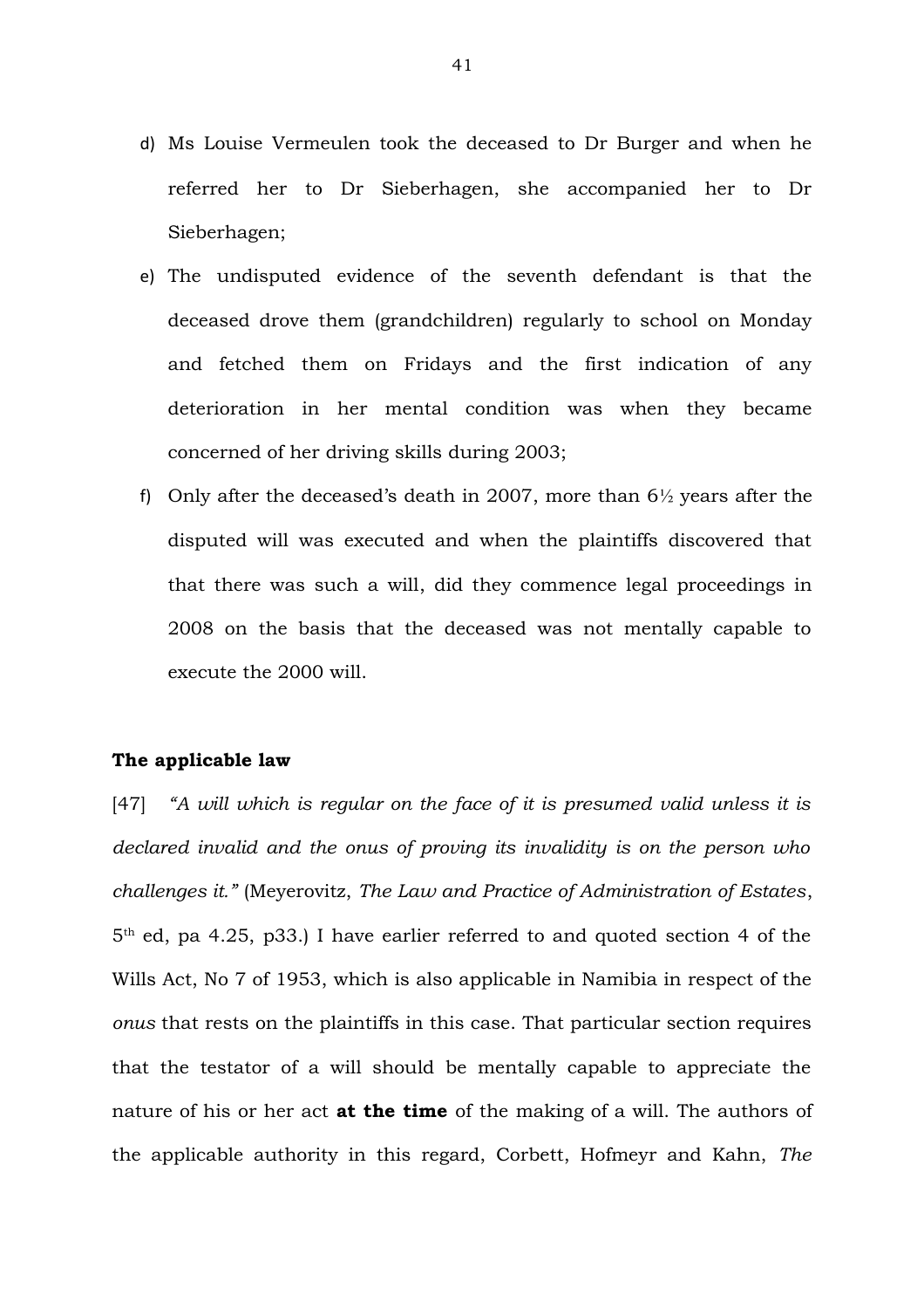d) Ms Louise Vermeulen took the deceased to Dr Burger and when he referred her to Dr Sieberhagen, she accompanied her to Dr Sieberhagen;

e) The undisputed evidence of the seventh defendant is that the deceased drove them (grandchildren) regularly to school on Monday and fetched them on Fridays and the first indication of any deterioration in her mental condition was when they became concerned of her driving skills during 2003;

f) Only after the deceased's death in 2007, more than 6½ years after the disputed will was executed and when the plaintiffs discovered that that there was such a will, did they commence legal proceedings in 2008 on the basis that the deceased was not mentally capable to execute the 2000 will.

**The applicable law**

[47] *"A will which is regular on the face of it is presumed valid unless it is declared invalid and the onus of proving its invalidity is on the person who challenges it."* (Meyerovitz, *The Law and Practice of Administration of Estates*, 5th ed, pa 4.25, p33.) I have earlier referred to and quoted section 4 of the Wills Act, No 7 of 1953, which is also applicable in Namibia in respect of the *onus* that rests on the plaintiffs in this case. That particular section requires that the testator of a will should be mentally capable to appreciate the nature of his or her act **at the time** of the making of a will. The authors of the applicable authority in this regard, Corbett, Hofmeyr and Kahn, *The*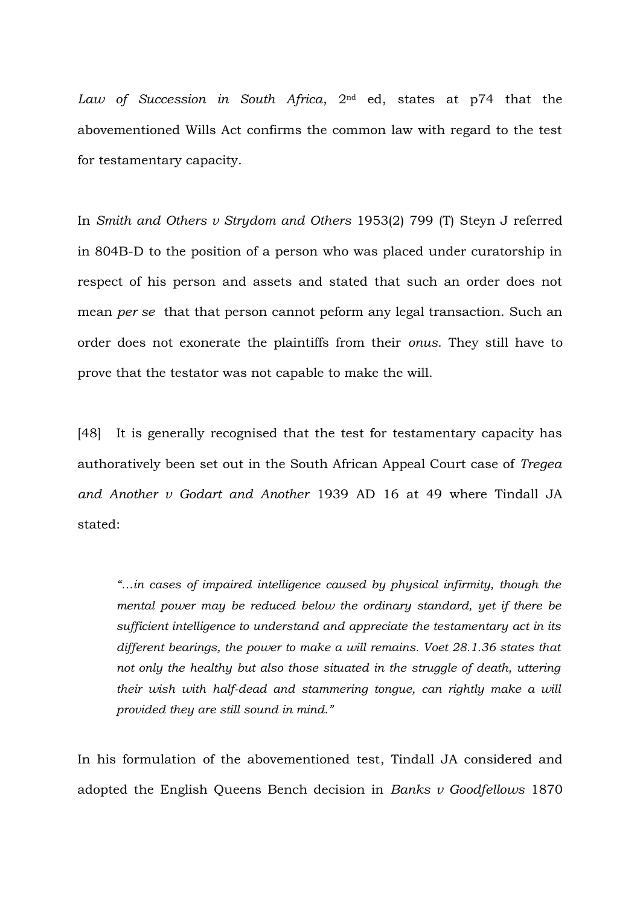*Law of Succession in South Africa*, 2nd ed, states at p74 that the abovementioned Wills Act confirms the common law with regard to the test for testamentary capacity.

In *Smith and Others v Strydom and Others* 1953(2) 799 (T) Steyn J referred in 804B-D to the position of a person who was placed under curatorship in respect of his person and assets and stated that such an order does not mean *per se* that that person cannot peform any legal transaction. Such an order does not exonerate the plaintiffs from their *onus*. They still have to prove that the testator was not capable to make the will.

[48] It is generally recognised that the test for testamentary capacity has authoratively been set out in the South African Appeal Court case of *Tregea and Another v Godart and Another* 1939 AD 16 at 49 where Tindall JA stated:

> *"…in cases of impaired intelligence caused by physical infirmity, though the mental power may be reduced below the ordinary standard, yet if there be sufficient intelligence to understand and appreciate the testamentary act in its different bearings, the power to make a will remains. Voet 28.1.36 states that not only the healthy but also those situated in the struggle of death, uttering their wish with half-dead and stammering tongue, can rightly make a will provided they are still sound in mind."*

In his formulation of the abovementioned test, Tindall JA considered and adopted the English Queens Bench decision in *Banks v Goodfellows* 1870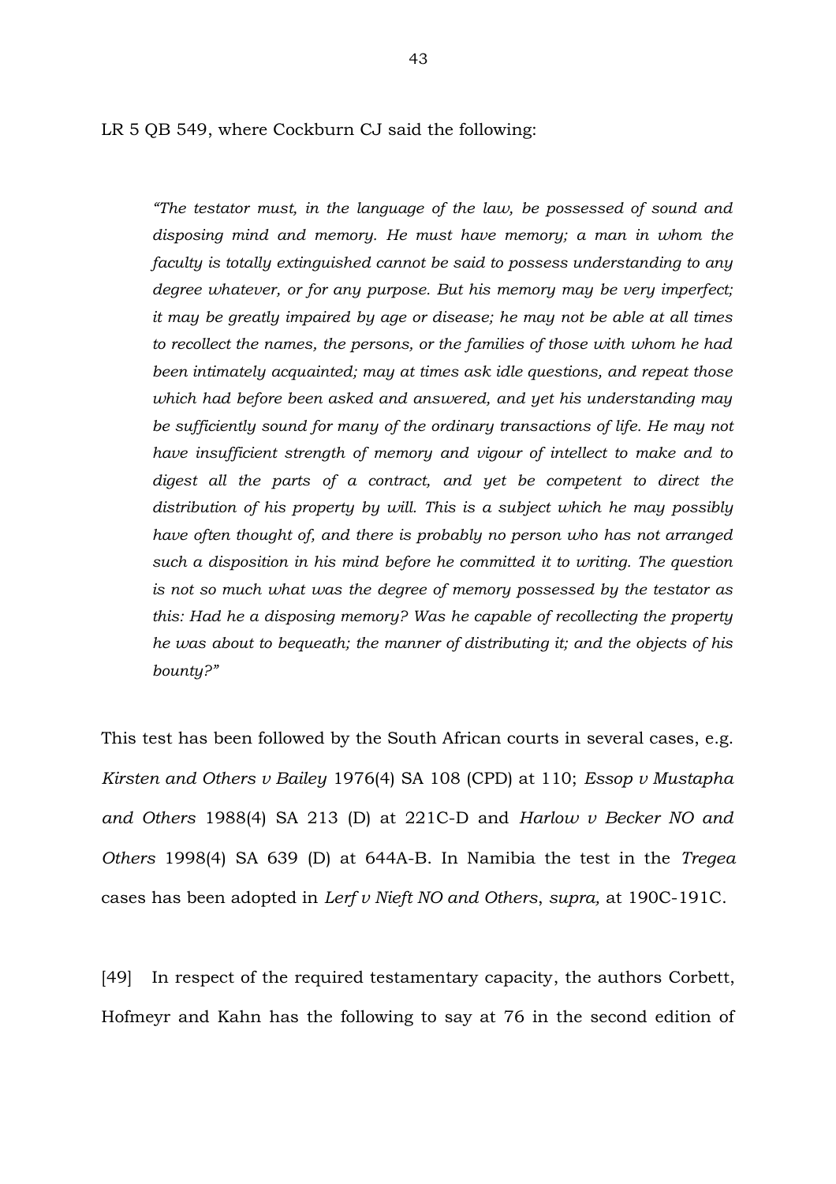LR 5 QB 549, where Cockburn CJ said the following:

> *"The testator must, in the language of the law, be possessed of sound and disposing mind and memory. He must have memory; a man in whom the faculty is totally extinguished cannot be said to possess understanding to any degree whatever, or for any purpose. But his memory may be very imperfect; it may be greatly impaired by age or disease; he may not be able at all times to recollect the names, the persons, or the families of those with whom he had been intimately acquainted; may at times ask idle questions, and repeat those which had before been asked and answered, and yet his understanding may be sufficiently sound for many of the ordinary transactions of life. He may not have insufficient strength of memory and vigour of intellect to make and to digest all the parts of a contract, and yet be competent to direct the distribution of his property by will. This is a subject which he may possibly have often thought of, and there is probably no person who has not arranged such a disposition in his mind before he committed it to writing. The question is not so much what was the degree of memory possessed by the testator as this: Had he a disposing memory? Was he capable of recollecting the property he was about to bequeath; the manner of distributing it; and the objects of his bounty?"*

This test has been followed by the South African courts in several cases, e.g. *Kirsten and Others v Bailey* 1976(4) SA 108 (CPD) at 110; *Essop v Mustapha and Others* 1988(4) SA 213 (D) at 221C-D and *Harlow v Becker NO and Others* 1998(4) SA 639 (D) at 644A-B. In Namibia the test in the *Tregea* cases has been adopted in *Lerf v Nieft NO and Others*, *supra,* at 190C-191C.

[49] In respect of the required testamentary capacity, the authors Corbett, Hofmeyr and Kahn has the following to say at 76 in the second edition of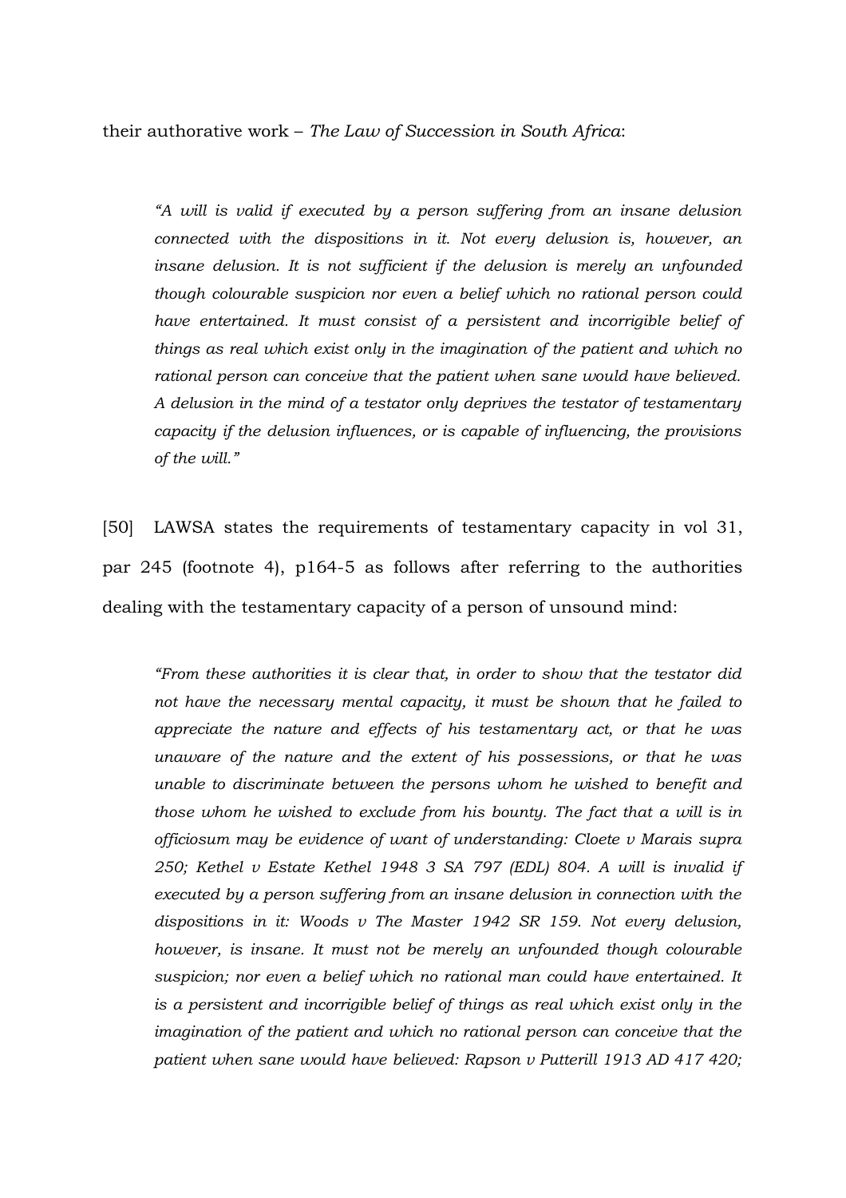their authorative work – *The Law of Succession in South Africa*:

> *"A will is valid if executed by a person suffering from an insane delusion connected with the dispositions in it. Not every delusion is, however, an insane delusion. It is not sufficient if the delusion is merely an unfounded though colourable suspicion nor even a belief which no rational person could have entertained. It must consist of a persistent and incorrigible belief of things as real which exist only in the imagination of the patient and which no rational person can conceive that the patient when sane would have believed. A delusion in the mind of a testator only deprives the testator of testamentary capacity if the delusion influences, or is capable of influencing, the provisions of the will."*

[50] LAWSA states the requirements of testamentary capacity in vol 31, par 245 (footnote 4), p164-5 as follows after referring to the authorities dealing with the testamentary capacity of a person of unsound mind:

> *"From these authorities it is clear that, in order to show that the testator did not have the necessary mental capacity, it must be shown that he failed to appreciate the nature and effects of his testamentary act, or that he was unaware of the nature and the extent of his possessions, or that he was unable to discriminate between the persons whom he wished to benefit and those whom he wished to exclude from his bounty. The fact that a will is in officiosum may be evidence of want of understanding: Cloete v Marais supra 250; Kethel v Estate Kethel 1948 3 SA 797 (EDL) 804. A will is invalid if executed by a person suffering from an insane delusion in connection with the dispositions in it: Woods v The Master 1942 SR 159. Not every delusion, however, is insane. It must not be merely an unfounded though colourable suspicion; nor even a belief which no rational man could have entertained. It is a persistent and incorrigible belief of things as real which exist only in the imagination of the patient and which no rational person can conceive that the patient when sane would have believed: Rapson v Putterill 1913 AD 417 420;*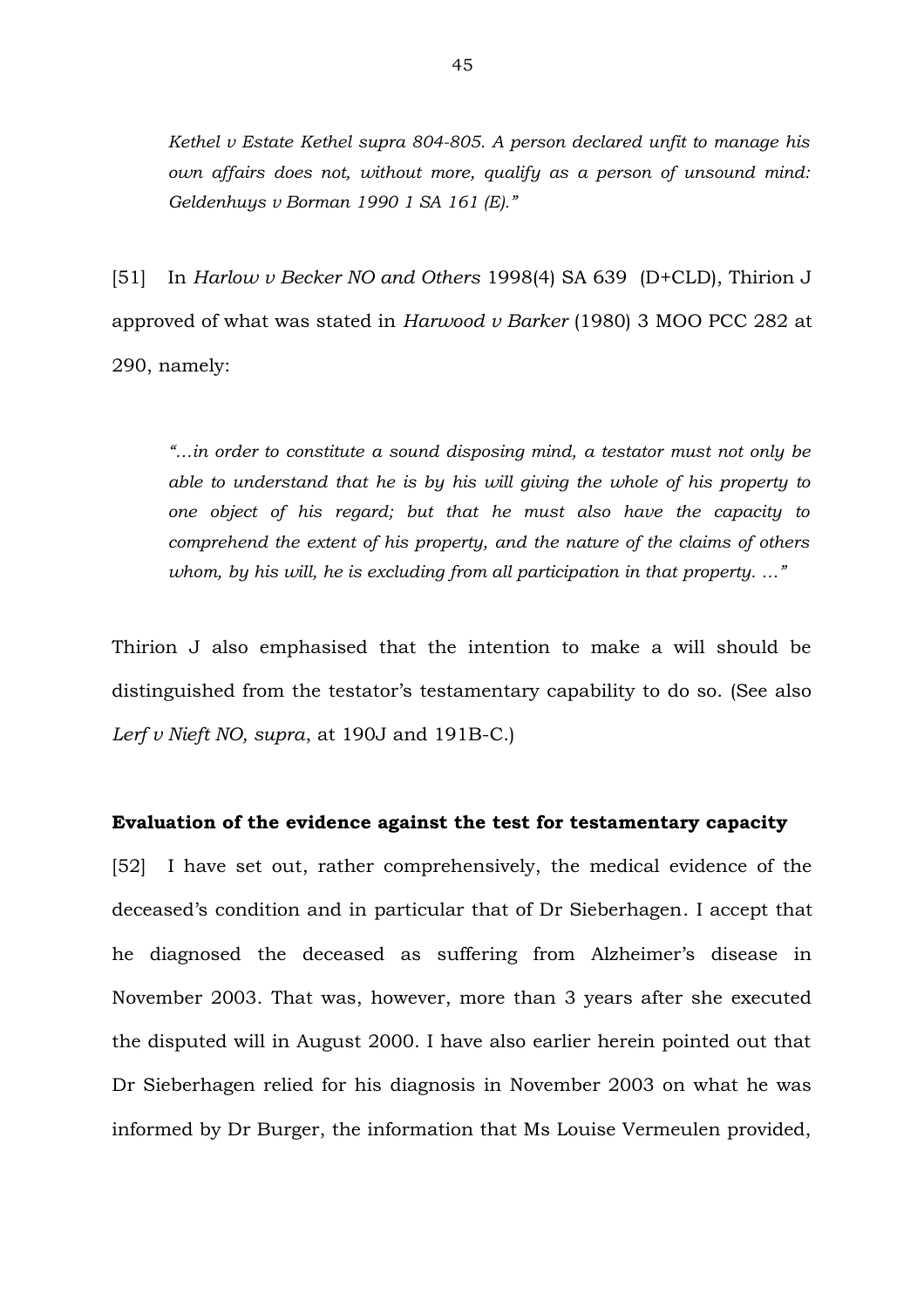> *Kethel v Estate Kethel supra 804-805. A person declared unfit to manage his own affairs does not, without more, qualify as a person of unsound mind: Geldenhuys v Borman 1990 1 SA 161 (E)."*

[51] In *Harlow v Becker NO and Others* 1998(4) SA 639 (D+CLD), Thirion J approved of what was stated in *Harwood v Barker* (1980) 3 MOO PCC 282 at 290, namely:

> *"…in order to constitute a sound disposing mind, a testator must not only be able to understand that he is by his will giving the whole of his property to one object of his regard; but that he must also have the capacity to comprehend the extent of his property, and the nature of the claims of others whom, by his will, he is excluding from all participation in that property. …"*

Thirion J also emphasised that the intention to make a will should be distinguished from the testator's testamentary capability to do so. (See also *Lerf v Nieft NO, supra*, at 190J and 191B-C.)

**Evaluation of the evidence against the test for testamentary capacity**

[52] I have set out, rather comprehensively, the medical evidence of the deceased's condition and in particular that of Dr Sieberhagen. I accept that he diagnosed the deceased as suffering from Alzheimer's disease in November 2003. That was, however, more than 3 years after she executed the disputed will in August 2000. I have also earlier herein pointed out that Dr Sieberhagen relied for his diagnosis in November 2003 on what he was informed by Dr Burger, the information that Ms Louise Vermeulen provided,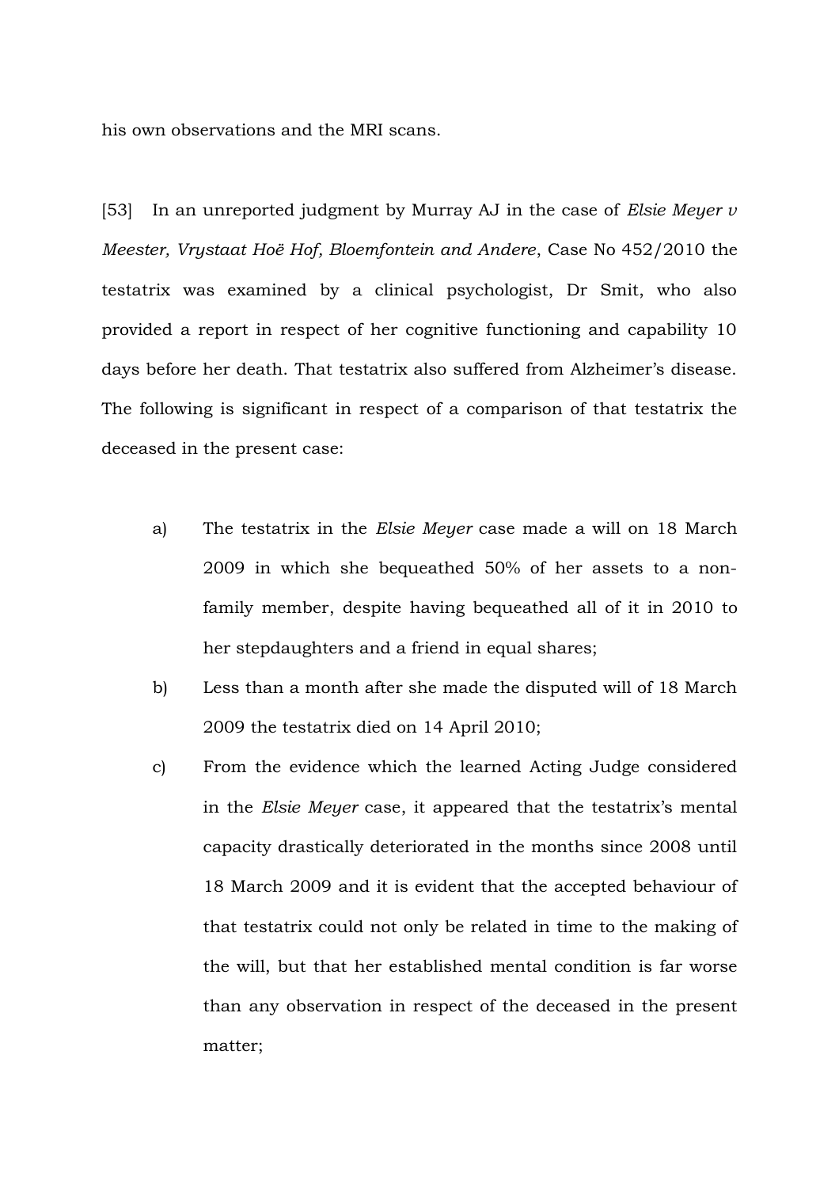his own observations and the MRI scans.

[53] In an unreported judgment by Murray AJ in the case of *Elsie Meyer v Meester, Vrystaat Hoë Hof, Bloemfontein and Andere*, Case No 452/2010 the testatrix was examined by a clinical psychologist, Dr Smit, who also provided a report in respect of her cognitive functioning and capability 10 days before her death. That testatrix also suffered from Alzheimer's disease. The following is significant in respect of a comparison of that testatrix the deceased in the present case:

a) The testatrix in the *Elsie Meyer* case made a will on 18 March 2009 in which she bequeathed 50% of her assets to a non-family member, despite having bequeathed all of it in 2010 to her stepdaughters and a friend in equal shares;

b) Less than a month after she made the disputed will of 18 March 2009 the testatrix died on 14 April 2010;

c) From the evidence which the learned Acting Judge considered in the *Elsie Meyer* case, it appeared that the testatrix's mental capacity drastically deteriorated in the months since 2008 until 18 March 2009 and it is evident that the accepted behaviour of that testatrix could not only be related in time to the making of the will, but that her established mental condition is far worse than any observation in respect of the deceased in the present matter;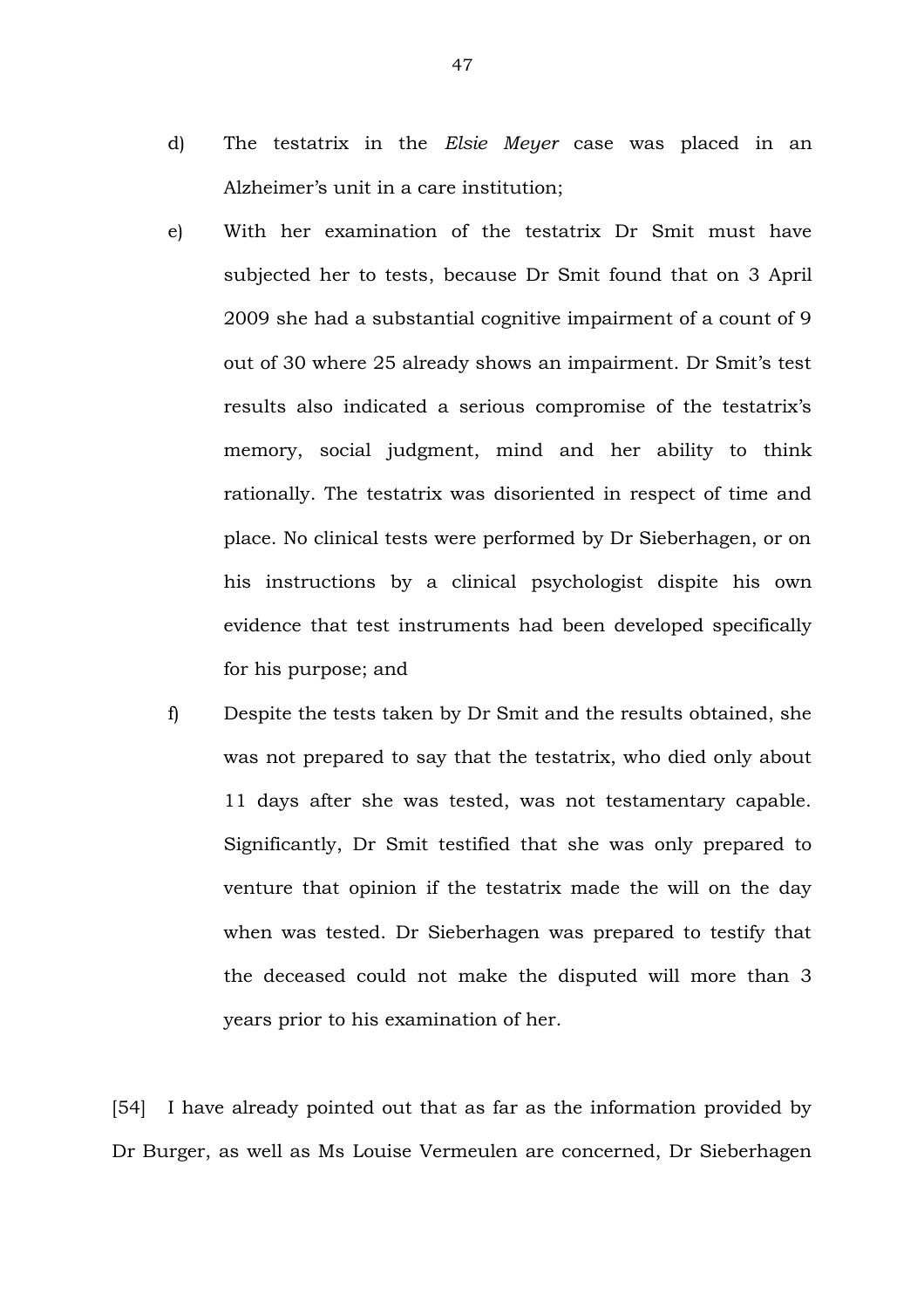d) The testatrix in the *Elsie Meyer* case was placed in an Alzheimer's unit in a care institution;

e) With her examination of the testatrix Dr Smit must have subjected her to tests, because Dr Smit found that on 3 April 2009 she had a substantial cognitive impairment of a count of 9 out of 30 where 25 already shows an impairment. Dr Smit's test results also indicated a serious compromise of the testatrix's memory, social judgment, mind and her ability to think rationally. The testatrix was disoriented in respect of time and place. No clinical tests were performed by Dr Sieberhagen, or on his instructions by a clinical psychologist dispite his own evidence that test instruments had been developed specifically for his purpose; and

f) Despite the tests taken by Dr Smit and the results obtained, she was not prepared to say that the testatrix, who died only about 11 days after she was tested, was not testamentary capable. Significantly, Dr Smit testified that she was only prepared to venture that opinion if the testatrix made the will on the day when was tested. Dr Sieberhagen was prepared to testify that the deceased could not make the disputed will more than 3 years prior to his examination of her.

[54] I have already pointed out that as far as the information provided by Dr Burger, as well as Ms Louise Vermeulen are concerned, Dr Sieberhagen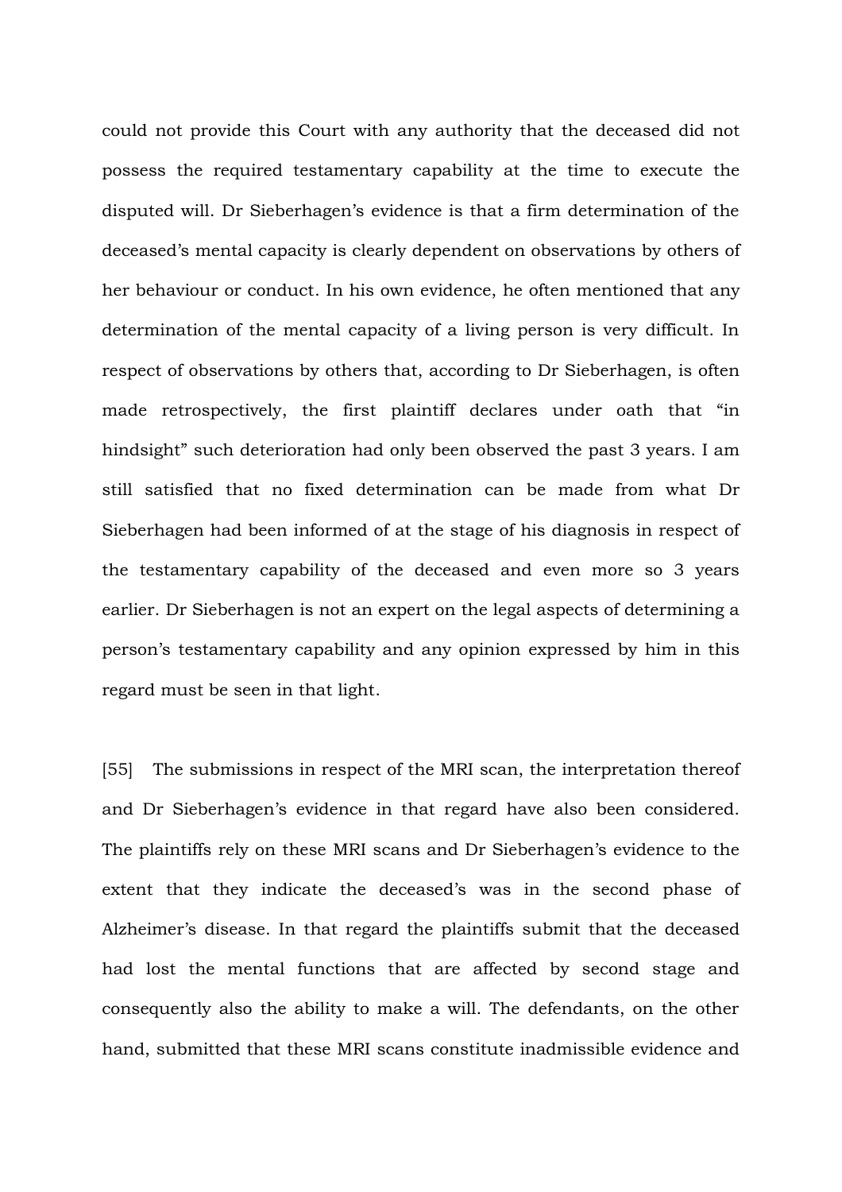could not provide this Court with any authority that the deceased did not possess the required testamentary capability at the time to execute the disputed will. Dr Sieberhagen's evidence is that a firm determination of the deceased's mental capacity is clearly dependent on observations by others of her behaviour or conduct. In his own evidence, he often mentioned that any determination of the mental capacity of a living person is very difficult. In respect of observations by others that, according to Dr Sieberhagen, is often made retrospectively, the first plaintiff declares under oath that "in hindsight" such deterioration had only been observed the past 3 years. I am still satisfied that no fixed determination can be made from what Dr Sieberhagen had been informed of at the stage of his diagnosis in respect of the testamentary capability of the deceased and even more so 3 years earlier. Dr Sieberhagen is not an expert on the legal aspects of determining a person's testamentary capability and any opinion expressed by him in this regard must be seen in that light.

[55] The submissions in respect of the MRI scan, the interpretation thereof and Dr Sieberhagen's evidence in that regard have also been considered. The plaintiffs rely on these MRI scans and Dr Sieberhagen's evidence to the extent that they indicate the deceased's was in the second phase of Alzheimer's disease. In that regard the plaintiffs submit that the deceased had lost the mental functions that are affected by second stage and consequently also the ability to make a will. The defendants, on the other hand, submitted that these MRI scans constitute inadmissible evidence and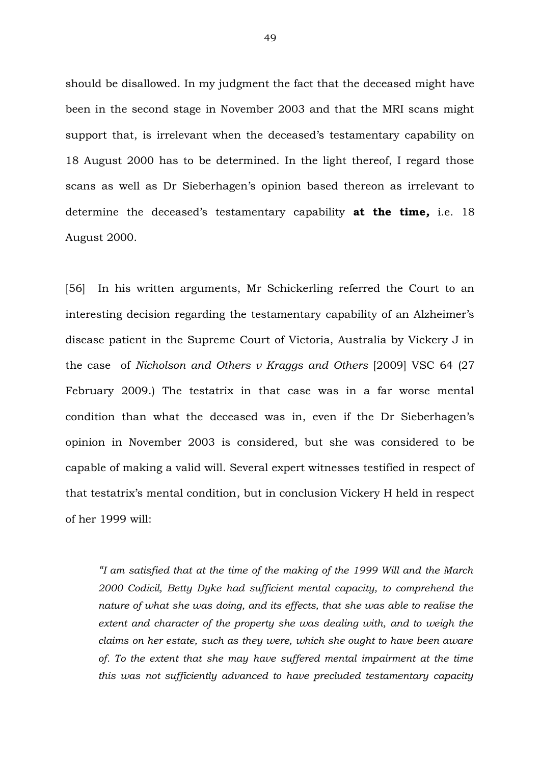should be disallowed. In my judgment the fact that the deceased might have been in the second stage in November 2003 and that the MRI scans might support that, is irrelevant when the deceased's testamentary capability on 18 August 2000 has to be determined. In the light thereof, I regard those scans as well as Dr Sieberhagen's opinion based thereon as irrelevant to determine the deceased's testamentary capability **at the time,** i.e. 18 August 2000.

[56] In his written arguments, Mr Schickerling referred the Court to an interesting decision regarding the testamentary capability of an Alzheimer's disease patient in the Supreme Court of Victoria, Australia by Vickery J in the case of *Nicholson and Others v Kraggs and Others* [2009] VSC 64 (27 February 2009.) The testatrix in that case was in a far worse mental condition than what the deceased was in, even if the Dr Sieberhagen's opinion in November 2003 is considered, but she was considered to be capable of making a valid will. Several expert witnesses testified in respect of that testatrix's mental condition, but in conclusion Vickery H held in respect of her 1999 will:

> *"I am satisfied that at the time of the making of the 1999 Will and the March 2000 Codicil, Betty Dyke had sufficient mental capacity, to comprehend the nature of what she was doing, and its effects, that she was able to realise the extent and character of the property she was dealing with, and to weigh the claims on her estate, such as they were, which she ought to have been aware of. To the extent that she may have suffered mental impairment at the time this was not sufficiently advanced to have precluded testamentary capacity*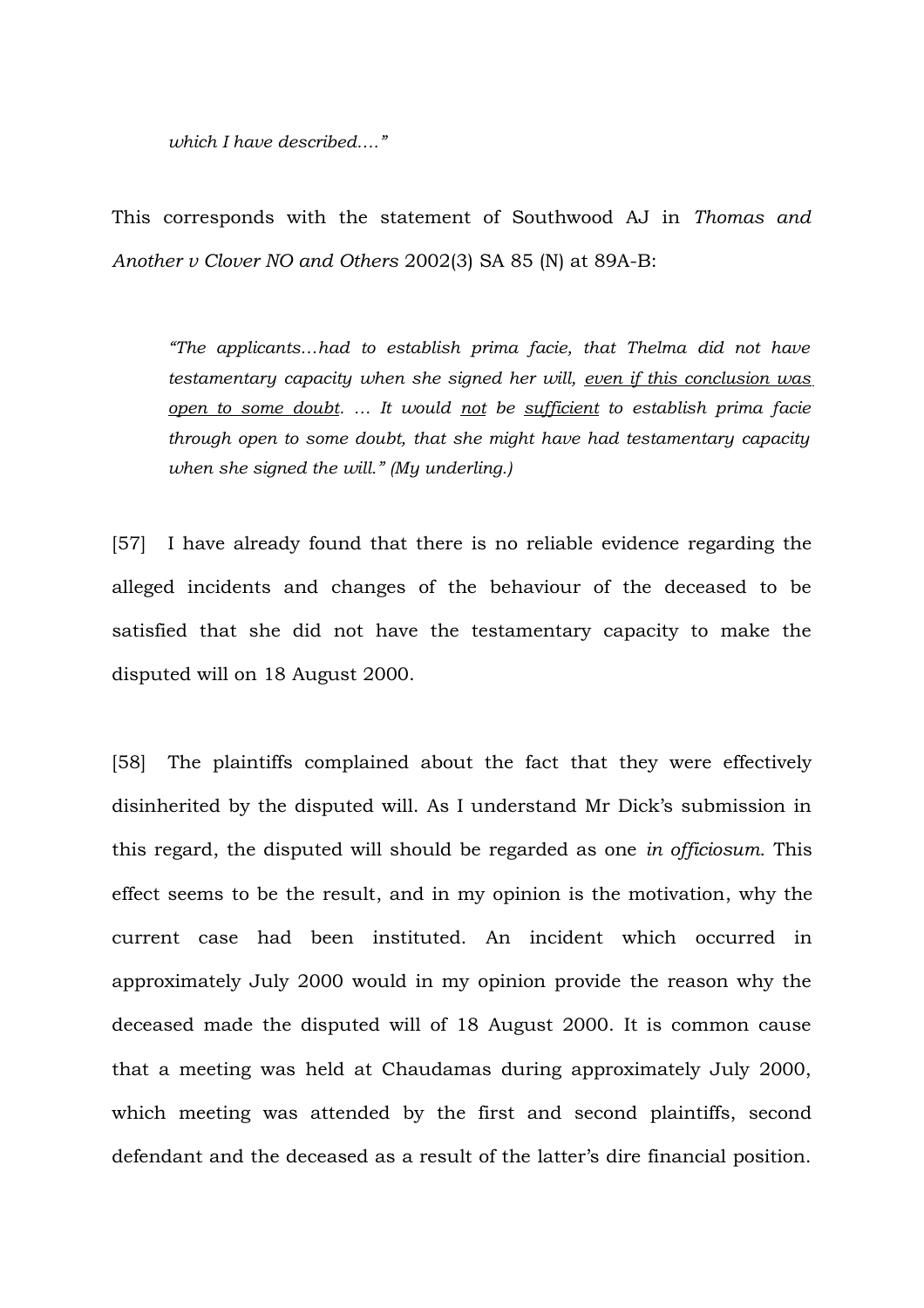> *which I have described...."*

This corresponds with the statement of Southwood AJ in *Thomas and Another v Clover NO and Others* 2002(3) SA 85 (N) at 89A-B:

> *"The applicants…had to establish prima facie, that Thelma did not have testamentary capacity when she signed her will, <u>even if this conclusion was open to some doubt</u>. … It would <u>not</u> be <u>sufficient</u> to establish prima facie through open to some doubt, that she might have had testamentary capacity when she signed the will." (My underling.)*

[57] I have already found that there is no reliable evidence regarding the alleged incidents and changes of the behaviour of the deceased to be satisfied that she did not have the testamentary capacity to make the disputed will on 18 August 2000.

[58] The plaintiffs complained about the fact that they were effectively disinherited by the disputed will. As I understand Mr Dick's submission in this regard, the disputed will should be regarded as one *in officiosum*. This effect seems to be the result, and in my opinion is the motivation, why the current case had been instituted. An incident which occurred in approximately July 2000 would in my opinion provide the reason why the deceased made the disputed will of 18 August 2000. It is common cause that a meeting was held at Chaudamas during approximately July 2000, which meeting was attended by the first and second plaintiffs, second defendant and the deceased as a result of the latter's dire financial position.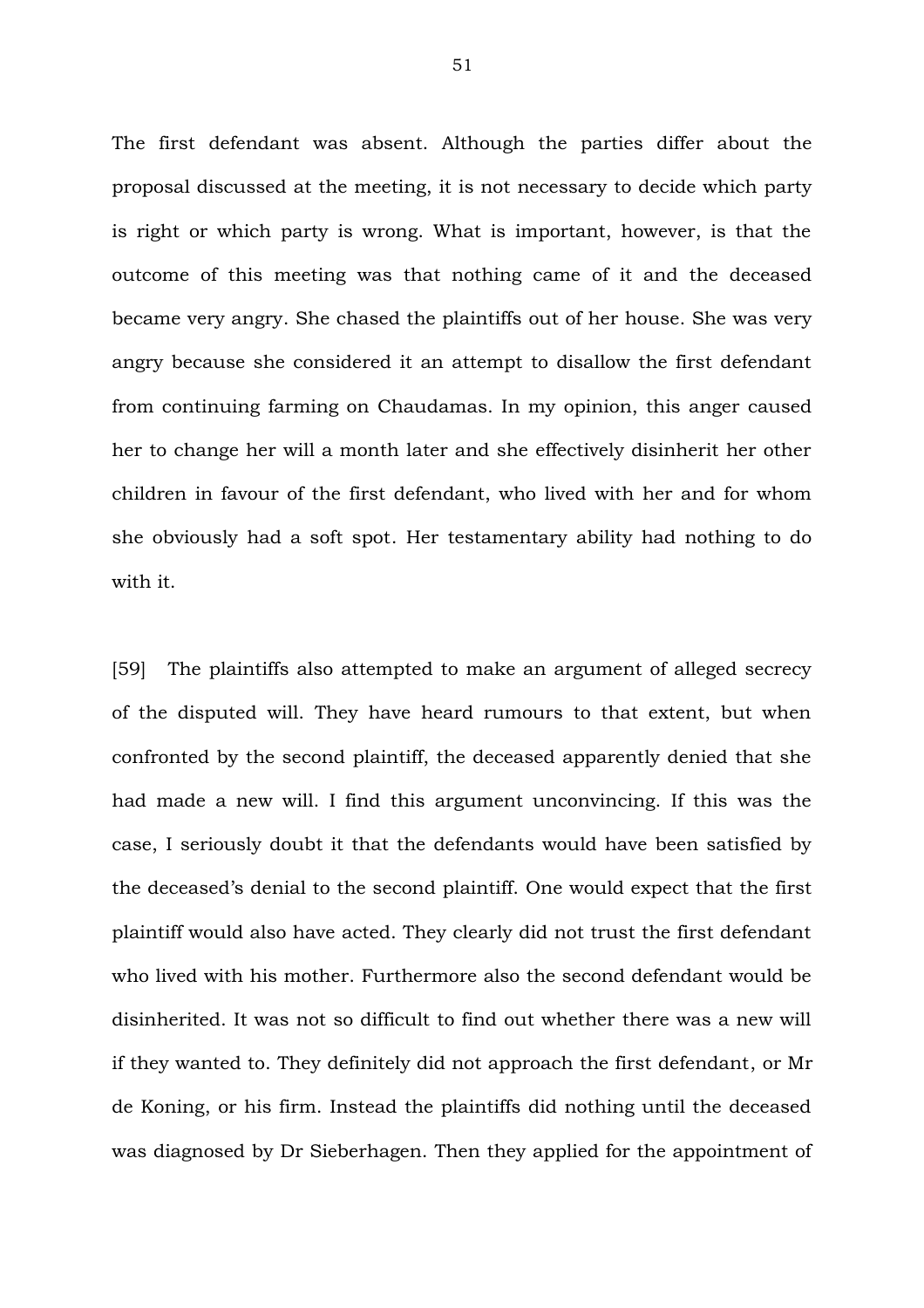The first defendant was absent. Although the parties differ about the proposal discussed at the meeting, it is not necessary to decide which party is right or which party is wrong. What is important, however, is that the outcome of this meeting was that nothing came of it and the deceased became very angry. She chased the plaintiffs out of her house. She was very angry because she considered it an attempt to disallow the first defendant from continuing farming on Chaudamas. In my opinion, this anger caused her to change her will a month later and she effectively disinherit her other children in favour of the first defendant, who lived with her and for whom she obviously had a soft spot. Her testamentary ability had nothing to do with it.

[59] The plaintiffs also attempted to make an argument of alleged secrecy of the disputed will. They have heard rumours to that extent, but when confronted by the second plaintiff, the deceased apparently denied that she had made a new will. I find this argument unconvincing. If this was the case, I seriously doubt it that the defendants would have been satisfied by the deceased's denial to the second plaintiff. One would expect that the first plaintiff would also have acted. They clearly did not trust the first defendant who lived with his mother. Furthermore also the second defendant would be disinherited. It was not so difficult to find out whether there was a new will if they wanted to. They definitely did not approach the first defendant, or Mr de Koning, or his firm. Instead the plaintiffs did nothing until the deceased was diagnosed by Dr Sieberhagen. Then they applied for the appointment of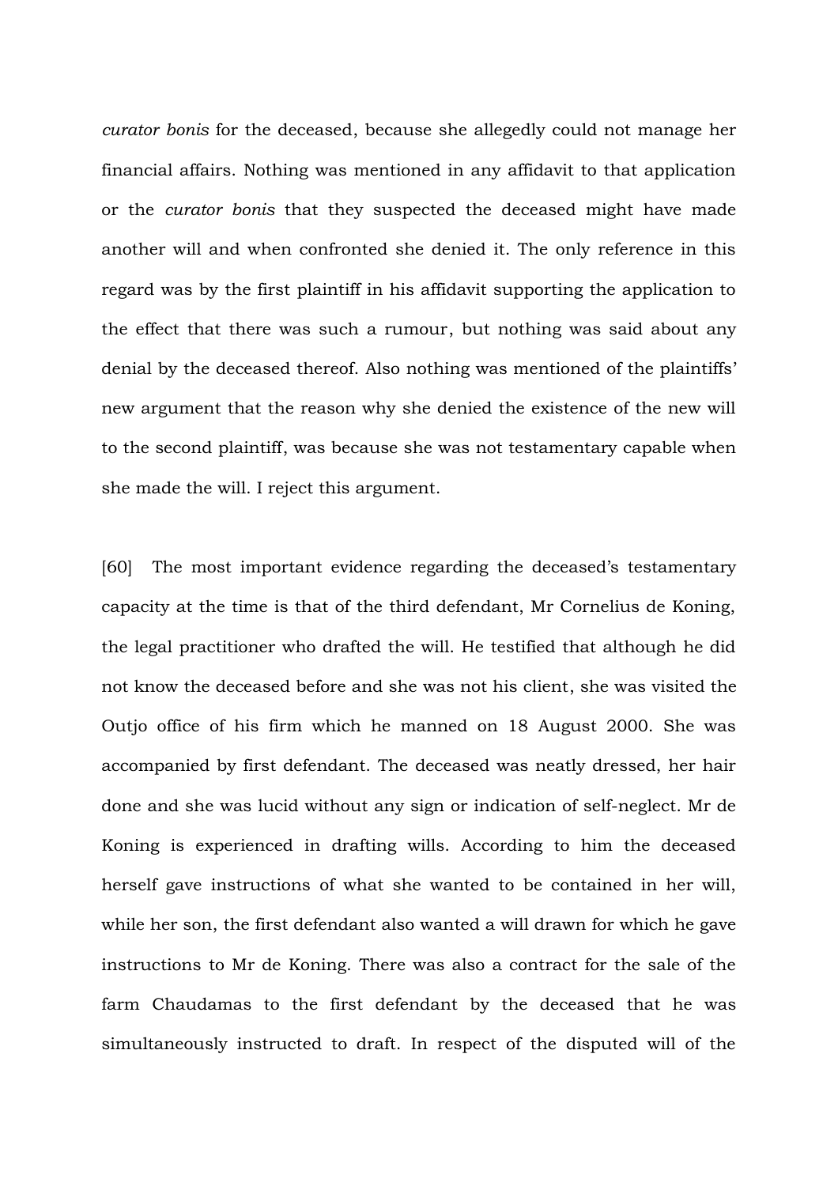*curator bonis* for the deceased, because she allegedly could not manage her financial affairs. Nothing was mentioned in any affidavit to that application or the *curator bonis* that they suspected the deceased might have made another will and when confronted she denied it. The only reference in this regard was by the first plaintiff in his affidavit supporting the application to the effect that there was such a rumour, but nothing was said about any denial by the deceased thereof. Also nothing was mentioned of the plaintiffs' new argument that the reason why she denied the existence of the new will to the second plaintiff, was because she was not testamentary capable when she made the will. I reject this argument.

[60] The most important evidence regarding the deceased's testamentary capacity at the time is that of the third defendant, Mr Cornelius de Koning, the legal practitioner who drafted the will. He testified that although he did not know the deceased before and she was not his client, she was visited the Outjo office of his firm which he manned on 18 August 2000. She was accompanied by first defendant. The deceased was neatly dressed, her hair done and she was lucid without any sign or indication of self-neglect. Mr de Koning is experienced in drafting wills. According to him the deceased herself gave instructions of what she wanted to be contained in her will, while her son, the first defendant also wanted a will drawn for which he gave instructions to Mr de Koning. There was also a contract for the sale of the farm Chaudamas to the first defendant by the deceased that he was simultaneously instructed to draft. In respect of the disputed will of the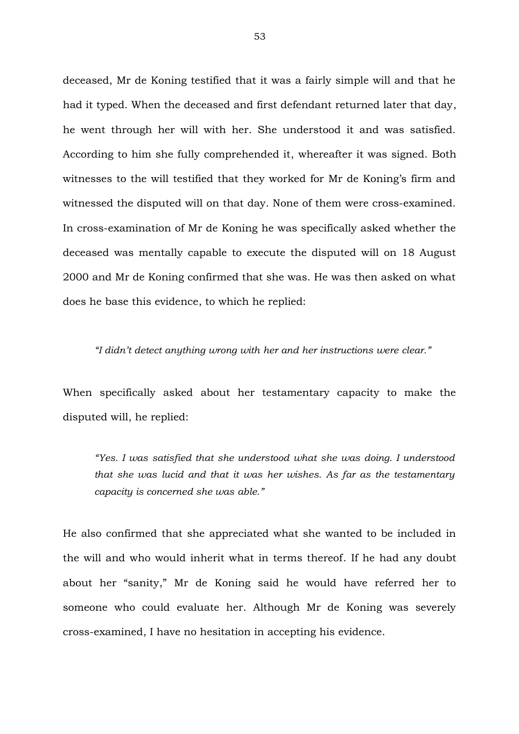deceased, Mr de Koning testified that it was a fairly simple will and that he had it typed. When the deceased and first defendant returned later that day, he went through her will with her. She understood it and was satisfied. According to him she fully comprehended it, whereafter it was signed. Both witnesses to the will testified that they worked for Mr de Koning's firm and witnessed the disputed will on that day. None of them were cross-examined. In cross-examination of Mr de Koning he was specifically asked whether the deceased was mentally capable to execute the disputed will on 18 August 2000 and Mr de Koning confirmed that she was. He was then asked on what does he base this evidence, to which he replied:

> *"I didn't detect anything wrong with her and her instructions were clear."*

When specifically asked about her testamentary capacity to make the disputed will, he replied:

> *"Yes. I was satisfied that she understood what she was doing. I understood that she was lucid and that it was her wishes. As far as the testamentary capacity is concerned she was able."*

He also confirmed that she appreciated what she wanted to be included in the will and who would inherit what in terms thereof. If he had any doubt about her "sanity," Mr de Koning said he would have referred her to someone who could evaluate her. Although Mr de Koning was severely cross-examined, I have no hesitation in accepting his evidence.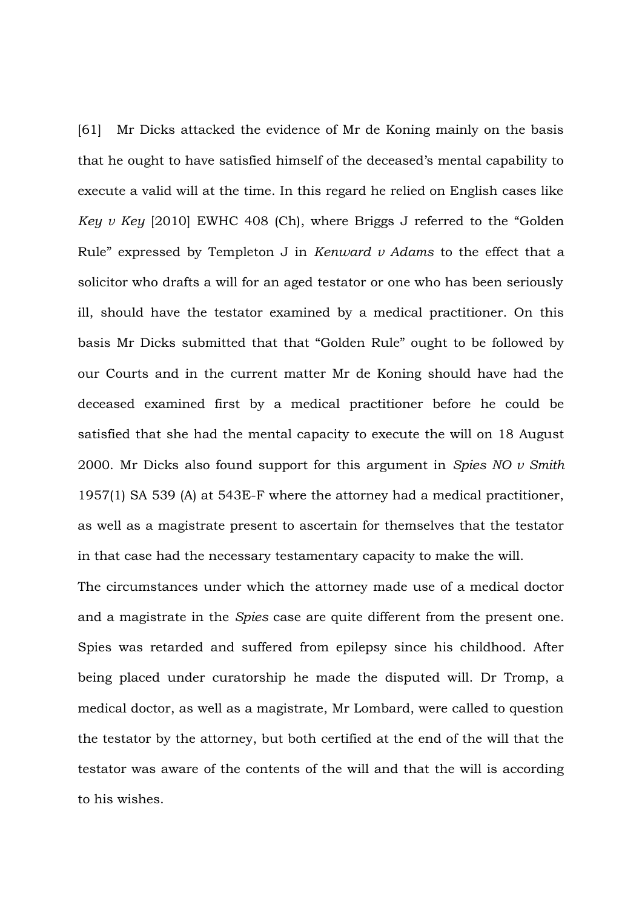[61] Mr Dicks attacked the evidence of Mr de Koning mainly on the basis that he ought to have satisfied himself of the deceased's mental capability to execute a valid will at the time. In this regard he relied on English cases like *Key v Key* [2010] EWHC 408 (Ch), where Briggs J referred to the "Golden Rule" expressed by Templeton J in *Kenward v Adams* to the effect that a solicitor who drafts a will for an aged testator or one who has been seriously ill, should have the testator examined by a medical practitioner. On this basis Mr Dicks submitted that that "Golden Rule" ought to be followed by our Courts and in the current matter Mr de Koning should have had the deceased examined first by a medical practitioner before he could be satisfied that she had the mental capacity to execute the will on 18 August 2000. Mr Dicks also found support for this argument in *Spies NO v Smith* 1957(1) SA 539 (A) at 543E-F where the attorney had a medical practitioner, as well as a magistrate present to ascertain for themselves that the testator in that case had the necessary testamentary capacity to make the will.

The circumstances under which the attorney made use of a medical doctor and a magistrate in the *Spies* case are quite different from the present one. Spies was retarded and suffered from epilepsy since his childhood. After being placed under curatorship he made the disputed will. Dr Tromp, a medical doctor, as well as a magistrate, Mr Lombard, were called to question the testator by the attorney, but both certified at the end of the will that the testator was aware of the contents of the will and that the will is according to his wishes.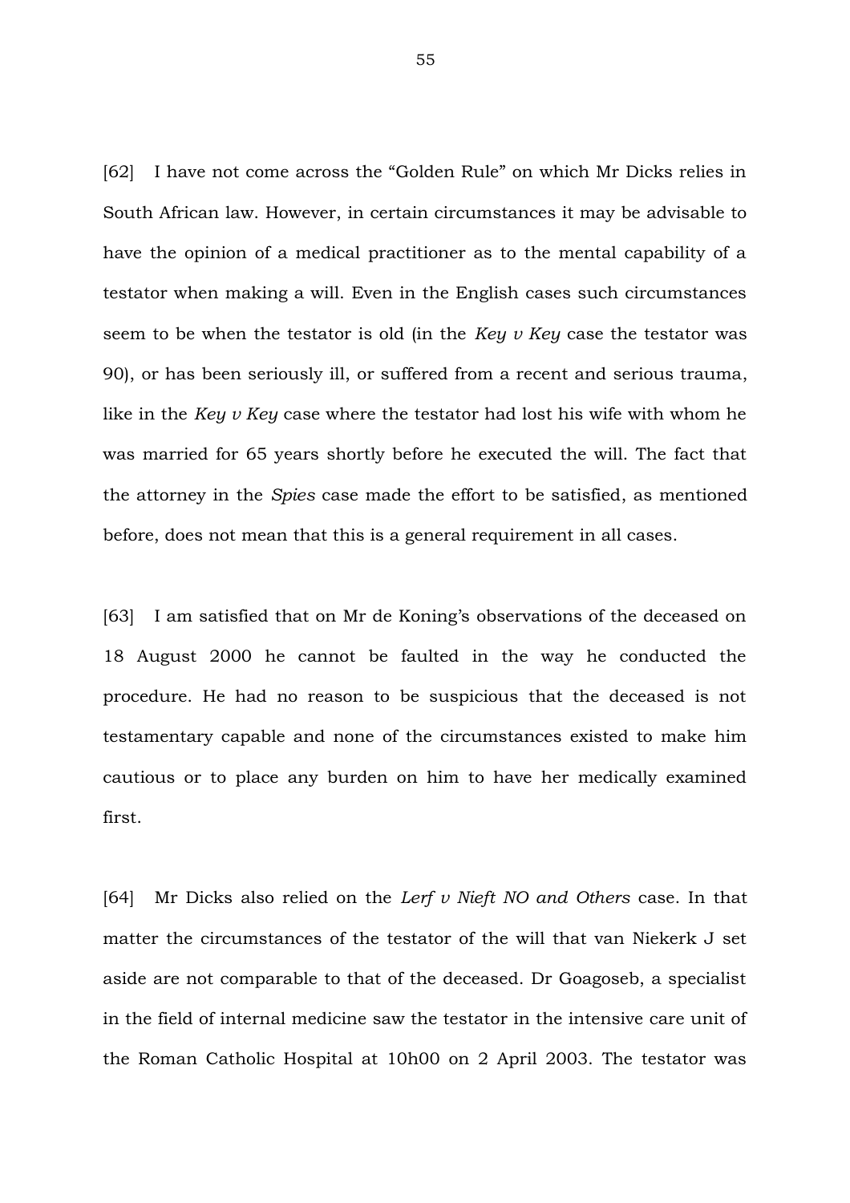[62] I have not come across the "Golden Rule" on which Mr Dicks relies in South African law. However, in certain circumstances it may be advisable to have the opinion of a medical practitioner as to the mental capability of a testator when making a will. Even in the English cases such circumstances seem to be when the testator is old (in the *Key v Key* case the testator was 90), or has been seriously ill, or suffered from a recent and serious trauma, like in the *Key v Key* case where the testator had lost his wife with whom he was married for 65 years shortly before he executed the will. The fact that the attorney in the *Spies* case made the effort to be satisfied, as mentioned before, does not mean that this is a general requirement in all cases.

[63] I am satisfied that on Mr de Koning's observations of the deceased on 18 August 2000 he cannot be faulted in the way he conducted the procedure. He had no reason to be suspicious that the deceased is not testamentary capable and none of the circumstances existed to make him cautious or to place any burden on him to have her medically examined first.

[64] Mr Dicks also relied on the *Lerf v Nieft NO and Others* case. In that matter the circumstances of the testator of the will that van Niekerk J set aside are not comparable to that of the deceased. Dr Goagoseb, a specialist in the field of internal medicine saw the testator in the intensive care unit of the Roman Catholic Hospital at 10h00 on 2 April 2003. The testator was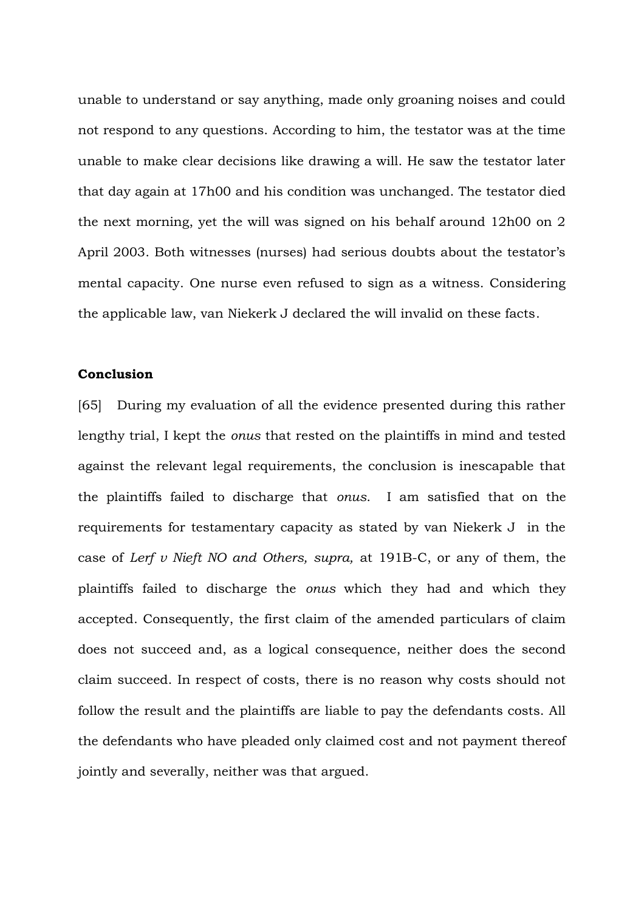unable to understand or say anything, made only groaning noises and could not respond to any questions. According to him, the testator was at the time unable to make clear decisions like drawing a will. He saw the testator later that day again at 17h00 and his condition was unchanged. The testator died the next morning, yet the will was signed on his behalf around 12h00 on 2 April 2003. Both witnesses (nurses) had serious doubts about the testator's mental capacity. One nurse even refused to sign as a witness. Considering the applicable law, van Niekerk J declared the will invalid on these facts.

**Conclusion**

[65] During my evaluation of all the evidence presented during this rather lengthy trial, I kept the *onus* that rested on the plaintiffs in mind and tested against the relevant legal requirements, the conclusion is inescapable that the plaintiffs failed to discharge that *onus*. I am satisfied that on the requirements for testamentary capacity as stated by van Niekerk J in the case of *Lerf v Nieft NO and Others, supra,* at 191B-C, or any of them, the plaintiffs failed to discharge the *onus* which they had and which they accepted. Consequently, the first claim of the amended particulars of claim does not succeed and, as a logical consequence, neither does the second claim succeed. In respect of costs, there is no reason why costs should not follow the result and the plaintiffs are liable to pay the defendants costs. All the defendants who have pleaded only claimed cost and not payment thereof jointly and severally, neither was that argued.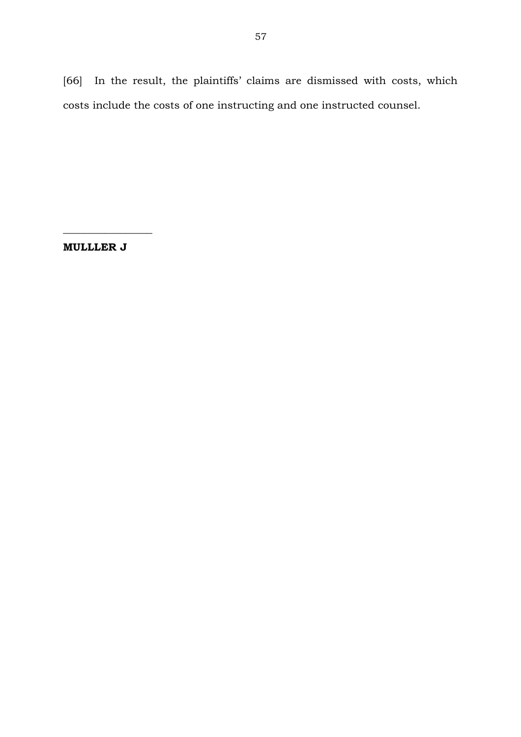[66] In the result, the plaintiffs' claims are dismissed with costs, which costs include the costs of one instructing and one instructed counsel.

\_\_\_\_\_\_\_\_\_\_\_\_\_\_\_\_\_

**MULLLER J**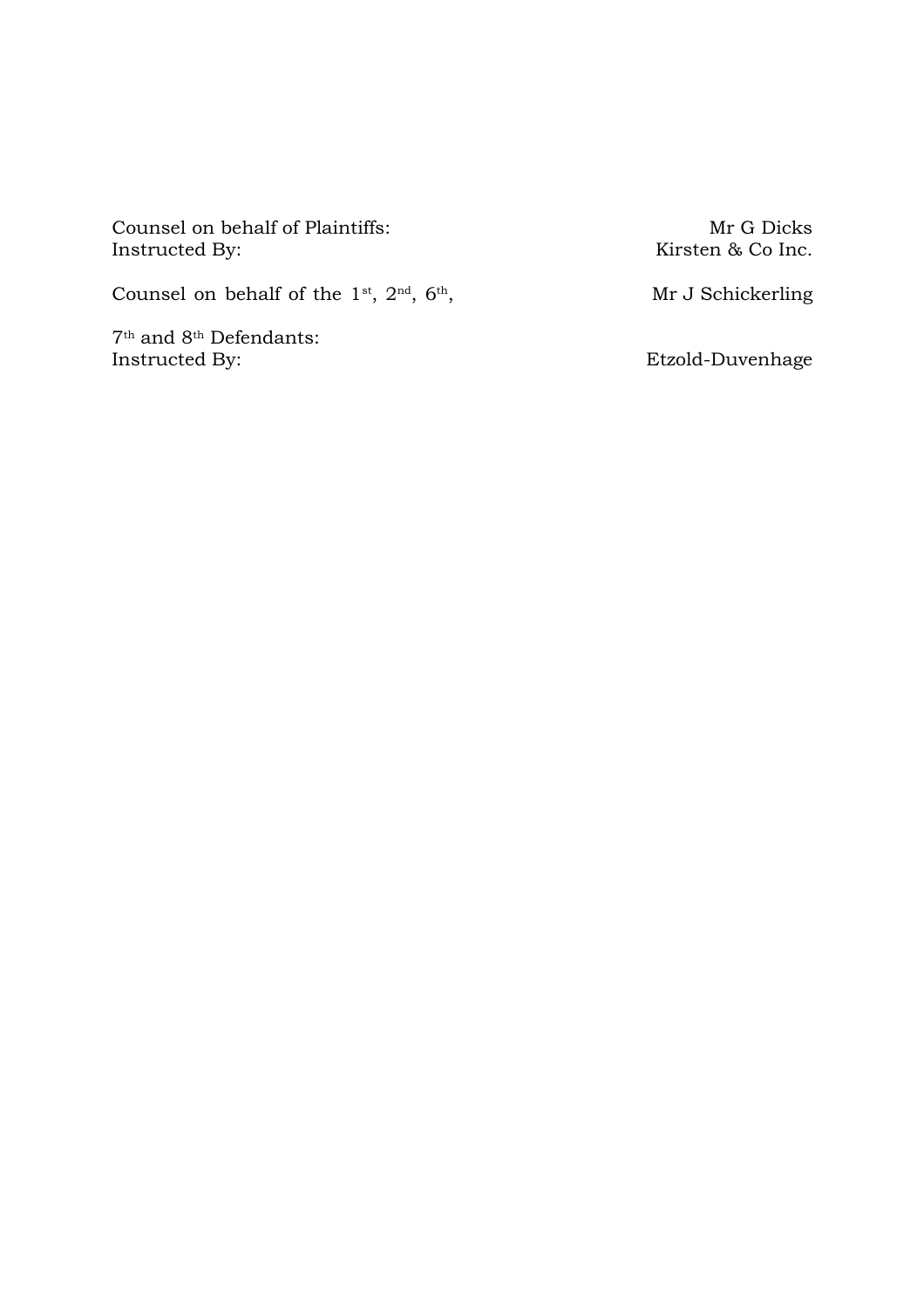Counsel on behalf of Plaintiffs: Mr G Dicks
Instructed By: Kirsten & Co Inc.

Counsel on behalf of the 1st, 2nd, 6th, 7th and 8th Defendants: Mr J Schickerling
Instructed By: Etzold-Duvenhage